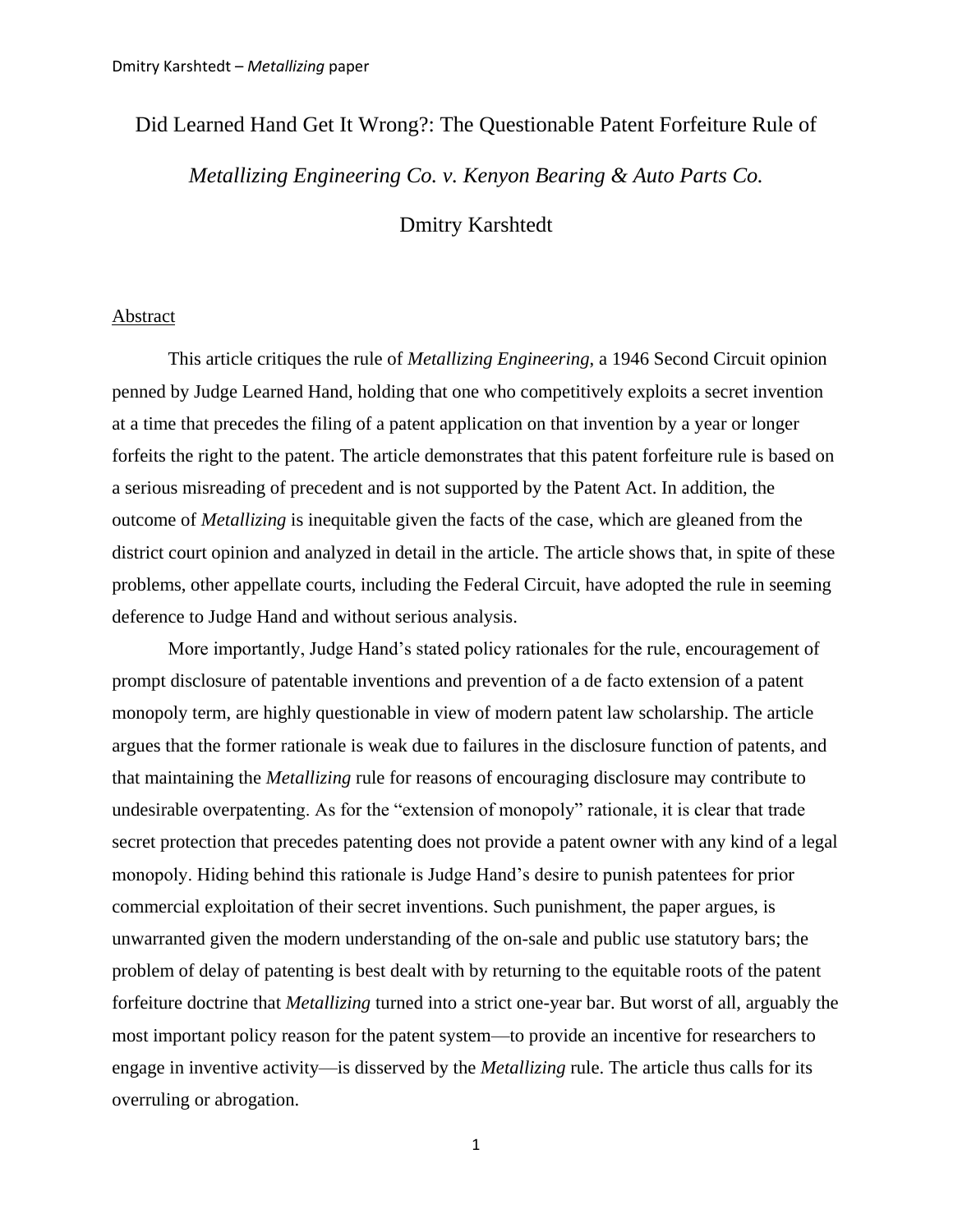# Did Learned Hand Get It Wrong?: The Questionable Patent Forfeiture Rule of *Metallizing Engineering Co. v. Kenyon Bearing & Auto Parts Co.*

Dmitry Karshtedt

## Abstract

This article critiques the rule of *Metallizing Engineering*, a 1946 Second Circuit opinion penned by Judge Learned Hand, holding that one who competitively exploits a secret invention at a time that precedes the filing of a patent application on that invention by a year or longer forfeits the right to the patent. The article demonstrates that this patent forfeiture rule is based on a serious misreading of precedent and is not supported by the Patent Act. In addition, the outcome of *Metallizing* is inequitable given the facts of the case, which are gleaned from the district court opinion and analyzed in detail in the article. The article shows that, in spite of these problems, other appellate courts, including the Federal Circuit, have adopted the rule in seeming deference to Judge Hand and without serious analysis.

More importantly, Judge Hand's stated policy rationales for the rule, encouragement of prompt disclosure of patentable inventions and prevention of a de facto extension of a patent monopoly term, are highly questionable in view of modern patent law scholarship. The article argues that the former rationale is weak due to failures in the disclosure function of patents, and that maintaining the *Metallizing* rule for reasons of encouraging disclosure may contribute to undesirable overpatenting. As for the "extension of monopoly" rationale, it is clear that trade secret protection that precedes patenting does not provide a patent owner with any kind of a legal monopoly. Hiding behind this rationale is Judge Hand's desire to punish patentees for prior commercial exploitation of their secret inventions. Such punishment, the paper argues, is unwarranted given the modern understanding of the on-sale and public use statutory bars; the problem of delay of patenting is best dealt with by returning to the equitable roots of the patent forfeiture doctrine that *Metallizing* turned into a strict one-year bar. But worst of all, arguably the most important policy reason for the patent system—to provide an incentive for researchers to engage in inventive activity—is disserved by the *Metallizing* rule. The article thus calls for its overruling or abrogation.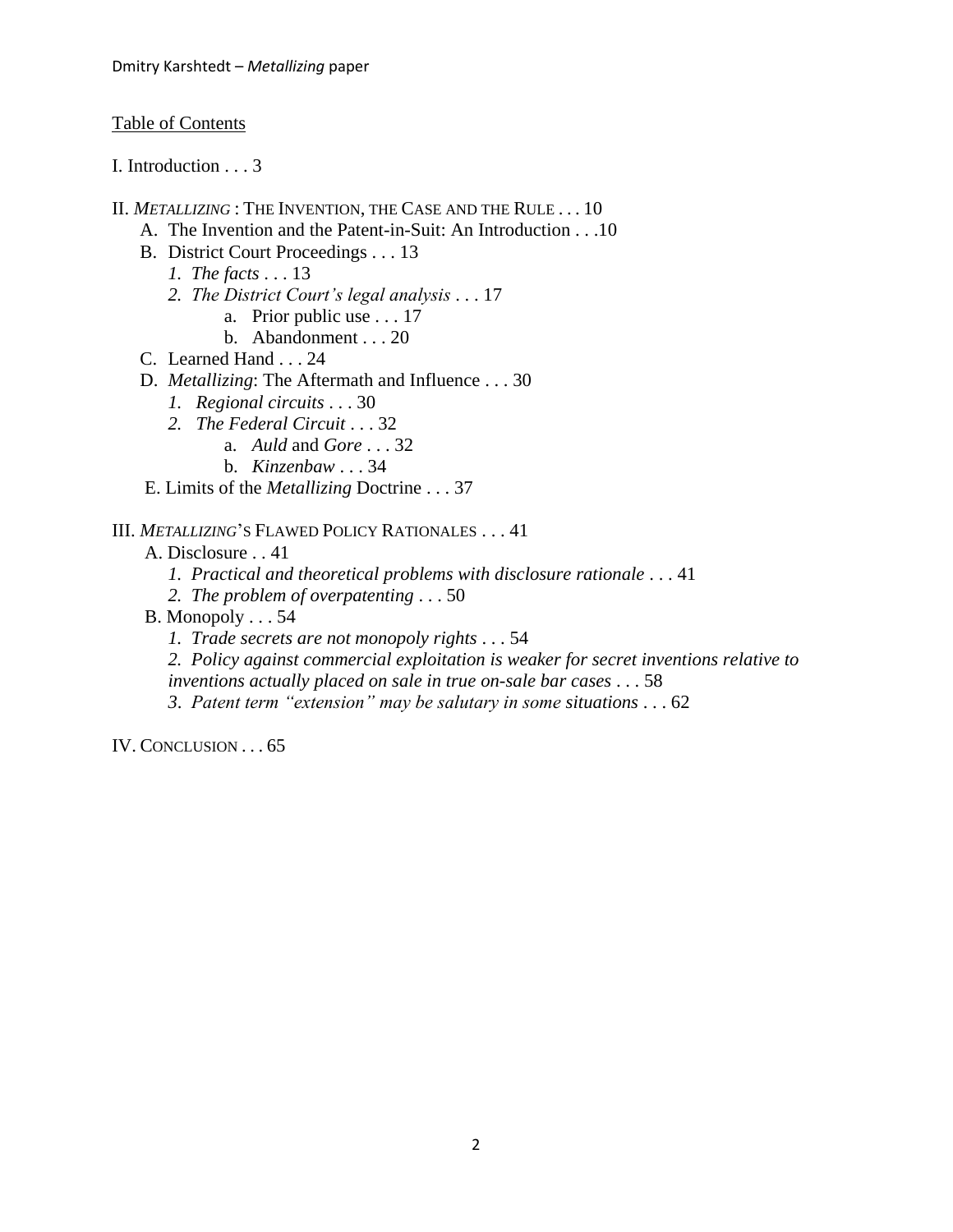<u>Table of Contents</u>

I. Introduction . . . 3

II. *METALLIZING* : THE INVENTION, THE CASE AND THE RULE . . . 10

- A. The Invention and the Patent-in-Suit: An Introduction . . .10
- B. District Court Proceedings . . . 13
  - *1. The facts* . . . 13
  - *2. The District Court's legal analysis* . . . 17
    - a. Prior public use . . . 17
    - b. Abandonment . . . 20
- C. Learned Hand . . . 24
- D. *Metallizing*: The Aftermath and Influence . . . 30
  - *1. Regional circuits* . . . 30
  - *2. The Federal Circuit* . . . 32
    - a. *Auld* and *Gore* . . . 32
    - b. *Kinzenbaw* . . . 34
- E. Limits of the *Metallizing* Doctrine . . . 37

III. *METALLIZING*'S FLAWED POLICY RATIONALES . . . 41

- A. Disclosure . . 41
  - *1. Practical and theoretical problems with disclosure rationale* . . . 41
  - *2. The problem of overpatenting* . . . 50
- B. Monopoly . . . 54
  - *1. Trade secrets are not monopoly rights* . . . 54
  - *2. Policy against commercial exploitation is weaker for secret inventions relative to inventions actually placed on sale in true on-sale bar cases* . . . 58
  - *3. Patent term "extension" may be salutary in some situations* . . . 62

IV. CONCLUSION . . . 65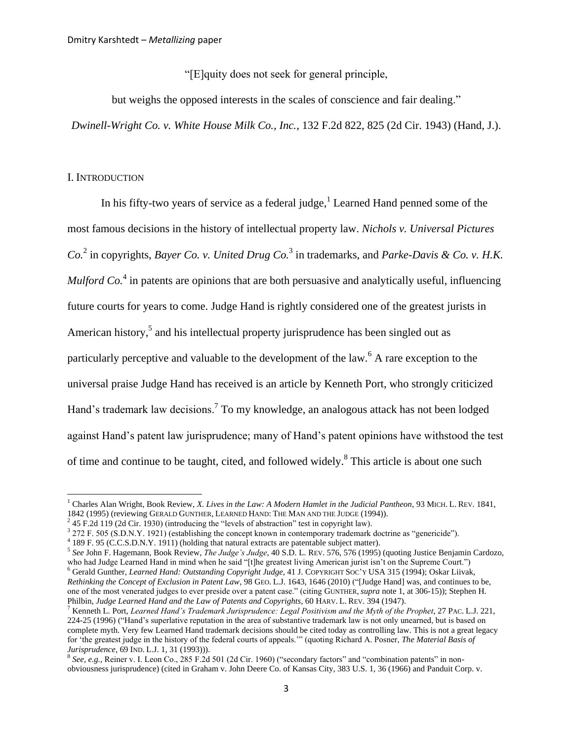"[E]quity does not seek for general principle,

but weighs the opposed interests in the scales of conscience and fair dealing."

*Dwinell-Wright Co. v. White House Milk Co., Inc.*, 132 F.2d 822, 825 (2d Cir. 1943) (Hand, J.).

## I. INTRODUCTION

In his fifty-two years of service as a federal judge,[1] Learned Hand penned some of the most famous decisions in the history of intellectual property law. *Nichols v. Universal Pictures Co.*[2] in copyrights, *Bayer Co. v. United Drug Co.*[3] in trademarks, and *Parke-Davis & Co. v. H.K. Mulford Co.*[4] in patents are opinions that are both persuasive and analytically useful, influencing future courts for years to come. Judge Hand is rightly considered one of the greatest jurists in American history,[5] and his intellectual property jurisprudence has been singled out as particularly perceptive and valuable to the development of the law.[6] A rare exception to the universal praise Judge Hand has received is an article by Kenneth Port, who strongly criticized Hand's trademark law decisions.[7] To my knowledge, an analogous attack has not been lodged against Hand's patent law jurisprudence; many of Hand's patent opinions have withstood the test of time and continue to be taught, cited, and followed widely.[8] This article is about one such

---

[1] Charles Alan Wright, Book Review, *X. Lives in the Law: A Modern Hamlet in the Judicial Pantheon*, 93 MICH. L. REV. 1841, 1842 (1995) (reviewing GERALD GUNTHER, LEARNED HAND: THE MAN AND THE JUDGE (1994)).

[2] 45 F.2d 119 (2d Cir. 1930) (introducing the "levels of abstraction" test in copyright law).

[3] 272 F. 505 (S.D.N.Y. 1921) (establishing the concept known in contemporary trademark doctrine as "genericide").

[4] 189 F. 95 (C.C.S.D.N.Y. 1911) (holding that natural extracts are patentable subject matter).

[5] *See* John F. Hagemann, Book Review, *The Judge's Judge*, 40 S.D. L. REV. 576, 576 (1995) (quoting Justice Benjamin Cardozo, who had Judge Learned Hand in mind when he said "[t]he greatest living American jurist isn't on the Supreme Court.")

[6] Gerald Gunther, *Learned Hand: Outstanding Copyright Judge*, 41 J. COPYRIGHT SOC'Y USA 315 (1994); Oskar Liivak, *Rethinking the Concept of Exclusion in Patent Law*, 98 GEO. L.J. 1643, 1646 (2010) ("[Judge Hand] was, and continues to be, one of the most venerated judges to ever preside over a patent case." (citing GUNTHER, *supra* note 1, at 306-15)); Stephen H. Philbin, *Judge Learned Hand and the Law of Patents and Copyrights*, 60 HARV. L. REV. 394 (1947).

[7] Kenneth L. Port, *Learned Hand's Trademark Jurisprudence: Legal Positivism and the Myth of the Prophet*, 27 PAC. L.J. 221, 224-25 (1996) ("Hand's superlative reputation in the area of substantive trademark law is not only unearned, but is based on complete myth. Very few Learned Hand trademark decisions should be cited today as controlling law. This is not a great legacy for 'the greatest judge in the history of the federal courts of appeals.'" (quoting Richard A. Posner, *The Material Basis of Jurisprudence*, 69 IND. L.J. 1, 31 (1993))).

[8] *See, e.g.*, Reiner v. I. Leon Co., 285 F.2d 501 (2d Cir. 1960) ("secondary factors" and "combination patents" in non-obviousness jurisprudence) (cited in Graham v. John Deere Co. of Kansas City, 383 U.S. 1, 36 (1966) and Panduit Corp. v.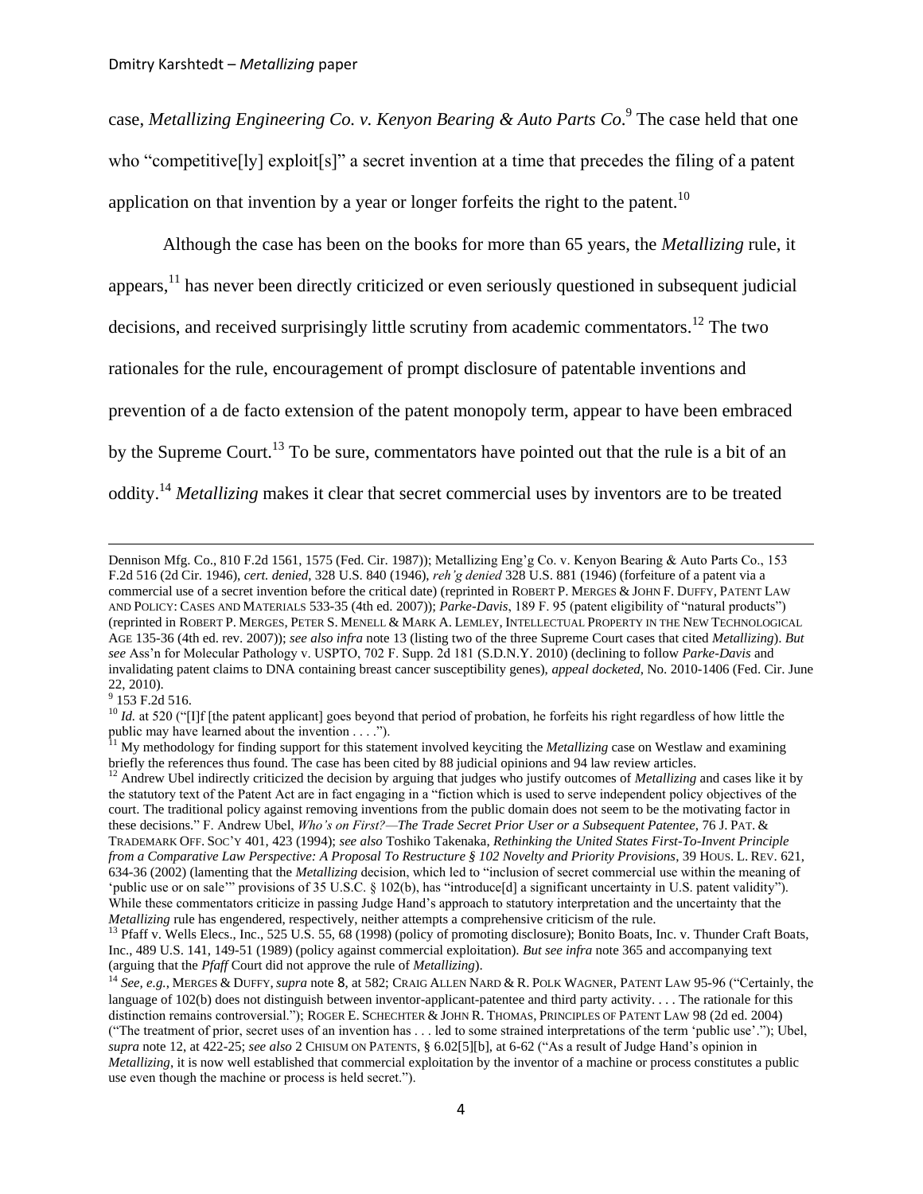case, *Metallizing Engineering Co. v. Kenyon Bearing & Auto Parts Co.*[9] The case held that one who "competitive[ly] exploit[s]" a secret invention at a time that precedes the filing of a patent application on that invention by a year or longer forfeits the right to the patent.[10]

Although the case has been on the books for more than 65 years, the *Metallizing* rule, it appears,[11] has never been directly criticized or even seriously questioned in subsequent judicial decisions, and received surprisingly little scrutiny from academic commentators.[12] The two rationales for the rule, encouragement of prompt disclosure of patentable inventions and prevention of a de facto extension of the patent monopoly term, appear to have been embraced by the Supreme Court.[13] To be sure, commentators have pointed out that the rule is a bit of an oddity.[14] *Metallizing* makes it clear that secret commercial uses by inventors are to be treated

---

Dennison Mfg. Co., 810 F.2d 1561, 1575 (Fed. Cir. 1987)); Metallizing Eng'g Co. v. Kenyon Bearing & Auto Parts Co., 153 F.2d 516 (2d Cir. 1946), *cert. denied*, 328 U.S. 840 (1946), *reh'g denied* 328 U.S. 881 (1946) (forfeiture of a patent via a commercial use of a secret invention before the critical date) (reprinted in ROBERT P. MERGES & JOHN F. DUFFY, PATENT LAW AND POLICY: CASES AND MATERIALS 533-35 (4th ed. 2007)); *Parke-Davis*, 189 F. 95 (patent eligibility of "natural products") (reprinted in ROBERT P. MERGES, PETER S. MENELL & MARK A. LEMLEY, INTELLECTUAL PROPERTY IN THE NEW TECHNOLOGICAL AGE 135-36 (4th ed. rev. 2007)); *see also infra* note 13 (listing two of the three Supreme Court cases that cited *Metallizing*). *But see* Ass'n for Molecular Pathology v. USPTO, 702 F. Supp. 2d 181 (S.D.N.Y. 2010) (declining to follow *Parke-Davis* and invalidating patent claims to DNA containing breast cancer susceptibility genes), *appeal docketed*, No. 2010-1406 (Fed. Cir. June 22, 2010).

[9] 153 F.2d 516.

[10] *Id.* at 520 ("[I]f [the patent applicant] goes beyond that period of probation, he forfeits his right regardless of how little the public may have learned about the invention . . . .").

[11] My methodology for finding support for this statement involved keyciting the *Metallizing* case on Westlaw and examining briefly the references thus found. The case has been cited by 88 judicial opinions and 94 law review articles.

[12] Andrew Ubel indirectly criticized the decision by arguing that judges who justify outcomes of *Metallizing* and cases like it by the statutory text of the Patent Act are in fact engaging in a "fiction which is used to serve independent policy objectives of the court. The traditional policy against removing inventions from the public domain does not seem to be the motivating factor in these decisions." F. Andrew Ubel, *Who's on First?—The Trade Secret Prior User or a Subsequent Patentee*, 76 J. PAT. & TRADEMARK OFF. SOC'Y 401, 423 (1994); *see also* Toshiko Takenaka, *Rethinking the United States First-To-Invent Principle from a Comparative Law Perspective: A Proposal To Restructure § 102 Novelty and Priority Provisions*, 39 HOUS. L. REV. 621, 634-36 (2002) (lamenting that the *Metallizing* decision, which led to "inclusion of secret commercial use within the meaning of 'public use or on sale'" provisions of 35 U.S.C. § 102(b), has "introduce[d] a significant uncertainty in U.S. patent validity"). While these commentators criticize in passing Judge Hand's approach to statutory interpretation and the uncertainty that the *Metallizing* rule has engendered, respectively, neither attempts a comprehensive criticism of the rule.

[13] Pfaff v. Wells Elecs., Inc., 525 U.S. 55, 68 (1998) (policy of promoting disclosure); Bonito Boats, Inc. v. Thunder Craft Boats, Inc., 489 U.S. 141, 149-51 (1989) (policy against commercial exploitation). *But see infra* note 365 and accompanying text (arguing that the *Pfaff* Court did not approve the rule of *Metallizing*).

[14] *See, e.g.*, MERGES & DUFFY, *supra* note 8, at 582; CRAIG ALLEN NARD & R. POLK WAGNER, PATENT LAW 95-96 ("Certainly, the language of 102(b) does not distinguish between inventor-applicant-patentee and third party activity. . . . The rationale for this distinction remains controversial."); ROGER E. SCHECHTER & JOHN R. THOMAS, PRINCIPLES OF PATENT LAW 98 (2d ed. 2004) ("The treatment of prior, secret uses of an invention has . . . led to some strained interpretations of the term 'public use'."); Ubel, *supra* note 12, at 422-25; *see also* 2 CHISUM ON PATENTS, § 6.02[5][b], at 6-62 ("As a result of Judge Hand's opinion in *Metallizing*, it is now well established that commercial exploitation by the inventor of a machine or process constitutes a public use even though the machine or process is held secret.").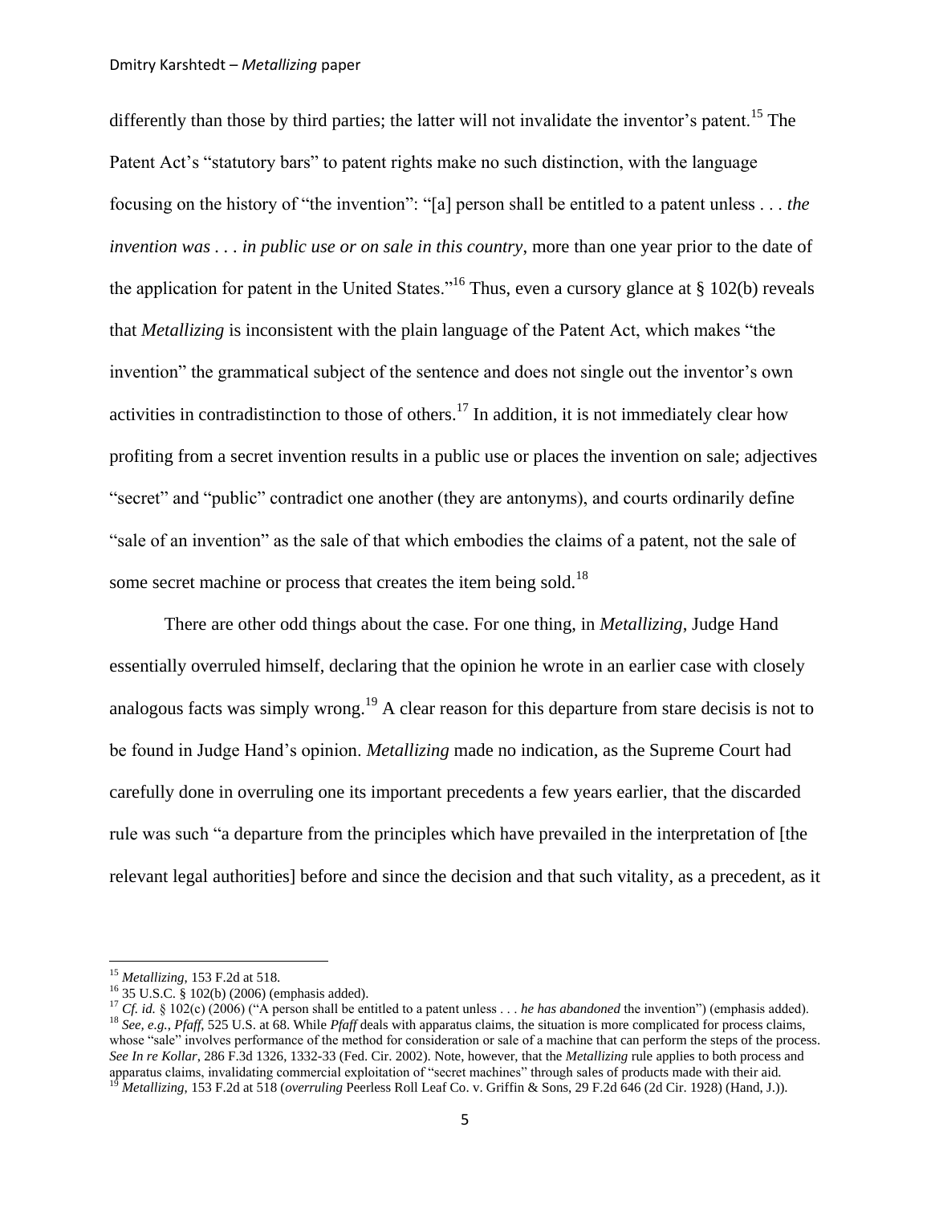differently than those by third parties; the latter will not invalidate the inventor's patent.[15] The Patent Act's "statutory bars" to patent rights make no such distinction, with the language focusing on the history of "the invention": "[a] person shall be entitled to a patent unless . . . *the invention was . . . in public use or on sale in this country*, more than one year prior to the date of the application for patent in the United States."[16] Thus, even a cursory glance at § 102(b) reveals that *Metallizing* is inconsistent with the plain language of the Patent Act, which makes "the invention" the grammatical subject of the sentence and does not single out the inventor's own activities in contradistinction to those of others.[17] In addition, it is not immediately clear how profiting from a secret invention results in a public use or places the invention on sale; adjectives "secret" and "public" contradict one another (they are antonyms), and courts ordinarily define "sale of an invention" as the sale of that which embodies the claims of a patent, not the sale of some secret machine or process that creates the item being sold.[18]

There are other odd things about the case. For one thing, in *Metallizing*, Judge Hand essentially overruled himself, declaring that the opinion he wrote in an earlier case with closely analogous facts was simply wrong.[19] A clear reason for this departure from stare decisis is not to be found in Judge Hand's opinion. *Metallizing* made no indication, as the Supreme Court had carefully done in overruling one its important precedents a few years earlier, that the discarded rule was such "a departure from the principles which have prevailed in the interpretation of [the relevant legal authorities] before and since the decision and that such vitality, as a precedent, as it

---

[15] *Metallizing*, 153 F.2d at 518.

[16] 35 U.S.C. § 102(b) (2006) (emphasis added).

[17] *Cf. id.* § 102(c) (2006) ("A person shall be entitled to a patent unless . . . *he has abandoned* the invention") (emphasis added).

[18] *See, e.g.*, *Pfaff*, 525 U.S. at 68. While *Pfaff* deals with apparatus claims, the situation is more complicated for process claims, whose "sale" involves performance of the method for consideration or sale of a machine that can perform the steps of the process. *See In re Kollar*, 286 F.3d 1326, 1332-33 (Fed. Cir. 2002). Note, however, that the *Metallizing* rule applies to both process and apparatus claims, invalidating commercial exploitation of "secret machines" through sales of products made with their aid.

[19] *Metallizing*, 153 F.2d at 518 (*overruling* Peerless Roll Leaf Co. v. Griffin & Sons, 29 F.2d 646 (2d Cir. 1928) (Hand, J.)).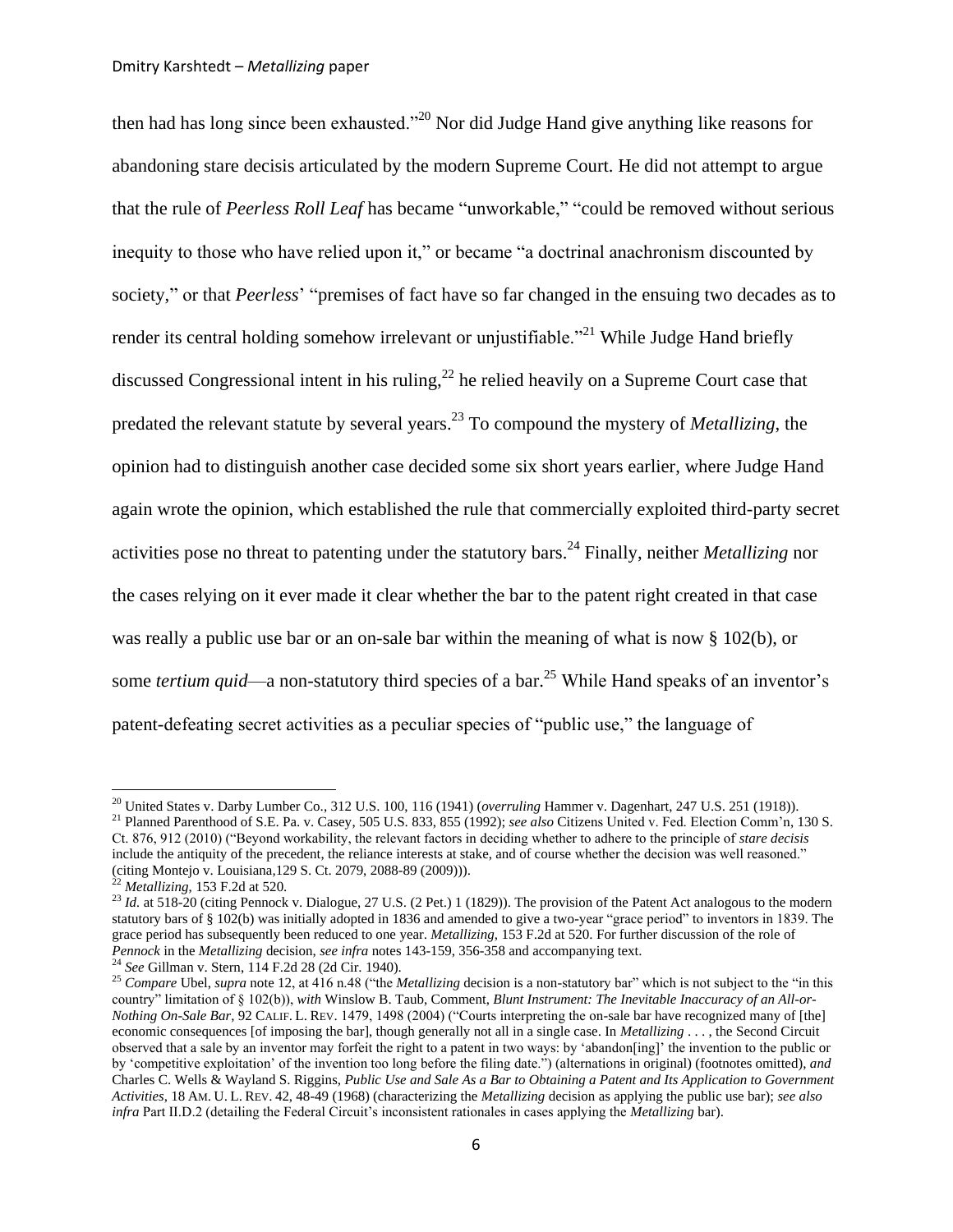then had has long since been exhausted."[20] Nor did Judge Hand give anything like reasons for abandoning stare decisis articulated by the modern Supreme Court. He did not attempt to argue that the rule of *Peerless Roll Leaf* has became "unworkable," "could be removed without serious inequity to those who have relied upon it," or became "a doctrinal anachronism discounted by society," or that *Peerless*' "premises of fact have so far changed in the ensuing two decades as to render its central holding somehow irrelevant or unjustifiable."[21] While Judge Hand briefly discussed Congressional intent in his ruling,[22] he relied heavily on a Supreme Court case that predated the relevant statute by several years.[23] To compound the mystery of *Metallizing*, the opinion had to distinguish another case decided some six short years earlier, where Judge Hand again wrote the opinion, which established the rule that commercially exploited third-party secret activities pose no threat to patenting under the statutory bars.[24] Finally, neither *Metallizing* nor the cases relying on it ever made it clear whether the bar to the patent right created in that case was really a public use bar or an on-sale bar within the meaning of what is now § 102(b), or some *tertium quid*—a non-statutory third species of a bar.[25] While Hand speaks of an inventor's patent-defeating secret activities as a peculiar species of "public use," the language of

---

[20] United States v. Darby Lumber Co., 312 U.S. 100, 116 (1941) (*overruling* Hammer v. Dagenhart, 247 U.S. 251 (1918)).

[21] Planned Parenthood of S.E. Pa. v. Casey, 505 U.S. 833, 855 (1992); *see also* Citizens United v. Fed. Election Comm'n, 130 S. Ct. 876, 912 (2010) ("Beyond workability, the relevant factors in deciding whether to adhere to the principle of *stare decisis* include the antiquity of the precedent, the reliance interests at stake, and of course whether the decision was well reasoned." (citing Montejo v. Louisiana,129 S. Ct. 2079, 2088-89 (2009))).

[22] *Metallizing*, 153 F.2d at 520.

[23] *Id.* at 518-20 (citing Pennock v. Dialogue, 27 U.S. (2 Pet.) 1 (1829)). The provision of the Patent Act analogous to the modern statutory bars of § 102(b) was initially adopted in 1836 and amended to give a two-year "grace period" to inventors in 1839. The grace period has subsequently been reduced to one year. *Metallizing*, 153 F.2d at 520. For further discussion of the role of *Pennock* in the *Metallizing* decision, *see infra* notes 143-159, 356-358 and accompanying text.

[24] *See* Gillman v. Stern, 114 F.2d 28 (2d Cir. 1940).

[25] *Compare* Ubel, *supra* note 12, at 416 n.48 ("the *Metallizing* decision is a non-statutory bar" which is not subject to the "in this country" limitation of § 102(b)), *with* Winslow B. Taub, Comment, *Blunt Instrument: The Inevitable Inaccuracy of an All-or-Nothing On-Sale Bar*, 92 CALIF. L. REV. 1479, 1498 (2004) ("Courts interpreting the on-sale bar have recognized many of [the] economic consequences [of imposing the bar], though generally not all in a single case. In *Metallizing* . . . , the Second Circuit observed that a sale by an inventor may forfeit the right to a patent in two ways: by 'abandon[ing]' the invention to the public or by 'competitive exploitation' of the invention too long before the filing date.") (alternations in original) (footnotes omitted), *and* Charles C. Wells & Wayland S. Riggins, *Public Use and Sale As a Bar to Obtaining a Patent and Its Application to Government Activities*, 18 AM. U. L. REV. 42, 48-49 (1968) (characterizing the *Metallizing* decision as applying the public use bar); *see also infra* Part II.D.2 (detailing the Federal Circuit's inconsistent rationales in cases applying the *Metallizing* bar).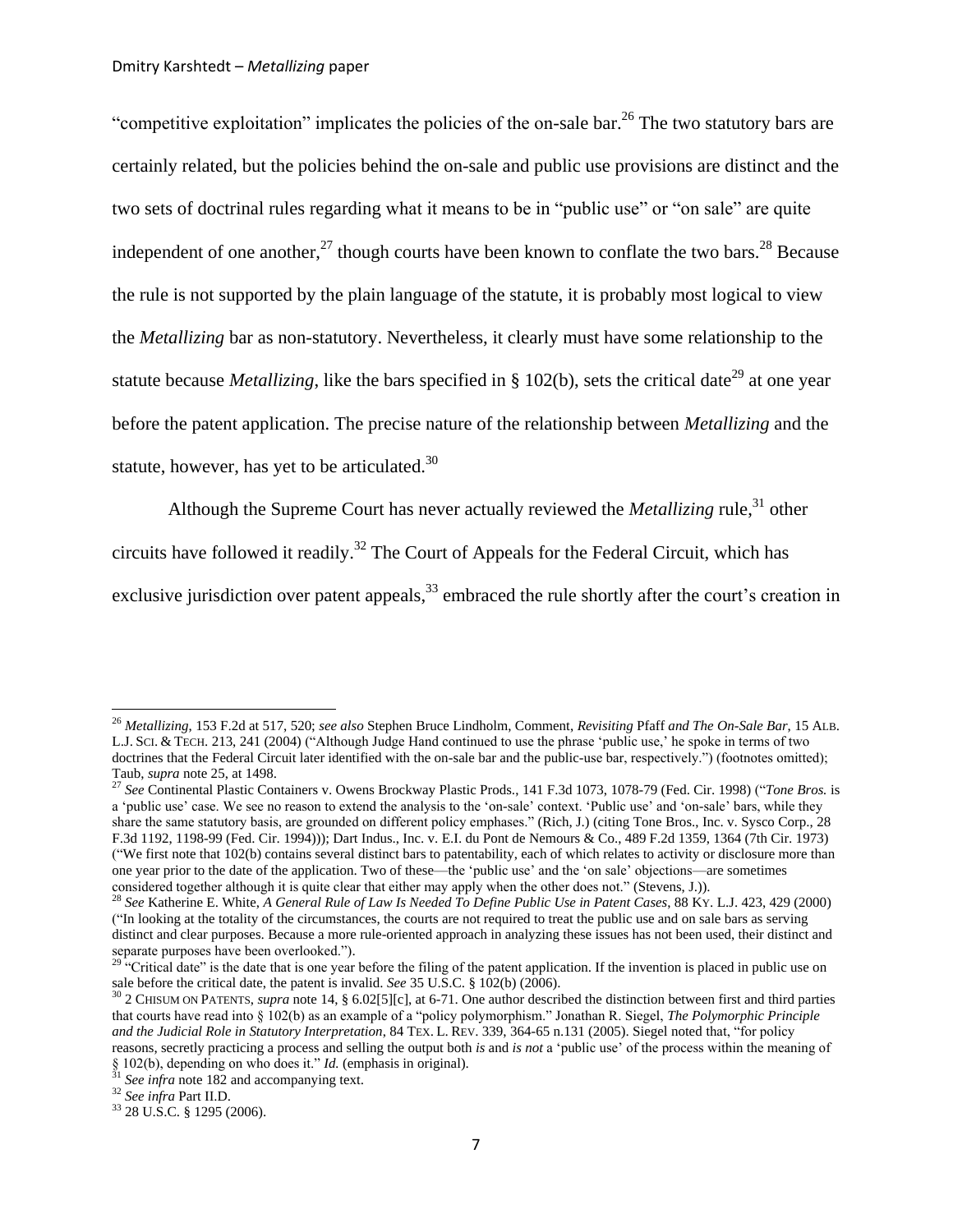"competitive exploitation" implicates the policies of the on-sale bar.[26] The two statutory bars are certainly related, but the policies behind the on-sale and public use provisions are distinct and the two sets of doctrinal rules regarding what it means to be in "public use" or "on sale" are quite independent of one another,[27] though courts have been known to conflate the two bars.[28] Because the rule is not supported by the plain language of the statute, it is probably most logical to view the *Metallizing* bar as non-statutory. Nevertheless, it clearly must have some relationship to the statute because *Metallizing*, like the bars specified in § 102(b), sets the critical date[29] at one year before the patent application. The precise nature of the relationship between *Metallizing* and the statute, however, has yet to be articulated.[30]

Although the Supreme Court has never actually reviewed the *Metallizing* rule,[31] other circuits have followed it readily.[32] The Court of Appeals for the Federal Circuit, which has exclusive jurisdiction over patent appeals,[33] embraced the rule shortly after the court's creation in

---

[26] *Metallizing*, 153 F.2d at 517, 520; *see also* Stephen Bruce Lindholm, Comment, *Revisiting* Pfaff *and The On-Sale Bar*, 15 ALB. L.J. SCI. & TECH. 213, 241 (2004) ("Although Judge Hand continued to use the phrase 'public use,' he spoke in terms of two doctrines that the Federal Circuit later identified with the on-sale bar and the public-use bar, respectively.") (footnotes omitted); Taub, *supra* note 25, at 1498.

[27] *See* Continental Plastic Containers v. Owens Brockway Plastic Prods., 141 F.3d 1073, 1078-79 (Fed. Cir. 1998) ("*Tone Bros.* is a 'public use' case. We see no reason to extend the analysis to the 'on-sale' context. 'Public use' and 'on-sale' bars, while they share the same statutory basis, are grounded on different policy emphases." (Rich, J.) (citing Tone Bros., Inc. v. Sysco Corp., 28 F.3d 1192, 1198-99 (Fed. Cir. 1994))); Dart Indus., Inc. v. E.I. du Pont de Nemours & Co., 489 F.2d 1359, 1364 (7th Cir. 1973) ("We first note that 102(b) contains several distinct bars to patentability, each of which relates to activity or disclosure more than one year prior to the date of the application. Two of these—the 'public use' and the 'on sale' objections—are sometimes considered together although it is quite clear that either may apply when the other does not." (Stevens, J.)).

[28] *See* Katherine E. White, *A General Rule of Law Is Needed To Define Public Use in Patent Cases*, 88 KY. L.J. 423, 429 (2000) ("In looking at the totality of the circumstances, the courts are not required to treat the public use and on sale bars as serving distinct and clear purposes. Because a more rule-oriented approach in analyzing these issues has not been used, their distinct and separate purposes have been overlooked.").

[29] "Critical date" is the date that is one year before the filing of the patent application. If the invention is placed in public use on sale before the critical date, the patent is invalid. *See* 35 U.S.C. § 102(b) (2006).

[30] 2 CHISUM ON PATENTS, *supra* note 14, § 6.02[5][c], at 6-71. One author described the distinction between first and third parties that courts have read into § 102(b) as an example of a "policy polymorphism." Jonathan R. Siegel, *The Polymorphic Principle and the Judicial Role in Statutory Interpretation*, 84 TEX. L. REV. 339, 364-65 n.131 (2005). Siegel noted that, "for policy reasons, secretly practicing a process and selling the output both *is* and *is not* a 'public use' of the process within the meaning of § 102(b), depending on who does it." *Id.* (emphasis in original).

[31] *See infra* note 182 and accompanying text.

[32] *See infra* Part II.D.

[33] 28 U.S.C. § 1295 (2006).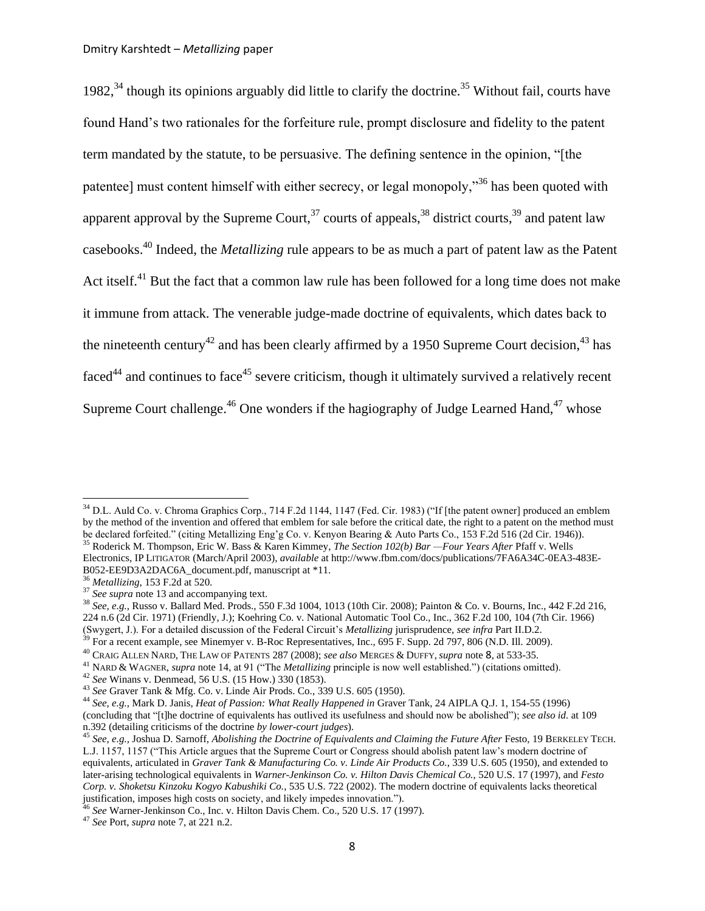1982,[34] though its opinions arguably did little to clarify the doctrine.[35] Without fail, courts have found Hand's two rationales for the forfeiture rule, prompt disclosure and fidelity to the patent term mandated by the statute, to be persuasive. The defining sentence in the opinion, "[the patentee] must content himself with either secrecy, or legal monopoly,"[36] has been quoted with apparent approval by the Supreme Court,[37] courts of appeals,[38] district courts,[39] and patent law casebooks.[40] Indeed, the *Metallizing* rule appears to be as much a part of patent law as the Patent Act itself.[41] But the fact that a common law rule has been followed for a long time does not make it immune from attack. The venerable judge-made doctrine of equivalents, which dates back to the nineteenth century[42] and has been clearly affirmed by a 1950 Supreme Court decision,[43] has faced[44] and continues to face[45] severe criticism, though it ultimately survived a relatively recent Supreme Court challenge.[46] One wonders if the hagiography of Judge Learned Hand,[47] whose

---

[34] D.L. Auld Co. v. Chroma Graphics Corp., 714 F.2d 1144, 1147 (Fed. Cir. 1983) ("If [the patent owner] produced an emblem by the method of the invention and offered that emblem for sale before the critical date, the right to a patent on the method must be declared forfeited." (citing Metallizing Eng'g Co. v. Kenyon Bearing & Auto Parts Co., 153 F.2d 516 (2d Cir. 1946)).

[35] Roderick M. Thompson, Eric W. Bass & Karen Kimmey, *The Section 102(b) Bar —Four Years After* Pfaff v. Wells Electronics, IP LITIGATOR (March/April 2003), *available* at http://www.fbm.com/docs/publications/7FA6A34C-0EA3-483E-B052-EE9D3A2DAC6A_document.pdf, manuscript at *11.

[36] *Metallizing*, 153 F.2d at 520.

[37] *See supra* note 13 and accompanying text.

[38] *See, e.g.*, Russo v. Ballard Med. Prods., 550 F.3d 1004, 1013 (10th Cir. 2008); Painton & Co. v. Bourns, Inc., 442 F.2d 216, 224 n.6 (2d Cir. 1971) (Friendly, J.); Koehring Co. v. National Automatic Tool Co., Inc., 362 F.2d 100, 104 (7th Cir. 1966) (Swygert, J.). For a detailed discussion of the Federal Circuit's *Metallizing* jurisprudence, *see infra* Part II.D.2.

[39] For a recent example, see Minemyer v. B-Roc Representatives, Inc., 695 F. Supp. 2d 797, 806 (N.D. Ill. 2009).

[40] CRAIG ALLEN NARD, THE LAW OF PATENTS 287 (2008); *see also* MERGES & DUFFY, *supra* note 8, at 533-35.

[41] NARD & WAGNER, *supra* note 14, at 91 ("The *Metallizing* principle is now well established.") (citations omitted).

[42] *See* Winans v. Denmead, 56 U.S. (15 How.) 330 (1853).

[43] *See* Graver Tank & Mfg. Co. v. Linde Air Prods. Co., 339 U.S. 605 (1950).

[44] *See, e.g.*, Mark D. Janis, *Heat of Passion: What Really Happened in* Graver Tank, 24 AIPLA Q.J. 1, 154-55 (1996) (concluding that "[t]he doctrine of equivalents has outlived its usefulness and should now be abolished"); *see also id.* at 109 n.392 (detailing criticisms of the doctrine *by lower-court judges*).

[45] *See, e.g.*, Joshua D. Sarnoff, *Abolishing the Doctrine of Equivalents and Claiming the Future After* Festo, 19 BERKELEY TECH. L.J. 1157, 1157 ("This Article argues that the Supreme Court or Congress should abolish patent law's modern doctrine of equivalents, articulated in *Graver Tank & Manufacturing Co. v. Linde Air Products Co.*, 339 U.S. 605 (1950), and extended to later-arising technological equivalents in *Warner-Jenkinson Co. v. Hilton Davis Chemical Co.*, 520 U.S. 17 (1997), and *Festo Corp. v. Shoketsu Kinzoku Kogyo Kabushiki Co.*, 535 U.S. 722 (2002). The modern doctrine of equivalents lacks theoretical justification, imposes high costs on society, and likely impedes innovation.").

[46] *See* Warner-Jenkinson Co., Inc. v. Hilton Davis Chem. Co., 520 U.S. 17 (1997).

[47] *See* Port, *supra* note 7, at 221 n.2.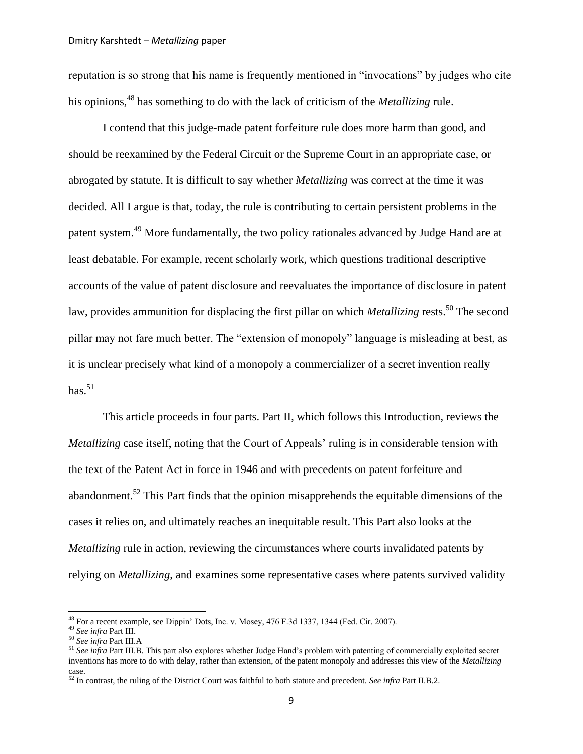reputation is so strong that his name is frequently mentioned in "invocations" by judges who cite his opinions,[48] has something to do with the lack of criticism of the *Metallizing* rule.

I contend that this judge-made patent forfeiture rule does more harm than good, and should be reexamined by the Federal Circuit or the Supreme Court in an appropriate case, or abrogated by statute. It is difficult to say whether *Metallizing* was correct at the time it was decided. All I argue is that, today, the rule is contributing to certain persistent problems in the patent system.[49] More fundamentally, the two policy rationales advanced by Judge Hand are at least debatable. For example, recent scholarly work, which questions traditional descriptive accounts of the value of patent disclosure and reevaluates the importance of disclosure in patent law, provides ammunition for displacing the first pillar on which *Metallizing* rests.[50] The second pillar may not fare much better. The "extension of monopoly" language is misleading at best, as it is unclear precisely what kind of a monopoly a commercializer of a secret invention really has.[51]

This article proceeds in four parts. Part II, which follows this Introduction, reviews the *Metallizing* case itself, noting that the Court of Appeals' ruling is in considerable tension with the text of the Patent Act in force in 1946 and with precedents on patent forfeiture and abandonment.[52] This Part finds that the opinion misapprehends the equitable dimensions of the cases it relies on, and ultimately reaches an inequitable result. This Part also looks at the *Metallizing* rule in action, reviewing the circumstances where courts invalidated patents by relying on *Metallizing*, and examines some representative cases where patents survived validity

---

[48] For a recent example, see Dippin' Dots, Inc. v. Mosey, 476 F.3d 1337, 1344 (Fed. Cir. 2007).

[49] *See infra* Part III.

[50] *See infra* Part III.A

[51] *See infra* Part III.B. This part also explores whether Judge Hand's problem with patenting of commercially exploited secret inventions has more to do with delay, rather than extension, of the patent monopoly and addresses this view of the *Metallizing* case.

[52] In contrast, the ruling of the District Court was faithful to both statute and precedent. *See infra* Part II.B.2.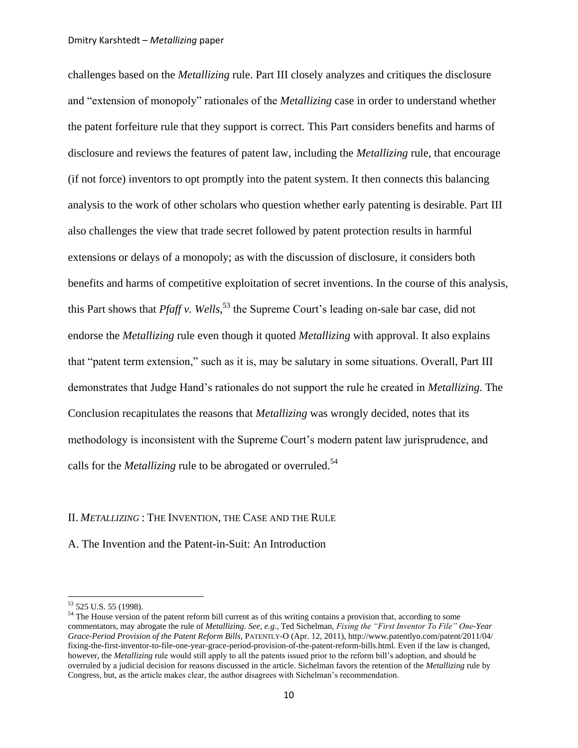challenges based on the *Metallizing* rule. Part III closely analyzes and critiques the disclosure and "extension of monopoly" rationales of the *Metallizing* case in order to understand whether the patent forfeiture rule that they support is correct. This Part considers benefits and harms of disclosure and reviews the features of patent law, including the *Metallizing* rule, that encourage (if not force) inventors to opt promptly into the patent system. It then connects this balancing analysis to the work of other scholars who question whether early patenting is desirable. Part III also challenges the view that trade secret followed by patent protection results in harmful extensions or delays of a monopoly; as with the discussion of disclosure, it considers both benefits and harms of competitive exploitation of secret inventions. In the course of this analysis, this Part shows that *Pfaff v. Wells*,[53] the Supreme Court's leading on-sale bar case, did not endorse the *Metallizing* rule even though it quoted *Metallizing* with approval. It also explains that "patent term extension," such as it is, may be salutary in some situations. Overall, Part III demonstrates that Judge Hand's rationales do not support the rule he created in *Metallizing*. The Conclusion recapitulates the reasons that *Metallizing* was wrongly decided, notes that its methodology is inconsistent with the Supreme Court's modern patent law jurisprudence, and calls for the *Metallizing* rule to be abrogated or overruled.[54]

## II. *METALLIZING* : THE INVENTION, THE CASE AND THE RULE

### A. The Invention and the Patent-in-Suit: An Introduction

---

[53] 525 U.S. 55 (1998).

[54] The House version of the patent reform bill current as of this writing contains a provision that, according to some commentators, may abrogate the rule of *Metallizing*. *See, e.g.*, Ted Sichelman, *Fixing the "First Inventor To File" One-Year Grace-Period Provision of the Patent Reform Bills*, PATENTLY-O (Apr. 12, 2011), http://www.patentlyo.com/patent/2011/04/fixing-the-first-inventor-to-file-one-year-grace-period-provision-of-the-patent-reform-bills.html. Even if the law is changed, however, the *Metallizing* rule would still apply to all the patents issued prior to the reform bill's adoption, and should be overruled by a judicial decision for reasons discussed in the article. Sichelman favors the retention of the *Metallizing* rule by Congress, but, as the article makes clear, the author disagrees with Sichelman's recommendation.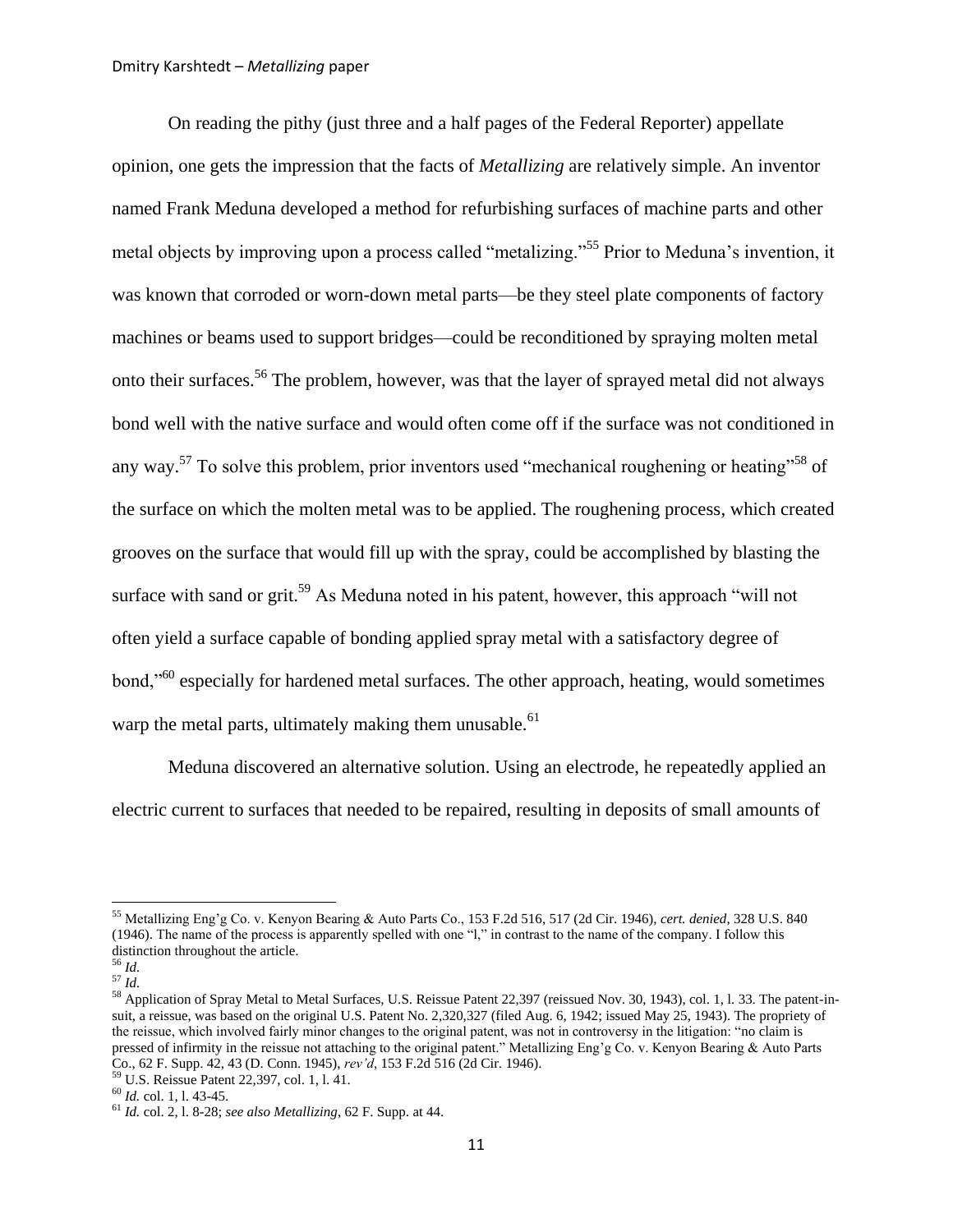On reading the pithy (just three and a half pages of the Federal Reporter) appellate opinion, one gets the impression that the facts of *Metallizing* are relatively simple. An inventor named Frank Meduna developed a method for refurbishing surfaces of machine parts and other metal objects by improving upon a process called "metalizing."[55] Prior to Meduna's invention, it was known that corroded or worn-down metal parts—be they steel plate components of factory machines or beams used to support bridges—could be reconditioned by spraying molten metal onto their surfaces.[56] The problem, however, was that the layer of sprayed metal did not always bond well with the native surface and would often come off if the surface was not conditioned in any way.[57] To solve this problem, prior inventors used "mechanical roughening or heating"[58] of the surface on which the molten metal was to be applied. The roughening process, which created grooves on the surface that would fill up with the spray, could be accomplished by blasting the surface with sand or grit.[59] As Meduna noted in his patent, however, this approach "will not often yield a surface capable of bonding applied spray metal with a satisfactory degree of bond,"[60] especially for hardened metal surfaces. The other approach, heating, would sometimes warp the metal parts, ultimately making them unusable.[61]

Meduna discovered an alternative solution. Using an electrode, he repeatedly applied an electric current to surfaces that needed to be repaired, resulting in deposits of small amounts of

---

[55] Metallizing Eng'g Co. v. Kenyon Bearing & Auto Parts Co., 153 F.2d 516, 517 (2d Cir. 1946), *cert. denied*, 328 U.S. 840 (1946). The name of the process is apparently spelled with one "l," in contrast to the name of the company. I follow this distinction throughout the article.

[56] *Id.*

[57] *Id.*

[58] Application of Spray Metal to Metal Surfaces, U.S. Reissue Patent 22,397 (reissued Nov. 30, 1943), col. 1, l. 33. The patent-in-suit, a reissue, was based on the original U.S. Patent No. 2,320,327 (filed Aug. 6, 1942; issued May 25, 1943). The propriety of the reissue, which involved fairly minor changes to the original patent, was not in controversy in the litigation: "no claim is pressed of infirmity in the reissue not attaching to the original patent." Metallizing Eng'g Co. v. Kenyon Bearing & Auto Parts Co., 62 F. Supp. 42, 43 (D. Conn. 1945), *rev'd*, 153 F.2d 516 (2d Cir. 1946).

[59] U.S. Reissue Patent 22,397, col. 1, l. 41.

[60] *Id.* col. 1, l. 43-45.

[61] *Id.* col. 2, l. 8-28; *see also Metallizing*, 62 F. Supp. at 44.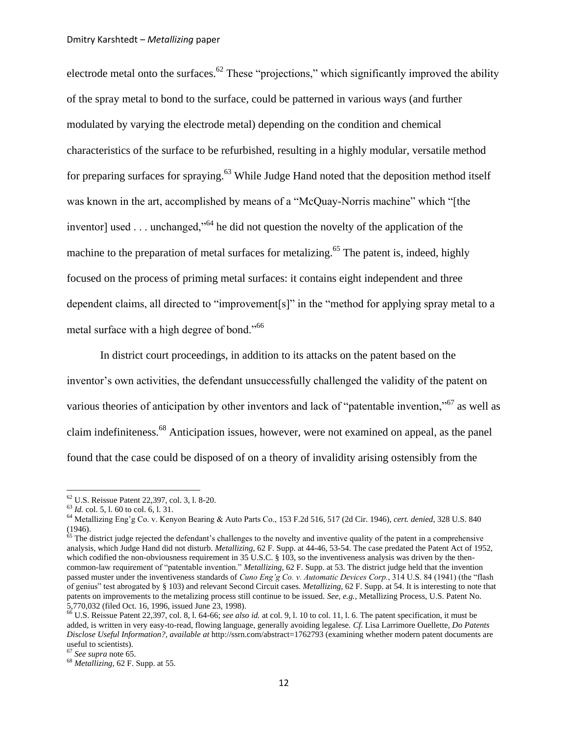electrode metal onto the surfaces.[62] These "projections," which significantly improved the ability of the spray metal to bond to the surface, could be patterned in various ways (and further modulated by varying the electrode metal) depending on the condition and chemical characteristics of the surface to be refurbished, resulting in a highly modular, versatile method for preparing surfaces for spraying.[63] While Judge Hand noted that the deposition method itself was known in the art, accomplished by means of a "McQuay-Norris machine" which "[the inventor] used . . . unchanged,"[64] he did not question the novelty of the application of the machine to the preparation of metal surfaces for metalizing.[65] The patent is, indeed, highly focused on the process of priming metal surfaces: it contains eight independent and three dependent claims, all directed to "improvement[s]" in the "method for applying spray metal to a metal surface with a high degree of bond."[66]

In district court proceedings, in addition to its attacks on the patent based on the inventor's own activities, the defendant unsuccessfully challenged the validity of the patent on various theories of anticipation by other inventors and lack of "patentable invention,"[67] as well as claim indefiniteness.[68] Anticipation issues, however, were not examined on appeal, as the panel found that the case could be disposed of on a theory of invalidity arising ostensibly from the

---

[62] U.S. Reissue Patent 22,397, col. 3, l. 8-20.

[63] *Id.* col. 5, l. 60 to col. 6, l. 31.

[64] Metallizing Eng'g Co. v. Kenyon Bearing & Auto Parts Co., 153 F.2d 516, 517 (2d Cir. 1946), *cert. denied*, 328 U.S. 840 (1946).

[65] The district judge rejected the defendant's challenges to the novelty and inventive quality of the patent in a comprehensive analysis, which Judge Hand did not disturb. *Metallizing*, 62 F. Supp. at 44-46, 53-54. The case predated the Patent Act of 1952, which codified the non-obviousness requirement in 35 U.S.C. § 103, so the inventiveness analysis was driven by the then-common-law requirement of "patentable invention." *Metallizing*, 62 F. Supp. at 53. The district judge held that the invention passed muster under the inventiveness standards of *Cuno Eng'g Co. v. Automatic Devices Corp.*, 314 U.S. 84 (1941) (the "flash of genius" test abrogated by § 103) and relevant Second Circuit cases. *Metallizing*, 62 F. Supp. at 54. It is interesting to note that patents on improvements to the metalizing process still continue to be issued. *See, e.g.*, Metallizing Process, U.S. Patent No. 5,770,032 (filed Oct. 16, 1996, issued June 23, 1998).

[66] U.S. Reissue Patent 22,397, col. 8, l. 64-66; *see also id.* at col. 9, l. 10 to col. 11, l. 6. The patent specification, it must be added, is written in very easy-to-read, flowing language, generally avoiding legalese. *Cf.* Lisa Larrimore Ouellette, *Do Patents Disclose Useful Information?*, *available at* http://ssrn.com/abstract=1762793 (examining whether modern patent documents are useful to scientists).

[67] *See supra* note 65.

[68] *Metallizing*, 62 F. Supp. at 55.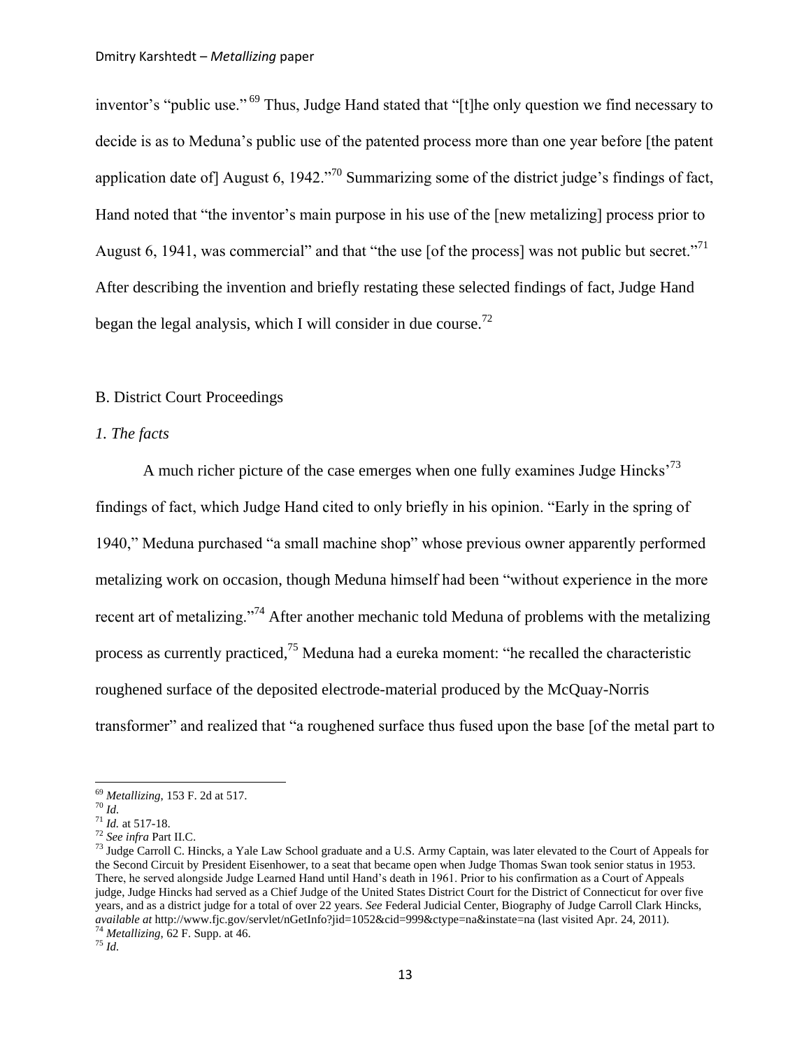inventor's "public use." [69] Thus, Judge Hand stated that "[t]he only question we find necessary to decide is as to Meduna's public use of the patented process more than one year before [the patent application date of] August 6, 1942."[70] Summarizing some of the district judge's findings of fact, Hand noted that "the inventor's main purpose in his use of the [new metalizing] process prior to August 6, 1941, was commercial" and that "the use [of the process] was not public but secret."[71] After describing the invention and briefly restating these selected findings of fact, Judge Hand began the legal analysis, which I will consider in due course.[72]

## B. District Court Proceedings

### *1. The facts*

A much richer picture of the case emerges when one fully examines Judge Hincks'[73] findings of fact, which Judge Hand cited to only briefly in his opinion. "Early in the spring of 1940," Meduna purchased "a small machine shop" whose previous owner apparently performed metalizing work on occasion, though Meduna himself had been "without experience in the more recent art of metalizing."[74] After another mechanic told Meduna of problems with the metalizing process as currently practiced,[75] Meduna had a eureka moment: "he recalled the characteristic roughened surface of the deposited electrode-material produced by the McQuay-Norris transformer" and realized that "a roughened surface thus fused upon the base [of the metal part to

---

[69] *Metallizing*, 153 F. 2d at 517.

[70] *Id.*

[71] *Id.* at 517-18.

[72] *See infra* Part II.C.

[73] Judge Carroll C. Hincks, a Yale Law School graduate and a U.S. Army Captain, was later elevated to the Court of Appeals for the Second Circuit by President Eisenhower, to a seat that became open when Judge Thomas Swan took senior status in 1953. There, he served alongside Judge Learned Hand until Hand's death in 1961. Prior to his confirmation as a Court of Appeals judge, Judge Hincks had served as a Chief Judge of the United States District Court for the District of Connecticut for over five years, and as a district judge for a total of over 22 years. *See* Federal Judicial Center, Biography of Judge Carroll Clark Hincks, *available at* http://www.fjc.gov/servlet/nGetInfo?jid=1052&cid=999&ctype=na&instate=na (last visited Apr. 24, 2011).

[74] *Metallizing*, 62 F. Supp. at 46.

[75] *Id.*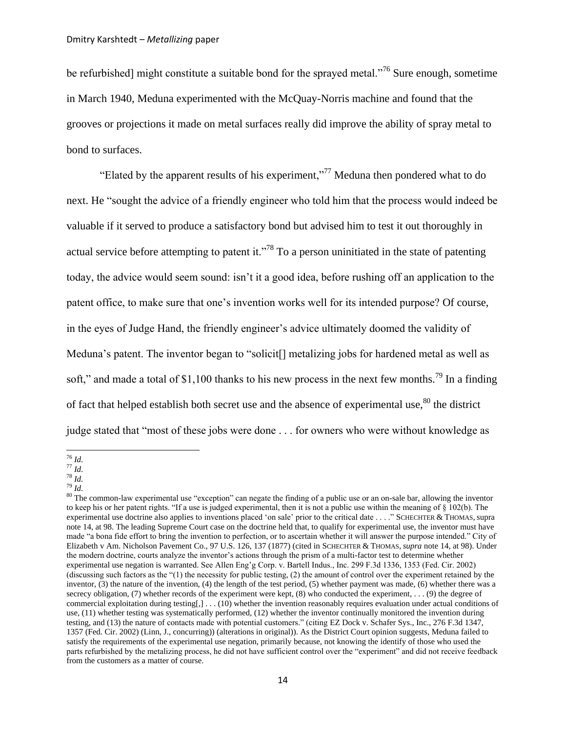be refurbished] might constitute a suitable bond for the sprayed metal."[76] Sure enough, sometime in March 1940, Meduna experimented with the McQuay-Norris machine and found that the grooves or projections it made on metal surfaces really did improve the ability of spray metal to bond to surfaces.

"Elated by the apparent results of his experiment,"[77] Meduna then pondered what to do next. He "sought the advice of a friendly engineer who told him that the process would indeed be valuable if it served to produce a satisfactory bond but advised him to test it out thoroughly in actual service before attempting to patent it."[78] To a person uninitiated in the state of patenting today, the advice would seem sound: isn't it a good idea, before rushing off an application to the patent office, to make sure that one's invention works well for its intended purpose? Of course, in the eyes of Judge Hand, the friendly engineer's advice ultimately doomed the validity of Meduna's patent. The inventor began to "solicit[] metalizing jobs for hardened metal as well as soft," and made a total of $1,100 thanks to his new process in the next few months.[79] In a finding of fact that helped establish both secret use and the absence of experimental use,[80] the district judge stated that "most of these jobs were done . . . for owners who were without knowledge as

---

[76] *Id.*

[77] *Id.*

[78] *Id.*

[79] *Id.*

[80] The common-law experimental use "exception" can negate the finding of a public use or an on-sale bar, allowing the inventor to keep his or her patent rights. "If a use is judged experimental, then it is not a public use within the meaning of § 102(b). The experimental use doctrine also applies to inventions placed 'on sale' prior to the critical date . . . ." SCHECHTER & THOMAS, supra note 14, at 98. The leading Supreme Court case on the doctrine held that, to qualify for experimental use, the inventor must have made "a bona fide effort to bring the invention to perfection, or to ascertain whether it will answer the purpose intended." City of Elizabeth v Am. Nicholson Pavement Co., 97 U.S. 126, 137 (1877) (cited in SCHECHTER & THOMAS, *supra* note 14, at 98). Under the modern doctrine, courts analyze the inventor's actions through the prism of a multi-factor test to determine whether experimental use negation is warranted. See Allen Eng'g Corp. v. Bartell Indus., Inc. 299 F.3d 1336, 1353 (Fed. Cir. 2002) (discussing such factors as the "(1) the necessity for public testing, (2) the amount of control over the experiment retained by the inventor, (3) the nature of the invention, (4) the length of the test period, (5) whether payment was made, (6) whether there was a secrecy obligation, (7) whether records of the experiment were kept, (8) who conducted the experiment, . . . (9) the degree of commercial exploitation during testing[,] . . . (10) whether the invention reasonably requires evaluation under actual conditions of use, (11) whether testing was systematically performed, (12) whether the inventor continually monitored the invention during testing, and (13) the nature of contacts made with potential customers." (citing EZ Dock v. Schafer Sys., Inc., 276 F.3d 1347, 1357 (Fed. Cir. 2002) (Linn, J., concurring)) (alterations in original)). As the District Court opinion suggests, Meduna failed to satisfy the requirements of the experimental use negation, primarily because, not knowing the identify of those who used the parts refurbished by the metalizing process, he did not have sufficient control over the "experiment" and did not receive feedback from the customers as a matter of course.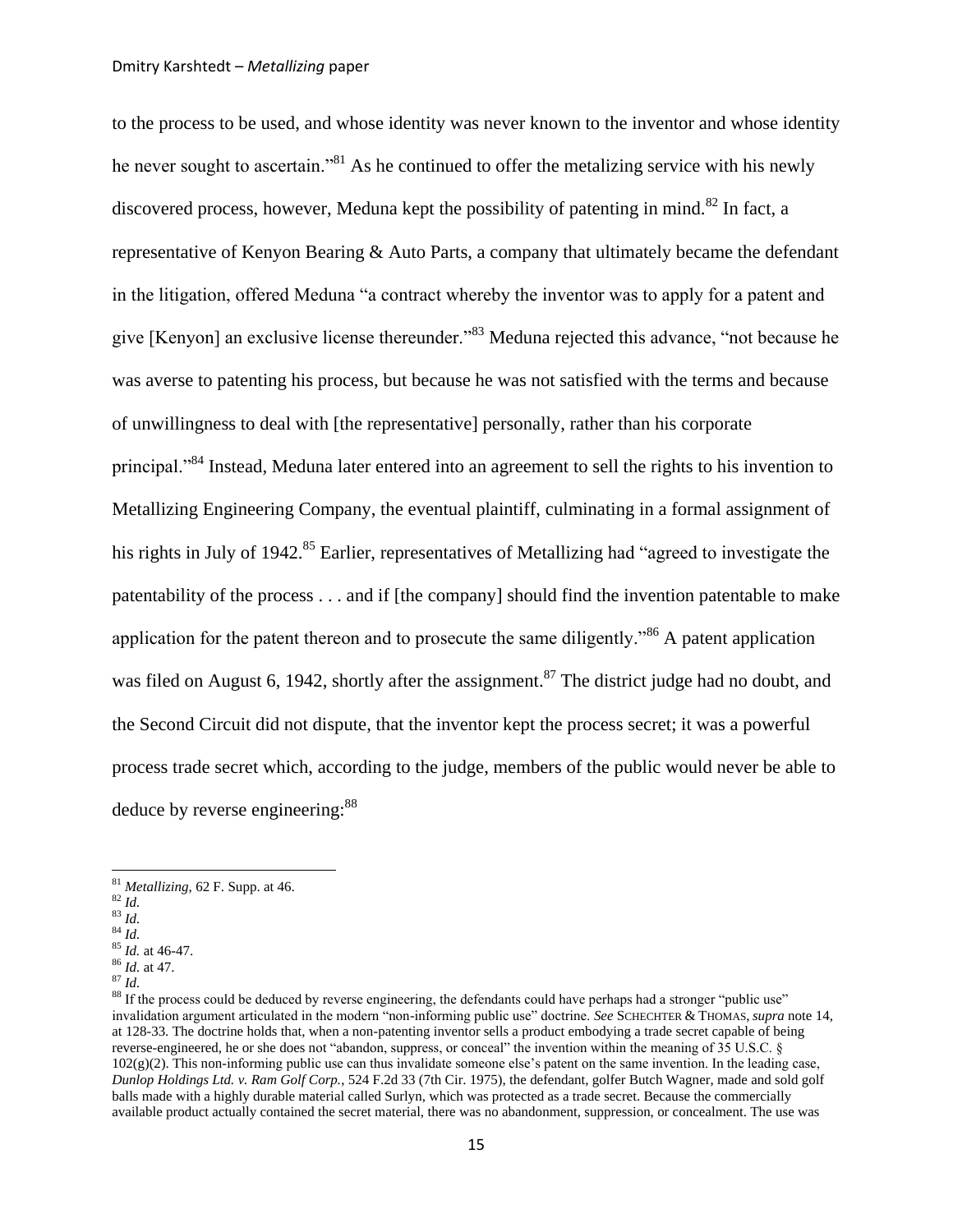to the process to be used, and whose identity was never known to the inventor and whose identity he never sought to ascertain."[81] As he continued to offer the metalizing service with his newly discovered process, however, Meduna kept the possibility of patenting in mind.[82] In fact, a representative of Kenyon Bearing & Auto Parts, a company that ultimately became the defendant in the litigation, offered Meduna "a contract whereby the inventor was to apply for a patent and give [Kenyon] an exclusive license thereunder."[83] Meduna rejected this advance, "not because he was averse to patenting his process, but because he was not satisfied with the terms and because of unwillingness to deal with [the representative] personally, rather than his corporate principal."[84] Instead, Meduna later entered into an agreement to sell the rights to his invention to Metallizing Engineering Company, the eventual plaintiff, culminating in a formal assignment of his rights in July of 1942.[85] Earlier, representatives of Metallizing had "agreed to investigate the patentability of the process . . . and if [the company] should find the invention patentable to make application for the patent thereon and to prosecute the same diligently."[86] A patent application was filed on August 6, 1942, shortly after the assignment.[87] The district judge had no doubt, and the Second Circuit did not dispute, that the inventor kept the process secret; it was a powerful process trade secret which, according to the judge, members of the public would never be able to deduce by reverse engineering:[88]

---

[81] *Metallizing*, 62 F. Supp. at 46.

[82] *Id.*

[83] *Id.*

[84] *Id.*

[85] *Id.* at 46-47.

[86] *Id.* at 47.

[87] *Id.*

[88] If the process could be deduced by reverse engineering, the defendants could have perhaps had a stronger "public use" invalidation argument articulated in the modern "non-informing public use" doctrine. *See* SCHECHTER & THOMAS, *supra* note 14, at 128-33. The doctrine holds that, when a non-patenting inventor sells a product embodying a trade secret capable of being reverse-engineered, he or she does not "abandon, suppress, or conceal" the invention within the meaning of 35 U.S.C. § 102(g)(2). This non-informing public use can thus invalidate someone else's patent on the same invention. In the leading case, *Dunlop Holdings Ltd. v. Ram Golf Corp.*, 524 F.2d 33 (7th Cir. 1975), the defendant, golfer Butch Wagner, made and sold golf balls made with a highly durable material called Surlyn, which was protected as a trade secret. Because the commercially available product actually contained the secret material, there was no abandonment, suppression, or concealment. The use was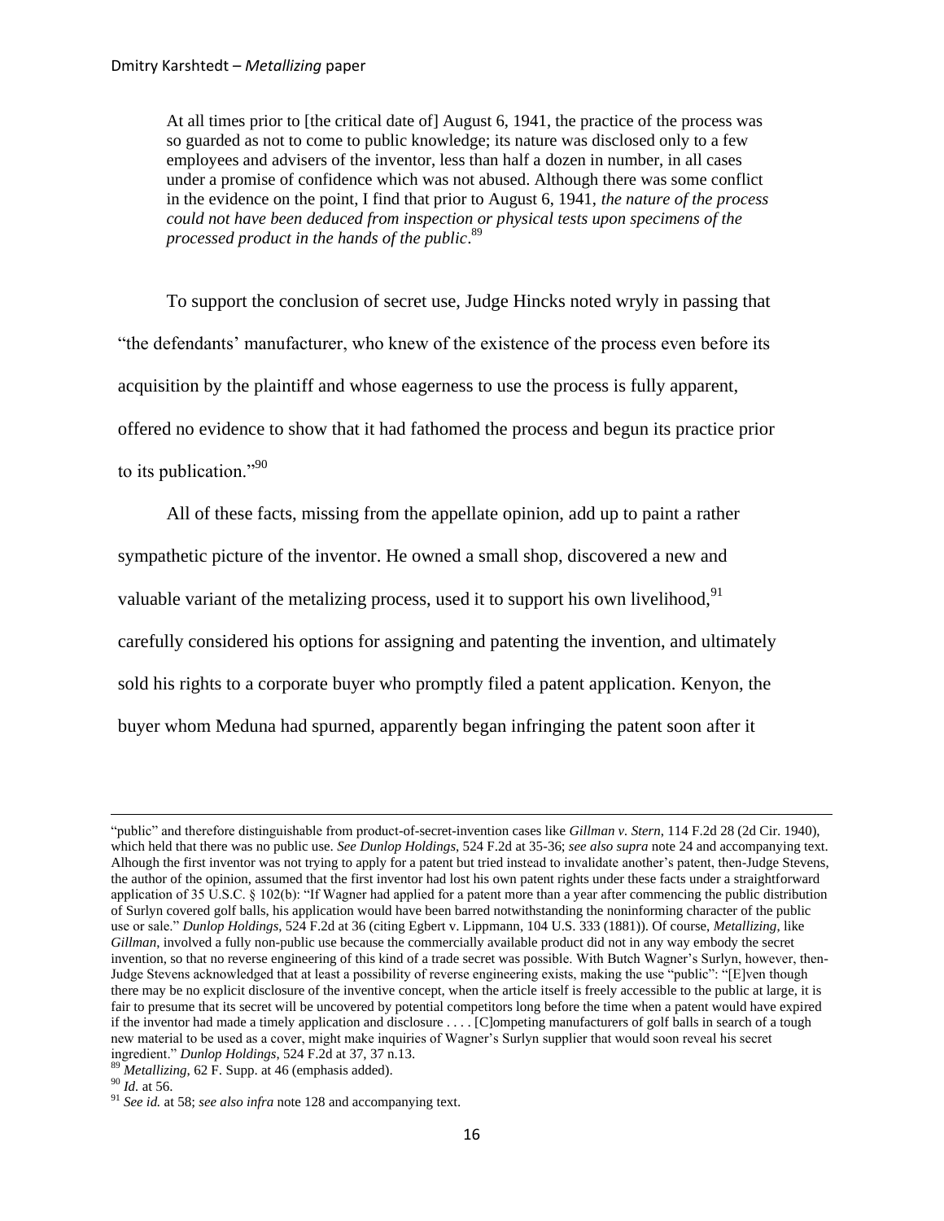> At all times prior to [the critical date of] August 6, 1941, the practice of the process was so guarded as not to come to public knowledge; its nature was disclosed only to a few employees and advisers of the inventor, less than half a dozen in number, in all cases under a promise of confidence which was not abused. Although there was some conflict in the evidence on the point, I find that prior to August 6, 1941, *the nature of the process could not have been deduced from inspection or physical tests upon specimens of the processed product in the hands of the public*.[89]

To support the conclusion of secret use, Judge Hincks noted wryly in passing that "the defendants' manufacturer, who knew of the existence of the process even before its acquisition by the plaintiff and whose eagerness to use the process is fully apparent, offered no evidence to show that it had fathomed the process and begun its practice prior to its publication."[90]

All of these facts, missing from the appellate opinion, add up to paint a rather sympathetic picture of the inventor. He owned a small shop, discovered a new and valuable variant of the metalizing process, used it to support his own livelihood,[91] carefully considered his options for assigning and patenting the invention, and ultimately sold his rights to a corporate buyer who promptly filed a patent application. Kenyon, the buyer whom Meduna had spurned, apparently began infringing the patent soon after it

---

"public" and therefore distinguishable from product-of-secret-invention cases like *Gillman v. Stern*, 114 F.2d 28 (2d Cir. 1940), which held that there was no public use. *See Dunlop Holdings*, 524 F.2d at 35-36; *see also supra* note 24 and accompanying text. Alhough the first inventor was not trying to apply for a patent but tried instead to invalidate another's patent, then-Judge Stevens, the author of the opinion, assumed that the first inventor had lost his own patent rights under these facts under a straightforward application of 35 U.S.C. § 102(b): "If Wagner had applied for a patent more than a year after commencing the public distribution of Surlyn covered golf balls, his application would have been barred notwithstanding the noninforming character of the public use or sale." *Dunlop Holdings*, 524 F.2d at 36 (citing Egbert v. Lippmann, 104 U.S. 333 (1881)). Of course, *Metallizing*, like *Gillman*, involved a fully non-public use because the commercially available product did not in any way embody the secret invention, so that no reverse engineering of this kind of a trade secret was possible. With Butch Wagner's Surlyn, however, then-Judge Stevens acknowledged that at least a possibility of reverse engineering exists, making the use "public": "[E]ven though there may be no explicit disclosure of the inventive concept, when the article itself is freely accessible to the public at large, it is fair to presume that its secret will be uncovered by potential competitors long before the time when a patent would have expired if the inventor had made a timely application and disclosure . . . . [C]ompeting manufacturers of golf balls in search of a tough new material to be used as a cover, might make inquiries of Wagner's Surlyn supplier that would soon reveal his secret ingredient." *Dunlop Holdings*, 524 F.2d at 37, 37 n.13.

[89] *Metallizing*, 62 F. Supp. at 46 (emphasis added).

[90] *Id.* at 56.

[91] *See id.* at 58; *see also infra* note 128 and accompanying text.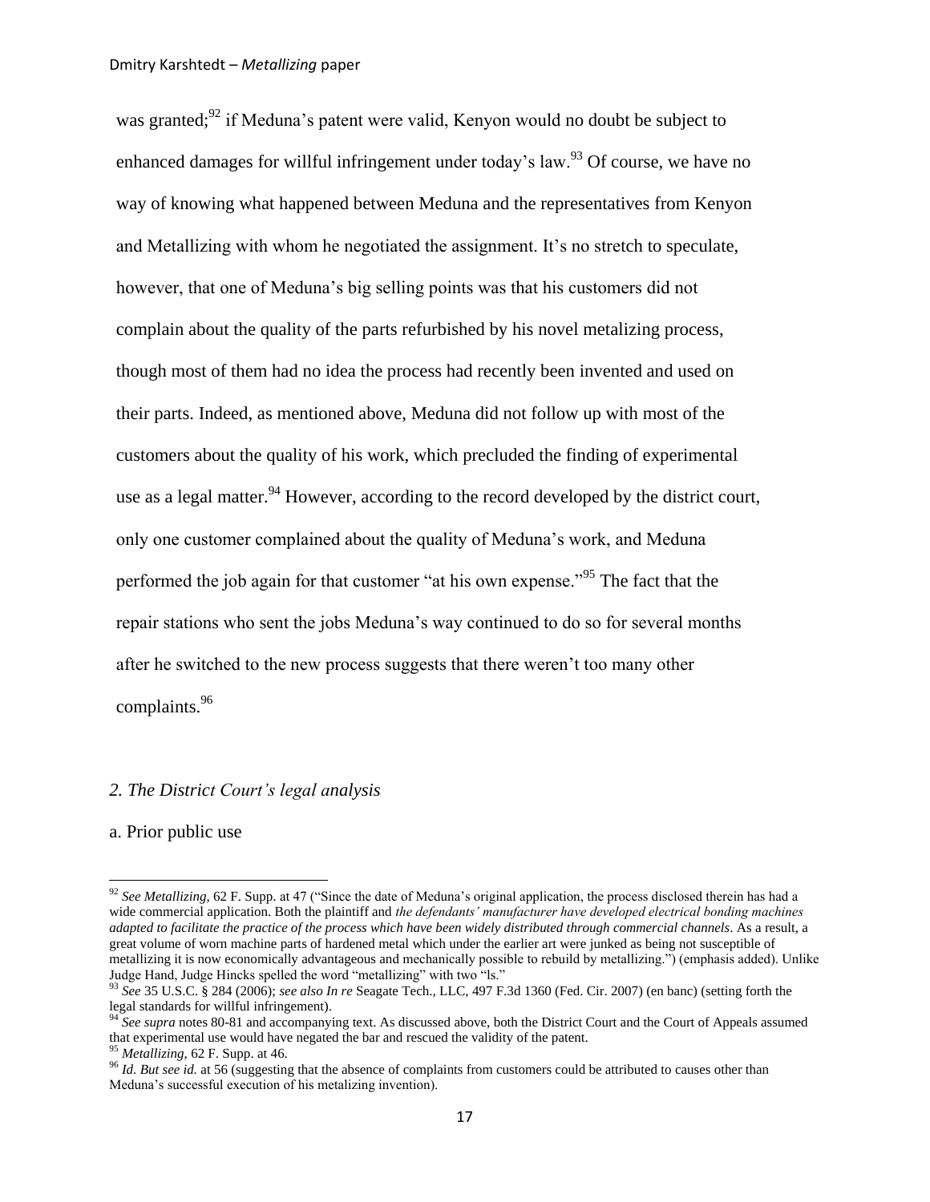was granted;[92] if Meduna's patent were valid, Kenyon would no doubt be subject to enhanced damages for willful infringement under today's law.[93] Of course, we have no way of knowing what happened between Meduna and the representatives from Kenyon and Metallizing with whom he negotiated the assignment. It's no stretch to speculate, however, that one of Meduna's big selling points was that his customers did not complain about the quality of the parts refurbished by his novel metalizing process, though most of them had no idea the process had recently been invented and used on their parts. Indeed, as mentioned above, Meduna did not follow up with most of the customers about the quality of his work, which precluded the finding of experimental use as a legal matter.[94] However, according to the record developed by the district court, only one customer complained about the quality of Meduna's work, and Meduna performed the job again for that customer "at his own expense."[95] The fact that the repair stations who sent the jobs Meduna's way continued to do so for several months after he switched to the new process suggests that there weren't too many other complaints.[96]

### *2. The District Court's legal analysis*

a. Prior public use

---

[92] *See Metallizing*, 62 F. Supp. at 47 ("Since the date of Meduna's original application, the process disclosed therein has had a wide commercial application. Both the plaintiff and *the defendants' manufacturer have developed electrical bonding machines adapted to facilitate the practice of the process which have been widely distributed through commercial channels*. As a result, a great volume of worn machine parts of hardened metal which under the earlier art were junked as being not susceptible of metallizing it is now economically advantageous and mechanically possible to rebuild by metallizing.") (emphasis added). Unlike Judge Hand, Judge Hincks spelled the word "metallizing" with two "ls."

[93] *See* 35 U.S.C. § 284 (2006); *see also In re* Seagate Tech., LLC, 497 F.3d 1360 (Fed. Cir. 2007) (en banc) (setting forth the legal standards for willful infringement).

[94] *See supra* notes 80-81 and accompanying text. As discussed above, both the District Court and the Court of Appeals assumed that experimental use would have negated the bar and rescued the validity of the patent.

[95] *Metallizing*, 62 F. Supp. at 46.

[96] *Id. But see id.* at 56 (suggesting that the absence of complaints from customers could be attributed to causes other than Meduna's successful execution of his metalizing invention).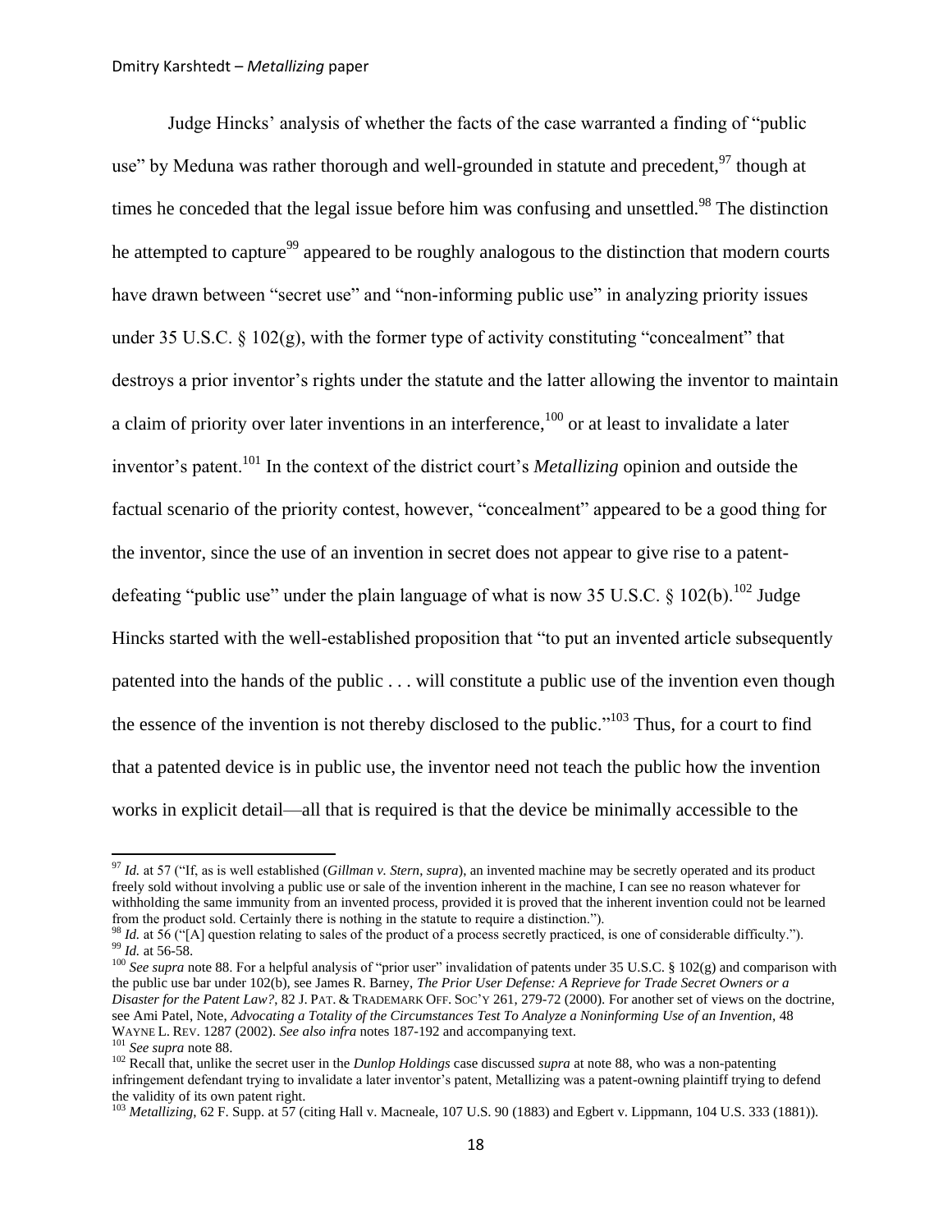Judge Hincks' analysis of whether the facts of the case warranted a finding of "public use" by Meduna was rather thorough and well-grounded in statute and precedent,[97] though at times he conceded that the legal issue before him was confusing and unsettled.[98] The distinction he attempted to capture[99] appeared to be roughly analogous to the distinction that modern courts have drawn between "secret use" and "non-informing public use" in analyzing priority issues under 35 U.S.C. § 102(g), with the former type of activity constituting "concealment" that destroys a prior inventor's rights under the statute and the latter allowing the inventor to maintain a claim of priority over later inventions in an interference,[100] or at least to invalidate a later inventor's patent.[101] In the context of the district court's *Metallizing* opinion and outside the factual scenario of the priority contest, however, "concealment" appeared to be a good thing for the inventor, since the use of an invention in secret does not appear to give rise to a patent-defeating "public use" under the plain language of what is now 35 U.S.C. § 102(b).[102] Judge Hincks started with the well-established proposition that "to put an invented article subsequently patented into the hands of the public . . . will constitute a public use of the invention even though the essence of the invention is not thereby disclosed to the public."[103] Thus, for a court to find that a patented device is in public use, the inventor need not teach the public how the invention works in explicit detail—all that is required is that the device be minimally accessible to the

---

[97] *Id.* at 57 ("If, as is well established (*Gillman v. Stern*, *supra*), an invented machine may be secretly operated and its product freely sold without involving a public use or sale of the invention inherent in the machine, I can see no reason whatever for withholding the same immunity from an invented process, provided it is proved that the inherent invention could not be learned from the product sold. Certainly there is nothing in the statute to require a distinction.").

[98] *Id.* at 56 ("[A] question relating to sales of the product of a process secretly practiced, is one of considerable difficulty.").

[99] *Id.* at 56-58.

[100] *See supra* note 88. For a helpful analysis of "prior user" invalidation of patents under 35 U.S.C. § 102(g) and comparison with the public use bar under 102(b), see James R. Barney, *The Prior User Defense: A Reprieve for Trade Secret Owners or a Disaster for the Patent Law?*, 82 J. PAT. & TRADEMARK OFF. SOC'Y 261, 279-72 (2000). For another set of views on the doctrine, see Ami Patel, Note, *Advocating a Totality of the Circumstances Test To Analyze a Noninforming Use of an Invention*, 48 WAYNE L. REV. 1287 (2002). *See also infra* notes 187-192 and accompanying text.

[101] *See supra* note 88.

[102] Recall that, unlike the secret user in the *Dunlop Holdings* case discussed *supra* at note 88, who was a non-patenting infringement defendant trying to invalidate a later inventor's patent, Metallizing was a patent-owning plaintiff trying to defend the validity of its own patent right.

[103] *Metallizing*, 62 F. Supp. at 57 (citing Hall v. Macneale, 107 U.S. 90 (1883) and Egbert v. Lippmann, 104 U.S. 333 (1881)).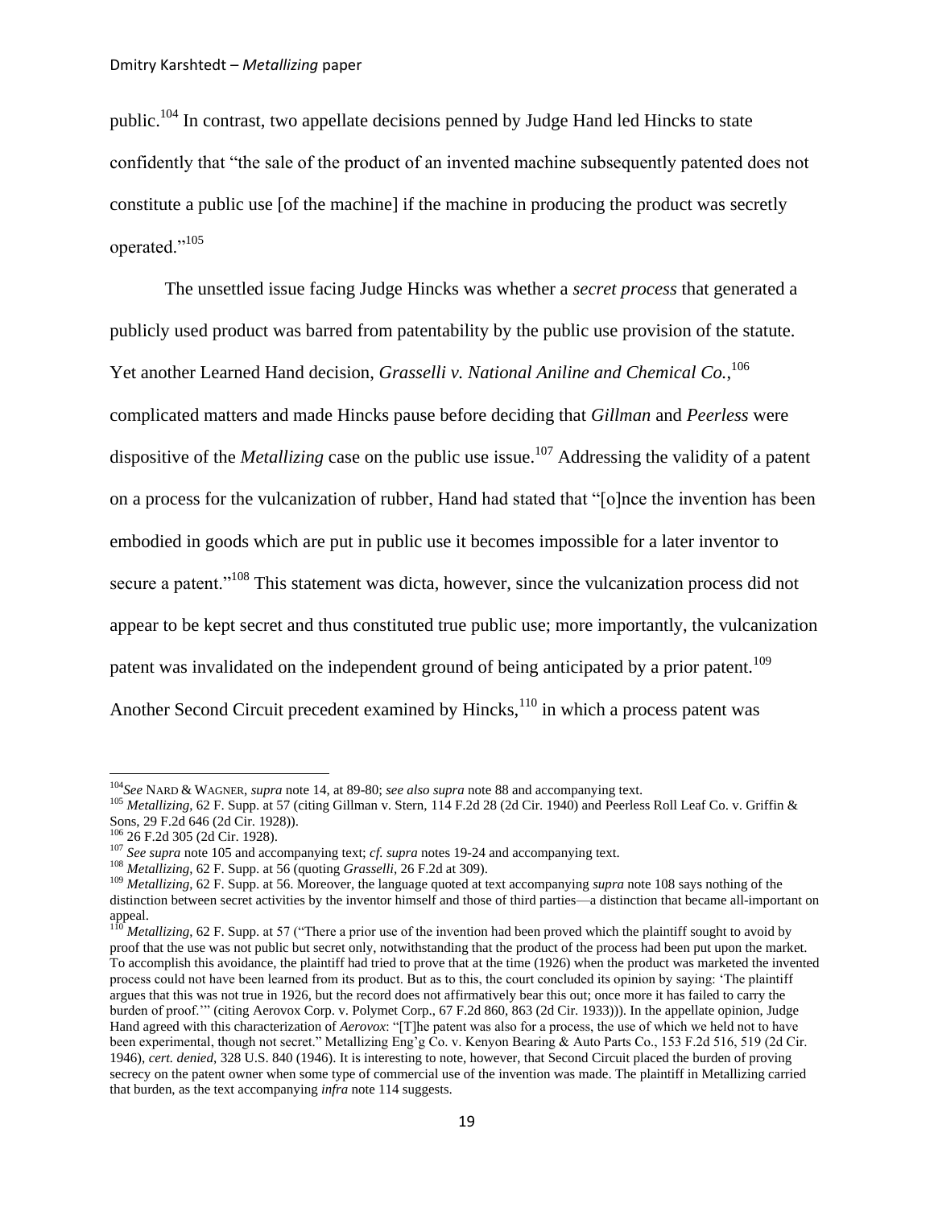public.[104] In contrast, two appellate decisions penned by Judge Hand led Hincks to state confidently that "the sale of the product of an invented machine subsequently patented does not constitute a public use [of the machine] if the machine in producing the product was secretly operated."[105]

The unsettled issue facing Judge Hincks was whether a *secret process* that generated a publicly used product was barred from patentability by the public use provision of the statute. Yet another Learned Hand decision, *Grasselli v. National Aniline and Chemical Co.*,[106] complicated matters and made Hincks pause before deciding that *Gillman* and *Peerless* were dispositive of the *Metallizing* case on the public use issue.[107] Addressing the validity of a patent on a process for the vulcanization of rubber, Hand had stated that "[o]nce the invention has been embodied in goods which are put in public use it becomes impossible for a later inventor to secure a patent."[108] This statement was dicta, however, since the vulcanization process did not appear to be kept secret and thus constituted true public use; more importantly, the vulcanization patent was invalidated on the independent ground of being anticipated by a prior patent.[109] Another Second Circuit precedent examined by Hincks,[110] in which a process patent was

---

[104] *See* NARD & WAGNER, *supra* note 14, at 89-80; *see also supra* note 88 and accompanying text.

[105] *Metallizing*, 62 F. Supp. at 57 (citing Gillman v. Stern, 114 F.2d 28 (2d Cir. 1940) and Peerless Roll Leaf Co. v. Griffin & Sons, 29 F.2d 646 (2d Cir. 1928)).

[106] 26 F.2d 305 (2d Cir. 1928).

[107] *See supra* note 105 and accompanying text; *cf. supra* notes 19-24 and accompanying text.

[108] *Metallizing*, 62 F. Supp. at 56 (quoting *Grasselli*, 26 F.2d at 309).

[109] *Metallizing*, 62 F. Supp. at 56. Moreover, the language quoted at text accompanying *supra* note 108 says nothing of the distinction between secret activities by the inventor himself and those of third parties—a distinction that became all-important on appeal.

[110] *Metallizing*, 62 F. Supp. at 57 ("There a prior use of the invention had been proved which the plaintiff sought to avoid by proof that the use was not public but secret only, notwithstanding that the product of the process had been put upon the market. To accomplish this avoidance, the plaintiff had tried to prove that at the time (1926) when the product was marketed the invented process could not have been learned from its product. But as to this, the court concluded its opinion by saying: 'The plaintiff argues that this was not true in 1926, but the record does not affirmatively bear this out; once more it has failed to carry the burden of proof.'" (citing Aerovox Corp. v. Polymet Corp., 67 F.2d 860, 863 (2d Cir. 1933))). In the appellate opinion, Judge Hand agreed with this characterization of *Aerovox*: "[T]he patent was also for a process, the use of which we held not to have been experimental, though not secret." Metallizing Eng'g Co. v. Kenyon Bearing & Auto Parts Co., 153 F.2d 516, 519 (2d Cir. 1946), *cert. denied*, 328 U.S. 840 (1946). It is interesting to note, however, that Second Circuit placed the burden of proving secrecy on the patent owner when some type of commercial use of the invention was made. The plaintiff in Metallizing carried that burden, as the text accompanying *infra* note 114 suggests.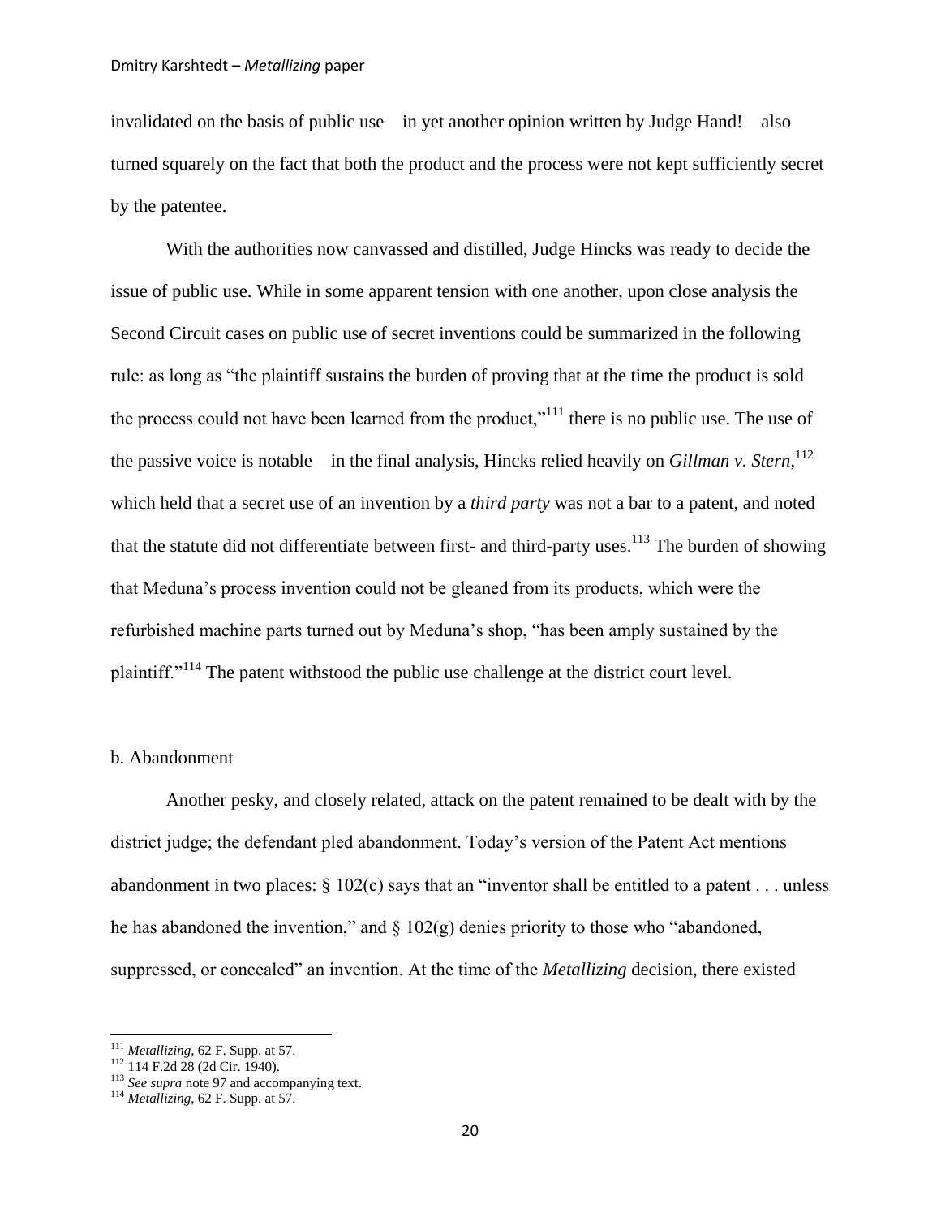invalidated on the basis of public use—in yet another opinion written by Judge Hand!—also turned squarely on the fact that both the product and the process were not kept sufficiently secret by the patentee.

With the authorities now canvassed and distilled, Judge Hincks was ready to decide the issue of public use. While in some apparent tension with one another, upon close analysis the Second Circuit cases on public use of secret inventions could be summarized in the following rule: as long as "the plaintiff sustains the burden of proving that at the time the product is sold the process could not have been learned from the product,"[111] there is no public use. The use of the passive voice is notable—in the final analysis, Hincks relied heavily on *Gillman v. Stern*,[112] which held that a secret use of an invention by a *third party* was not a bar to a patent, and noted that the statute did not differentiate between first- and third-party uses.[113] The burden of showing that Meduna's process invention could not be gleaned from its products, which were the refurbished machine parts turned out by Meduna's shop, "has been amply sustained by the plaintiff."[114] The patent withstood the public use challenge at the district court level.

b. Abandonment

Another pesky, and closely related, attack on the patent remained to be dealt with by the district judge; the defendant pled abandonment. Today's version of the Patent Act mentions abandonment in two places: § 102(c) says that an "inventor shall be entitled to a patent . . . unless he has abandoned the invention," and § 102(g) denies priority to those who "abandoned, suppressed, or concealed" an invention. At the time of the *Metallizing* decision, there existed

---

[111] *Metallizing*, 62 F. Supp. at 57.

[112] 114 F.2d 28 (2d Cir. 1940).

[113] *See supra* note 97 and accompanying text.

[114] *Metallizing*, 62 F. Supp. at 57.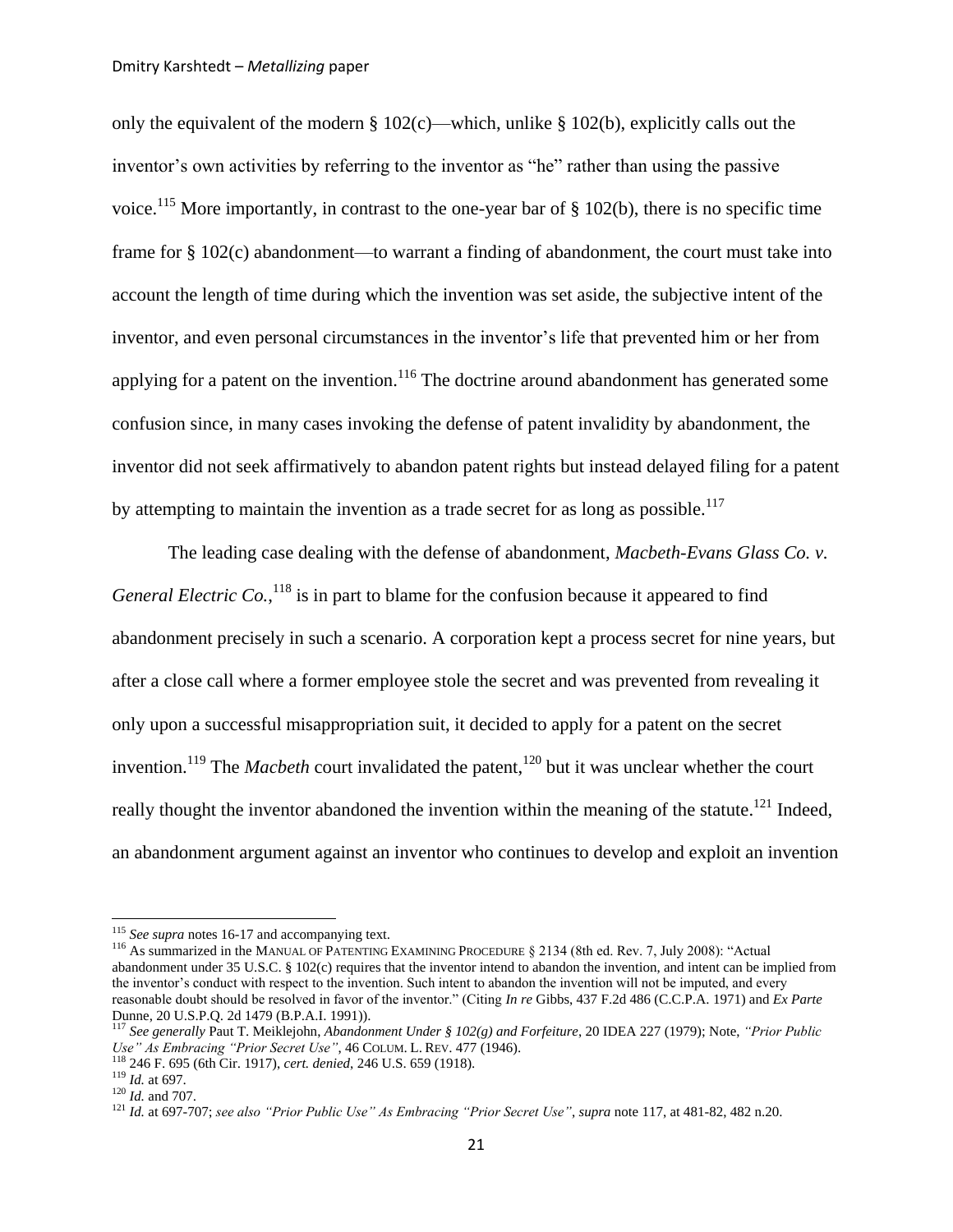only the equivalent of the modern § 102(c)—which, unlike § 102(b), explicitly calls out the inventor's own activities by referring to the inventor as "he" rather than using the passive voice.[115] More importantly, in contrast to the one-year bar of § 102(b), there is no specific time frame for § 102(c) abandonment—to warrant a finding of abandonment, the court must take into account the length of time during which the invention was set aside, the subjective intent of the inventor, and even personal circumstances in the inventor's life that prevented him or her from applying for a patent on the invention.[116] The doctrine around abandonment has generated some confusion since, in many cases invoking the defense of patent invalidity by abandonment, the inventor did not seek affirmatively to abandon patent rights but instead delayed filing for a patent by attempting to maintain the invention as a trade secret for as long as possible.[117]

The leading case dealing with the defense of abandonment, *Macbeth-Evans Glass Co. v. General Electric Co.*,[118] is in part to blame for the confusion because it appeared to find abandonment precisely in such a scenario. A corporation kept a process secret for nine years, but after a close call where a former employee stole the secret and was prevented from revealing it only upon a successful misappropriation suit, it decided to apply for a patent on the secret invention.[119] The *Macbeth* court invalidated the patent,[120] but it was unclear whether the court really thought the inventor abandoned the invention within the meaning of the statute.[121] Indeed, an abandonment argument against an inventor who continues to develop and exploit an invention

---

[115] *See supra* notes 16-17 and accompanying text.

[116] As summarized in the MANUAL OF PATENTING EXAMINING PROCEDURE § 2134 (8th ed. Rev. 7, July 2008): "Actual abandonment under 35 U.S.C. § 102(c) requires that the inventor intend to abandon the invention, and intent can be implied from the inventor's conduct with respect to the invention. Such intent to abandon the invention will not be imputed, and every reasonable doubt should be resolved in favor of the inventor." (Citing *In re* Gibbs, 437 F.2d 486 (C.C.P.A. 1971) and *Ex Parte* Dunne, 20 U.S.P.Q. 2d 1479 (B.P.A.I. 1991)).

[117] *See generally* Paut T. Meiklejohn, *Abandonment Under § 102(g) and Forfeiture*, 20 IDEA 227 (1979); Note, *"Prior Public Use" As Embracing "Prior Secret Use"*, 46 COLUM. L. REV. 477 (1946).

[118] 246 F. 695 (6th Cir. 1917), *cert. denied*, 246 U.S. 659 (1918).

[119] *Id.* at 697.

[120] *Id.* and 707.

[121] *Id.* at 697-707; *see also "Prior Public Use" As Embracing "Prior Secret Use"*, *supra* note 117, at 481-82, 482 n.20.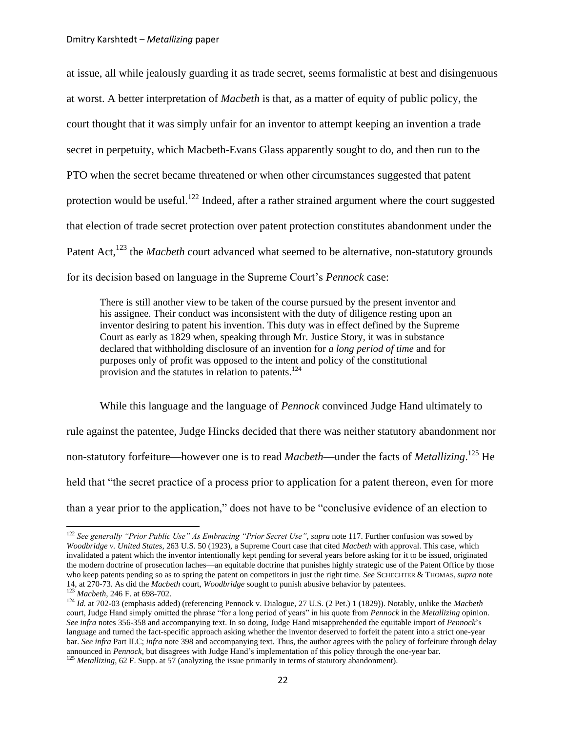at issue, all while jealously guarding it as trade secret, seems formalistic at best and disingenuous at worst. A better interpretation of *Macbeth* is that, as a matter of equity of public policy, the court thought that it was simply unfair for an inventor to attempt keeping an invention a trade secret in perpetuity, which Macbeth-Evans Glass apparently sought to do, and then run to the PTO when the secret became threatened or when other circumstances suggested that patent protection would be useful.[122] Indeed, after a rather strained argument where the court suggested that election of trade secret protection over patent protection constitutes abandonment under the Patent Act,[123] the *Macbeth* court advanced what seemed to be alternative, non-statutory grounds for its decision based on language in the Supreme Court's *Pennock* case:

> There is still another view to be taken of the course pursued by the present inventor and his assignee. Their conduct was inconsistent with the duty of diligence resting upon an inventor desiring to patent his invention. This duty was in effect defined by the Supreme Court as early as 1829 when, speaking through Mr. Justice Story, it was in substance declared that withholding disclosure of an invention for *a long period of time* and for purposes only of profit was opposed to the intent and policy of the constitutional provision and the statutes in relation to patents.[124]

While this language and the language of *Pennock* convinced Judge Hand ultimately to rule against the patentee, Judge Hincks decided that there was neither statutory abandonment nor non-statutory forfeiture—however one is to read *Macbeth*—under the facts of *Metallizing*.[125] He held that "the secret practice of a process prior to application for a patent thereon, even for more than a year prior to the application," does not have to be "conclusive evidence of an election to

---

[122] *See generally "Prior Public Use" As Embracing "Prior Secret Use"*, *supra* note 117. Further confusion was sowed by *Woodbridge v. United States*, 263 U.S. 50 (1923), a Supreme Court case that cited *Macbeth* with approval. This case, which invalidated a patent which the inventor intentionally kept pending for several years before asking for it to be issued, originated the modern doctrine of prosecution laches—an equitable doctrine that punishes highly strategic use of the Patent Office by those who keep patents pending so as to spring the patent on competitors in just the right time. *See* SCHECHTER & THOMAS, *supra* note 14, at 270-73. As did the *Macbeth* court, *Woodbridge* sought to punish abusive behavior by patentees.

[123] *Macbeth*, 246 F. at 698-702.

[124] *Id.* at 702-03 (emphasis added) (referencing Pennock v. Dialogue, 27 U.S. (2 Pet.) 1 (1829)). Notably, unlike the *Macbeth* court, Judge Hand simply omitted the phrase "for a long period of years" in his quote from *Pennock* in the *Metallizing* opinion. *See infra* notes 356-358 and accompanying text. In so doing, Judge Hand misapprehended the equitable import of *Pennock*'s language and turned the fact-specific approach asking whether the inventor deserved to forfeit the patent into a strict one-year bar. *See infra* Part II.C; *infra* note 398 and accompanying text. Thus, the author agrees with the policy of forfeiture through delay announced in *Pennock*, but disagrees with Judge Hand's implementation of this policy through the one-year bar.

[125] *Metallizing*, 62 F. Supp. at 57 (analyzing the issue primarily in terms of statutory abandonment).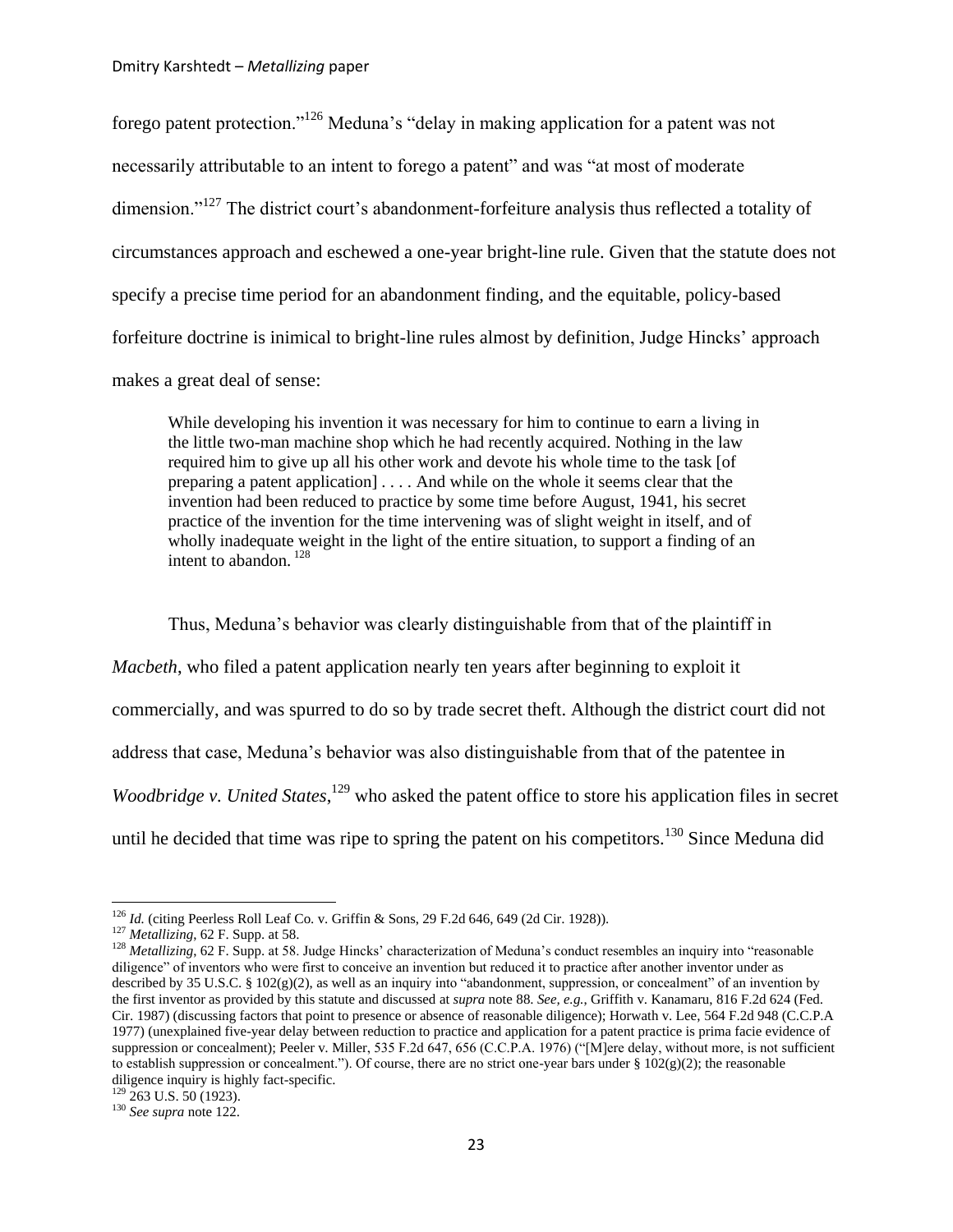forego patent protection."[126] Meduna's "delay in making application for a patent was not necessarily attributable to an intent to forego a patent" and was "at most of moderate dimension."[127] The district court's abandonment-forfeiture analysis thus reflected a totality of circumstances approach and eschewed a one-year bright-line rule. Given that the statute does not specify a precise time period for an abandonment finding, and the equitable, policy-based forfeiture doctrine is inimical to bright-line rules almost by definition, Judge Hincks' approach makes a great deal of sense:

> While developing his invention it was necessary for him to continue to earn a living in the little two-man machine shop which he had recently acquired. Nothing in the law required him to give up all his other work and devote his whole time to the task [of preparing a patent application] . . . . And while on the whole it seems clear that the invention had been reduced to practice by some time before August, 1941, his secret practice of the invention for the time intervening was of slight weight in itself, and of wholly inadequate weight in the light of the entire situation, to support a finding of an intent to abandon. [128]

Thus, Meduna's behavior was clearly distinguishable from that of the plaintiff in *Macbeth*, who filed a patent application nearly ten years after beginning to exploit it commercially, and was spurred to do so by trade secret theft. Although the district court did not address that case, Meduna's behavior was also distinguishable from that of the patentee in *Woodbridge v. United States*,[129] who asked the patent office to store his application files in secret until he decided that time was ripe to spring the patent on his competitors.[130] Since Meduna did

---

[126] *Id.* (citing Peerless Roll Leaf Co. v. Griffin & Sons, 29 F.2d 646, 649 (2d Cir. 1928)).

[127] *Metallizing*, 62 F. Supp. at 58.

[128] *Metallizing*, 62 F. Supp. at 58. Judge Hincks' characterization of Meduna's conduct resembles an inquiry into "reasonable diligence" of inventors who were first to conceive an invention but reduced it to practice after another inventor under as described by 35 U.S.C. § 102(g)(2), as well as an inquiry into "abandonment, suppression, or concealment" of an invention by the first inventor as provided by this statute and discussed at *supra* note 88. *See, e.g.,* Griffith v. Kanamaru, 816 F.2d 624 (Fed. Cir. 1987) (discussing factors that point to presence or absence of reasonable diligence); Horwath v. Lee, 564 F.2d 948 (C.C.P.A 1977) (unexplained five-year delay between reduction to practice and application for a patent practice is prima facie evidence of suppression or concealment); Peeler v. Miller, 535 F.2d 647, 656 (C.C.P.A. 1976) ("[M]ere delay, without more, is not sufficient to establish suppression or concealment."). Of course, there are no strict one-year bars under § 102(g)(2); the reasonable diligence inquiry is highly fact-specific.

[129] 263 U.S. 50 (1923).

[130] *See supra* note 122.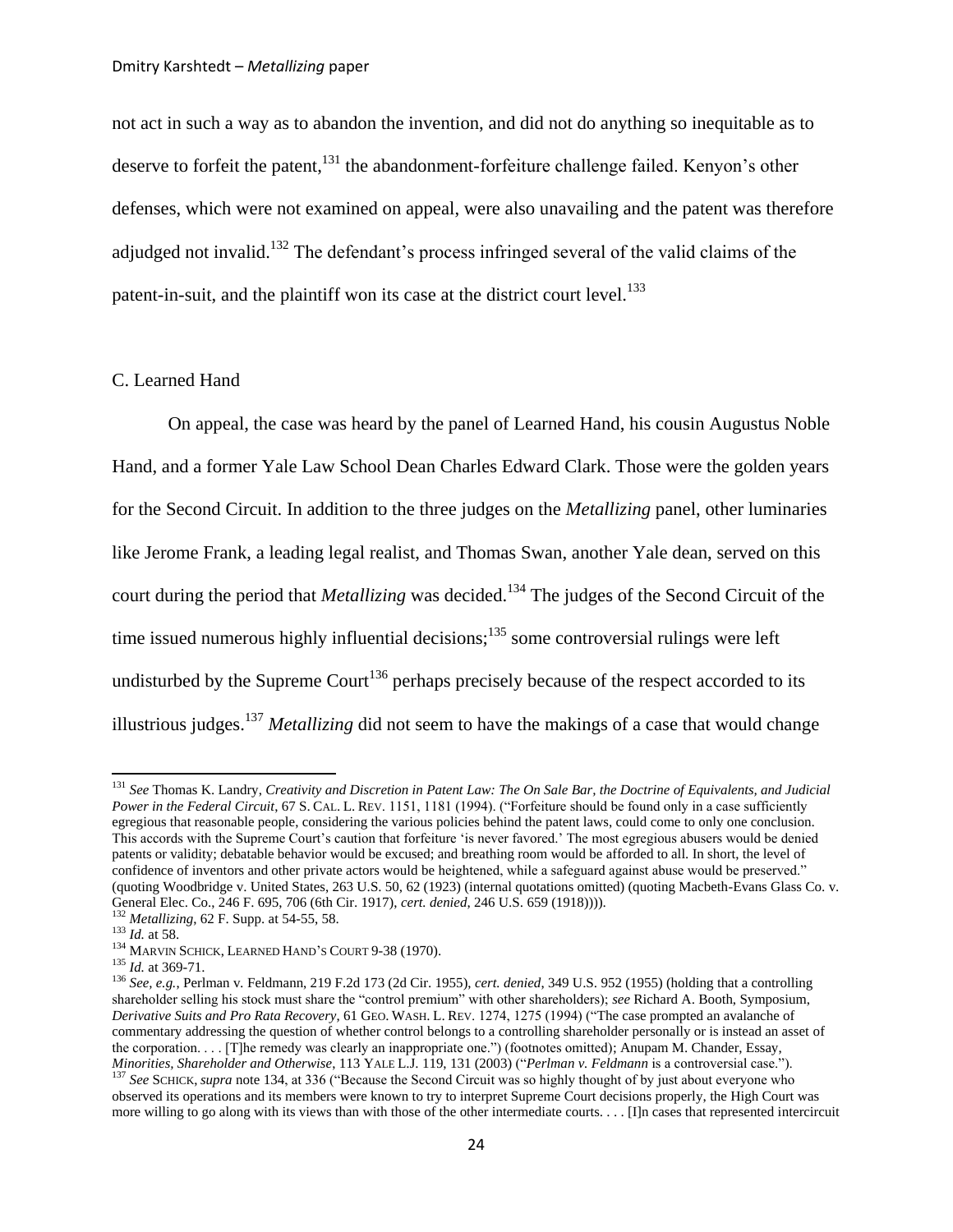not act in such a way as to abandon the invention, and did not do anything so inequitable as to deserve to forfeit the patent,[131] the abandonment-forfeiture challenge failed. Kenyon's other defenses, which were not examined on appeal, were also unavailing and the patent was therefore adjudged not invalid.[132] The defendant's process infringed several of the valid claims of the patent-in-suit, and the plaintiff won its case at the district court level.[133]

## C. Learned Hand

On appeal, the case was heard by the panel of Learned Hand, his cousin Augustus Noble Hand, and a former Yale Law School Dean Charles Edward Clark. Those were the golden years for the Second Circuit. In addition to the three judges on the *Metallizing* panel, other luminaries like Jerome Frank, a leading legal realist, and Thomas Swan, another Yale dean, served on this court during the period that *Metallizing* was decided.[134] The judges of the Second Circuit of the time issued numerous highly influential decisions;[135] some controversial rulings were left undisturbed by the Supreme Court[136] perhaps precisely because of the respect accorded to its illustrious judges.[137] *Metallizing* did not seem to have the makings of a case that would change

---

[131] *See* Thomas K. Landry, *Creativity and Discretion in Patent Law: The On Sale Bar, the Doctrine of Equivalents, and Judicial Power in the Federal Circuit*, 67 S. CAL. L. REV. 1151, 1181 (1994). ("Forfeiture should be found only in a case sufficiently egregious that reasonable people, considering the various policies behind the patent laws, could come to only one conclusion. This accords with the Supreme Court's caution that forfeiture 'is never favored.' The most egregious abusers would be denied patents or validity; debatable behavior would be excused; and breathing room would be afforded to all. In short, the level of confidence of inventors and other private actors would be heightened, while a safeguard against abuse would be preserved." (quoting Woodbridge v. United States, 263 U.S. 50, 62 (1923) (internal quotations omitted) (quoting Macbeth-Evans Glass Co. v. General Elec. Co., 246 F. 695, 706 (6th Cir. 1917), *cert. denied*, 246 U.S. 659 (1918)))).

[132] *Metallizing*, 62 F. Supp. at 54-55, 58.

[133] *Id.* at 58.

[134] MARVIN SCHICK, LEARNED HAND'S COURT 9-38 (1970).

[135] *Id.* at 369-71.

[136] *See, e.g.*, Perlman v. Feldmann, 219 F.2d 173 (2d Cir. 1955), *cert. denied*, 349 U.S. 952 (1955) (holding that a controlling shareholder selling his stock must share the "control premium" with other shareholders); *see* Richard A. Booth, Symposium, *Derivative Suits and Pro Rata Recovery*, 61 GEO. WASH. L. REV. 1274, 1275 (1994) ("The case prompted an avalanche of commentary addressing the question of whether control belongs to a controlling shareholder personally or is instead an asset of the corporation. . . . [T]he remedy was clearly an inappropriate one.") (footnotes omitted); Anupam M. Chander, Essay, *Minorities, Shareholder and Otherwise*, 113 YALE L.J. 119, 131 (2003) ("*Perlman v. Feldmann* is a controversial case.").

[137] *See* SCHICK, *supra* note 134, at 336 ("Because the Second Circuit was so highly thought of by just about everyone who observed its operations and its members were known to try to interpret Supreme Court decisions properly, the High Court was more willing to go along with its views than with those of the other intermediate courts. . . . [I]n cases that represented intercircuit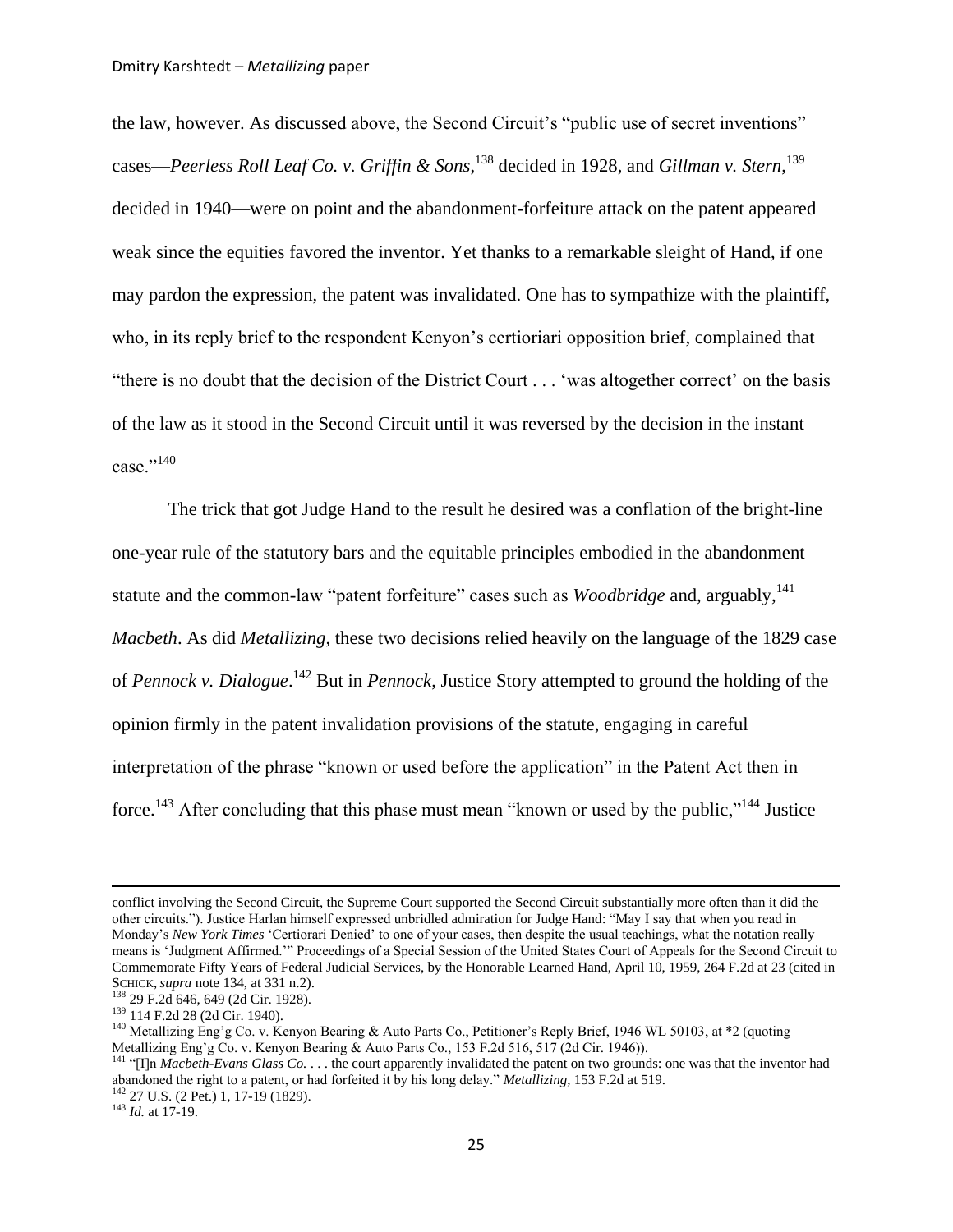the law, however. As discussed above, the Second Circuit's "public use of secret inventions" cases—*Peerless Roll Leaf Co. v. Griffin & Sons*,[138] decided in 1928, and *Gillman v. Stern*,[139] decided in 1940—were on point and the abandonment-forfeiture attack on the patent appeared weak since the equities favored the inventor. Yet thanks to a remarkable sleight of Hand, if one may pardon the expression, the patent was invalidated. One has to sympathize with the plaintiff, who, in its reply brief to the respondent Kenyon's certioriari opposition brief, complained that "there is no doubt that the decision of the District Court . . . 'was altogether correct' on the basis of the law as it stood in the Second Circuit until it was reversed by the decision in the instant case."[140]

The trick that got Judge Hand to the result he desired was a conflation of the bright-line one-year rule of the statutory bars and the equitable principles embodied in the abandonment statute and the common-law "patent forfeiture" cases such as *Woodbridge* and, arguably,[141] *Macbeth*. As did *Metallizing*, these two decisions relied heavily on the language of the 1829 case of *Pennock v. Dialogue*.[142] But in *Pennock*, Justice Story attempted to ground the holding of the opinion firmly in the patent invalidation provisions of the statute, engaging in careful interpretation of the phrase "known or used before the application" in the Patent Act then in force.[143] After concluding that this phase must mean "known or used by the public,"[144] Justice

---

conflict involving the Second Circuit, the Supreme Court supported the Second Circuit substantially more often than it did the other circuits."). Justice Harlan himself expressed unbridled admiration for Judge Hand: "May I say that when you read in Monday's *New York Times* 'Certiorari Denied' to one of your cases, then despite the usual teachings, what the notation really means is 'Judgment Affirmed.'" Proceedings of a Special Session of the United States Court of Appeals for the Second Circuit to Commemorate Fifty Years of Federal Judicial Services, by the Honorable Learned Hand, April 10, 1959, 264 F.2d at 23 (cited in SCHICK, *supra* note 134, at 331 n.2).

[138] 29 F.2d 646, 649 (2d Cir. 1928).

[139] 114 F.2d 28 (2d Cir. 1940).

[140] Metallizing Eng'g Co. v. Kenyon Bearing & Auto Parts Co., Petitioner's Reply Brief, 1946 WL 50103, at *2 (quoting Metallizing Eng'g Co. v. Kenyon Bearing & Auto Parts Co., 153 F.2d 516, 517 (2d Cir. 1946)).

[141] "[I]n *Macbeth-Evans Glass Co.* . . . the court apparently invalidated the patent on two grounds: one was that the inventor had abandoned the right to a patent, or had forfeited it by his long delay." *Metallizing*, 153 F.2d at 519.

[142] 27 U.S. (2 Pet.) 1, 17-19 (1829).

[143] *Id.* at 17-19.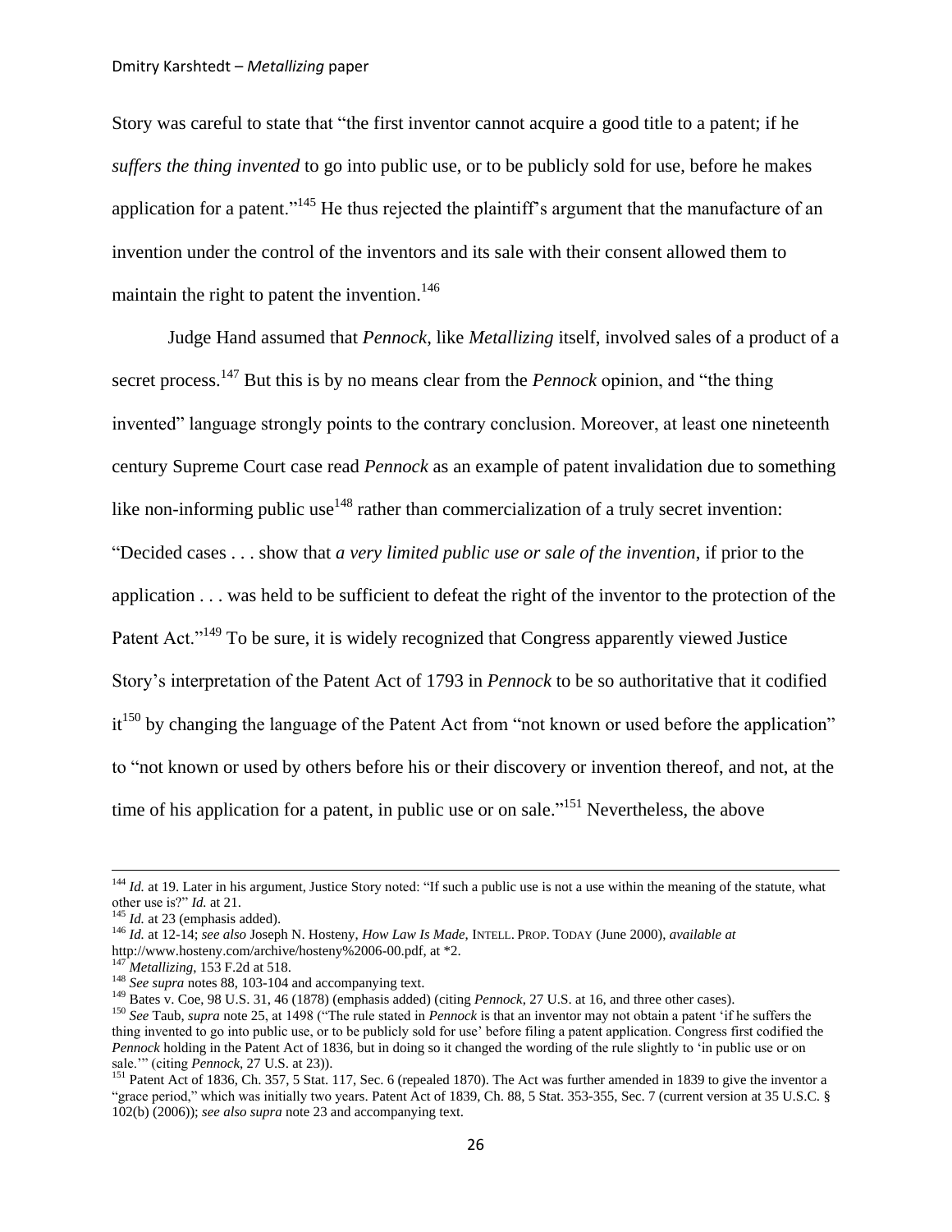Story was careful to state that "the first inventor cannot acquire a good title to a patent; if he *suffers the thing invented* to go into public use, or to be publicly sold for use, before he makes application for a patent."[145] He thus rejected the plaintiff's argument that the manufacture of an invention under the control of the inventors and its sale with their consent allowed them to maintain the right to patent the invention.[146]

Judge Hand assumed that *Pennock*, like *Metallizing* itself, involved sales of a product of a secret process.[147] But this is by no means clear from the *Pennock* opinion, and "the thing invented" language strongly points to the contrary conclusion. Moreover, at least one nineteenth century Supreme Court case read *Pennock* as an example of patent invalidation due to something like non-informing public use[148] rather than commercialization of a truly secret invention: "Decided cases . . . show that *a very limited public use or sale of the invention*, if prior to the application . . . was held to be sufficient to defeat the right of the inventor to the protection of the Patent Act."[149] To be sure, it is widely recognized that Congress apparently viewed Justice Story's interpretation of the Patent Act of 1793 in *Pennock* to be so authoritative that it codified it[150] by changing the language of the Patent Act from "not known or used before the application" to "not known or used by others before his or their discovery or invention thereof, and not, at the time of his application for a patent, in public use or on sale."[151] Nevertheless, the above

---

[144] *Id.* at 19. Later in his argument, Justice Story noted: "If such a public use is not a use within the meaning of the statute, what other use is?" *Id.* at 21.

[145] *Id.* at 23 (emphasis added).

[146] *Id.* at 12-14; *see also* Joseph N. Hosteny, *How Law Is Made*, INTELL. PROP. TODAY (June 2000), *available at* http://www.hosteny.com/archive/hosteny%2006-00.pdf, at *2.

[147] *Metallizing*, 153 F.2d at 518.

[148] *See supra* notes 88, 103-104 and accompanying text.

[149] Bates v. Coe, 98 U.S. 31, 46 (1878) (emphasis added) (citing *Pennock*, 27 U.S. at 16, and three other cases).

[150] *See* Taub, *supra* note 25, at 1498 ("The rule stated in *Pennock* is that an inventor may not obtain a patent 'if he suffers the thing invented to go into public use, or to be publicly sold for use' before filing a patent application. Congress first codified the *Pennock* holding in the Patent Act of 1836, but in doing so it changed the wording of the rule slightly to 'in public use or on sale.'" (citing *Pennock*, 27 U.S. at 23)).

[151] Patent Act of 1836, Ch. 357, 5 Stat. 117, Sec. 6 (repealed 1870). The Act was further amended in 1839 to give the inventor a "grace period," which was initially two years. Patent Act of 1839, Ch. 88, 5 Stat. 353-355, Sec. 7 (current version at 35 U.S.C. § 102(b) (2006)); *see also supra* note 23 and accompanying text.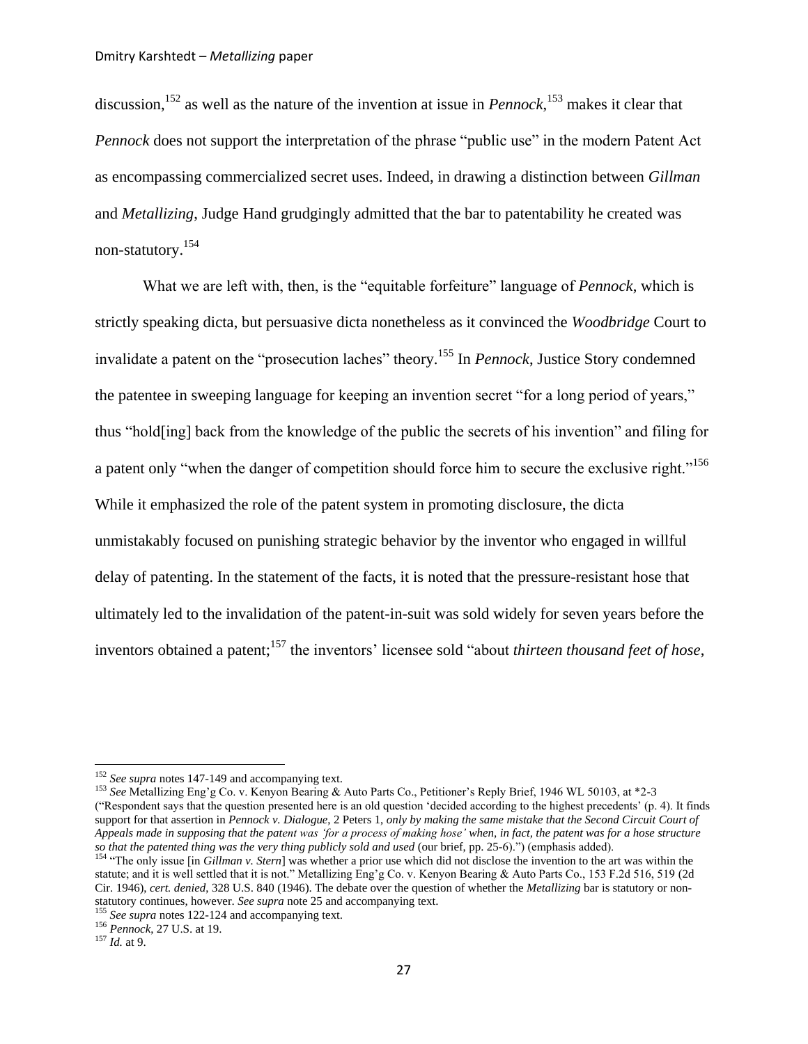discussion,[152] as well as the nature of the invention at issue in *Pennock*,[153] makes it clear that *Pennock* does not support the interpretation of the phrase "public use" in the modern Patent Act as encompassing commercialized secret uses. Indeed, in drawing a distinction between *Gillman* and *Metallizing*, Judge Hand grudgingly admitted that the bar to patentability he created was non-statutory.[154]

What we are left with, then, is the "equitable forfeiture" language of *Pennock*, which is strictly speaking dicta, but persuasive dicta nonetheless as it convinced the *Woodbridge* Court to invalidate a patent on the "prosecution laches" theory.[155] In *Pennock*, Justice Story condemned the patentee in sweeping language for keeping an invention secret "for a long period of years," thus "hold[ing] back from the knowledge of the public the secrets of his invention" and filing for a patent only "when the danger of competition should force him to secure the exclusive right."[156] While it emphasized the role of the patent system in promoting disclosure, the dicta unmistakably focused on punishing strategic behavior by the inventor who engaged in willful delay of patenting. In the statement of the facts, it is noted that the pressure-resistant hose that ultimately led to the invalidation of the patent-in-suit was sold widely for seven years before the inventors obtained a patent;[157] the inventors' licensee sold "about *thirteen thousand feet of hose*,

---

[152] *See supra* notes 147-149 and accompanying text.

[153] *See* Metallizing Eng'g Co. v. Kenyon Bearing & Auto Parts Co., Petitioner's Reply Brief, 1946 WL 50103, at *2-3 ("Respondent says that the question presented here is an old question 'decided according to the highest precedents' (p. 4). It finds support for that assertion in *Pennock v. Dialogue*, 2 Peters 1, *only by making the same mistake that the Second Circuit Court of Appeals made in supposing that the patent was 'for a process of making hose' when, in fact, the patent was for a hose structure so that the patented thing was the very thing publicly sold and used* (our brief, pp. 25-6).") (emphasis added).

[154] "The only issue [in *Gillman v. Stern*] was whether a prior use which did not disclose the invention to the art was within the statute; and it is well settled that it is not." Metallizing Eng'g Co. v. Kenyon Bearing & Auto Parts Co., 153 F.2d 516, 519 (2d Cir. 1946), *cert. denied*, 328 U.S. 840 (1946). The debate over the question of whether the *Metallizing* bar is statutory or non-statutory continues, however. *See supra* note 25 and accompanying text.

[155] *See supra* notes 122-124 and accompanying text.

[156] *Pennock*, 27 U.S. at 19.

[157] *Id.* at 9.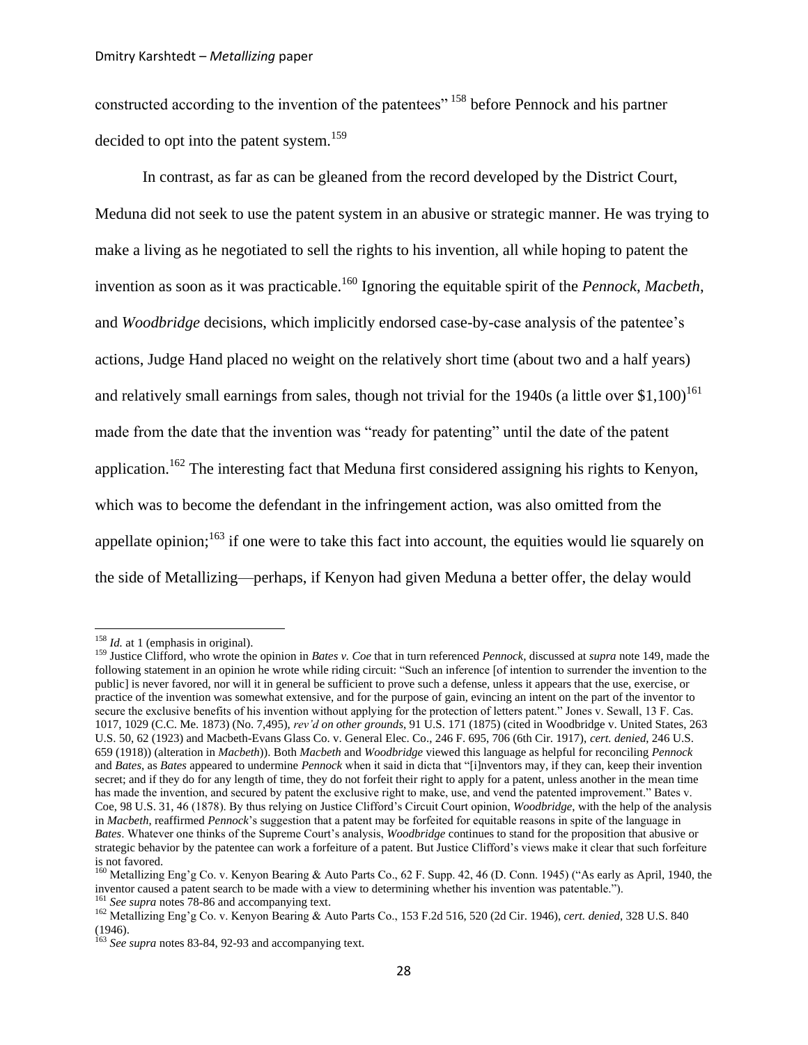constructed according to the invention of the patentees"[158] before Pennock and his partner decided to opt into the patent system.[159]

In contrast, as far as can be gleaned from the record developed by the District Court, Meduna did not seek to use the patent system in an abusive or strategic manner. He was trying to make a living as he negotiated to sell the rights to his invention, all while hoping to patent the invention as soon as it was practicable.[160] Ignoring the equitable spirit of the *Pennock*, *Macbeth*, and *Woodbridge* decisions, which implicitly endorsed case-by-case analysis of the patentee's actions, Judge Hand placed no weight on the relatively short time (about two and a half years) and relatively small earnings from sales, though not trivial for the 1940s (a little over $1,100)[161] made from the date that the invention was "ready for patenting" until the date of the patent application.[162] The interesting fact that Meduna first considered assigning his rights to Kenyon, which was to become the defendant in the infringement action, was also omitted from the appellate opinion;[163] if one were to take this fact into account, the equities would lie squarely on the side of Metallizing—perhaps, if Kenyon had given Meduna a better offer, the delay would

---

[158] *Id.* at 1 (emphasis in original).

[159] Justice Clifford, who wrote the opinion in *Bates v. Coe* that in turn referenced *Pennock*, discussed at *supra* note 149, made the following statement in an opinion he wrote while riding circuit: "Such an inference [of intention to surrender the invention to the public] is never favored, nor will it in general be sufficient to prove such a defense, unless it appears that the use, exercise, or practice of the invention was somewhat extensive, and for the purpose of gain, evincing an intent on the part of the inventor to secure the exclusive benefits of his invention without applying for the protection of letters patent." Jones v. Sewall, 13 F. Cas. 1017, 1029 (C.C. Me. 1873) (No. 7,495), *rev'd on other grounds*, 91 U.S. 171 (1875) (cited in Woodbridge v. United States, 263 U.S. 50, 62 (1923) and Macbeth-Evans Glass Co. v. General Elec. Co., 246 F. 695, 706 (6th Cir. 1917), *cert. denied*, 246 U.S. 659 (1918)) (alteration in *Macbeth*)). Both *Macbeth* and *Woodbridge* viewed this language as helpful for reconciling *Pennock* and *Bates*, as *Bates* appeared to undermine *Pennock* when it said in dicta that "[i]nventors may, if they can, keep their invention secret; and if they do for any length of time, they do not forfeit their right to apply for a patent, unless another in the mean time has made the invention, and secured by patent the exclusive right to make, use, and vend the patented improvement." Bates v. Coe, 98 U.S. 31, 46 (1878). By thus relying on Justice Clifford's Circuit Court opinion, *Woodbridge*, with the help of the analysis in *Macbeth*, reaffirmed *Pennock*'s suggestion that a patent may be forfeited for equitable reasons in spite of the language in *Bates*. Whatever one thinks of the Supreme Court's analysis, *Woodbridge* continues to stand for the proposition that abusive or strategic behavior by the patentee can work a forfeiture of a patent. But Justice Clifford's views make it clear that such forfeiture is not favored.

[160] Metallizing Eng'g Co. v. Kenyon Bearing & Auto Parts Co., 62 F. Supp. 42, 46 (D. Conn. 1945) ("As early as April, 1940, the inventor caused a patent search to be made with a view to determining whether his invention was patentable.").

[161] *See supra* notes 78-86 and accompanying text.

[162] Metallizing Eng'g Co. v. Kenyon Bearing & Auto Parts Co., 153 F.2d 516, 520 (2d Cir. 1946), *cert. denied*, 328 U.S. 840 (1946).

[163] *See supra* notes 83-84, 92-93 and accompanying text.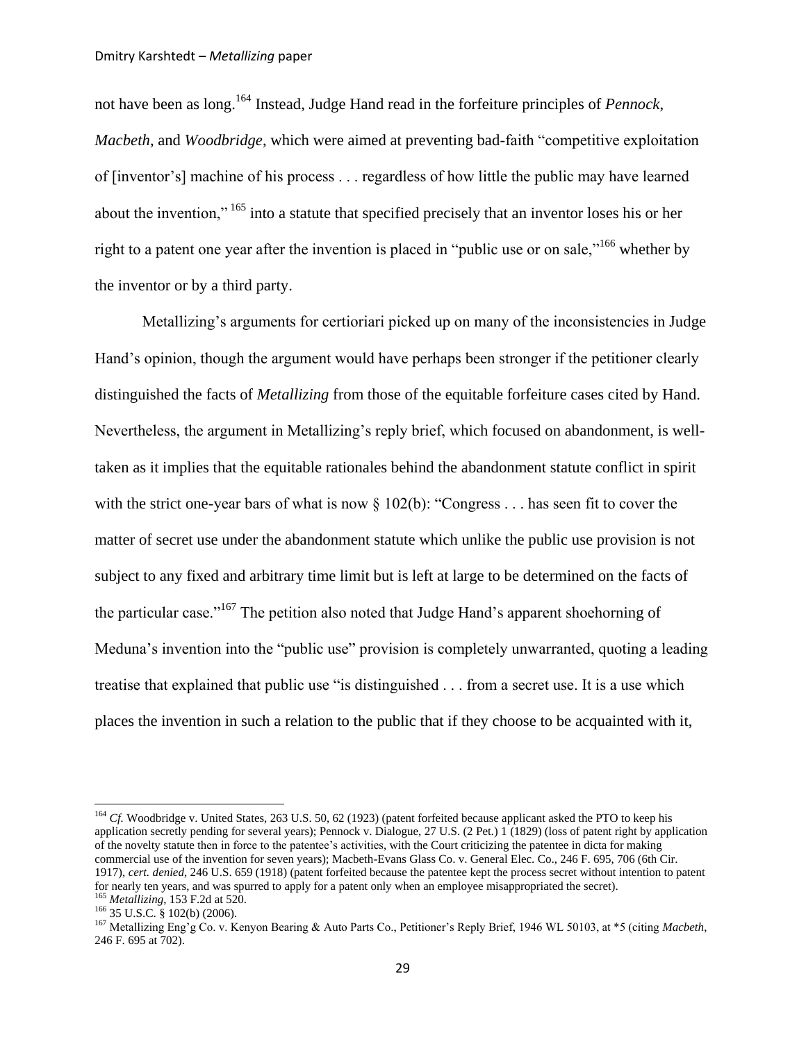not have been as long.[164] Instead, Judge Hand read in the forfeiture principles of *Pennock*, *Macbeth*, and *Woodbridge*, which were aimed at preventing bad-faith "competitive exploitation of [inventor's] machine of his process . . . regardless of how little the public may have learned about the invention,"[165] into a statute that specified precisely that an inventor loses his or her right to a patent one year after the invention is placed in "public use or on sale,"[166] whether by the inventor or by a third party.

Metallizing's arguments for certiorari picked up on many of the inconsistencies in Judge Hand's opinion, though the argument would have perhaps been stronger if the petitioner clearly distinguished the facts of *Metallizing* from those of the equitable forfeiture cases cited by Hand. Nevertheless, the argument in Metallizing's reply brief, which focused on abandonment, is well-taken as it implies that the equitable rationales behind the abandonment statute conflict in spirit with the strict one-year bars of what is now § 102(b): "Congress . . . has seen fit to cover the matter of secret use under the abandonment statute which unlike the public use provision is not subject to any fixed and arbitrary time limit but is left at large to be determined on the facts of the particular case."[167] The petition also noted that Judge Hand's apparent shoehorning of Meduna's invention into the "public use" provision is completely unwarranted, quoting a leading treatise that explained that public use "is distinguished . . . from a secret use. It is a use which places the invention in such a relation to the public that if they choose to be acquainted with it,

---

[164] *Cf.* Woodbridge v. United States, 263 U.S. 50, 62 (1923) (patent forfeited because applicant asked the PTO to keep his application secretly pending for several years); Pennock v. Dialogue, 27 U.S. (2 Pet.) 1 (1829) (loss of patent right by application of the novelty statute then in force to the patentee's activities, with the Court criticizing the patentee in dicta for making commercial use of the invention for seven years); Macbeth-Evans Glass Co. v. General Elec. Co., 246 F. 695, 706 (6th Cir. 1917), *cert. denied*, 246 U.S. 659 (1918) (patent forfeited because the patentee kept the process secret without intention to patent for nearly ten years, and was spurred to apply for a patent only when an employee misappropriated the secret).

[165] *Metallizing*, 153 F.2d at 520.

[166] 35 U.S.C. § 102(b) (2006).

[167] Metallizing Eng'g Co. v. Kenyon Bearing & Auto Parts Co., Petitioner's Reply Brief, 1946 WL 50103, at *5 (citing *Macbeth*, 246 F. 695 at 702).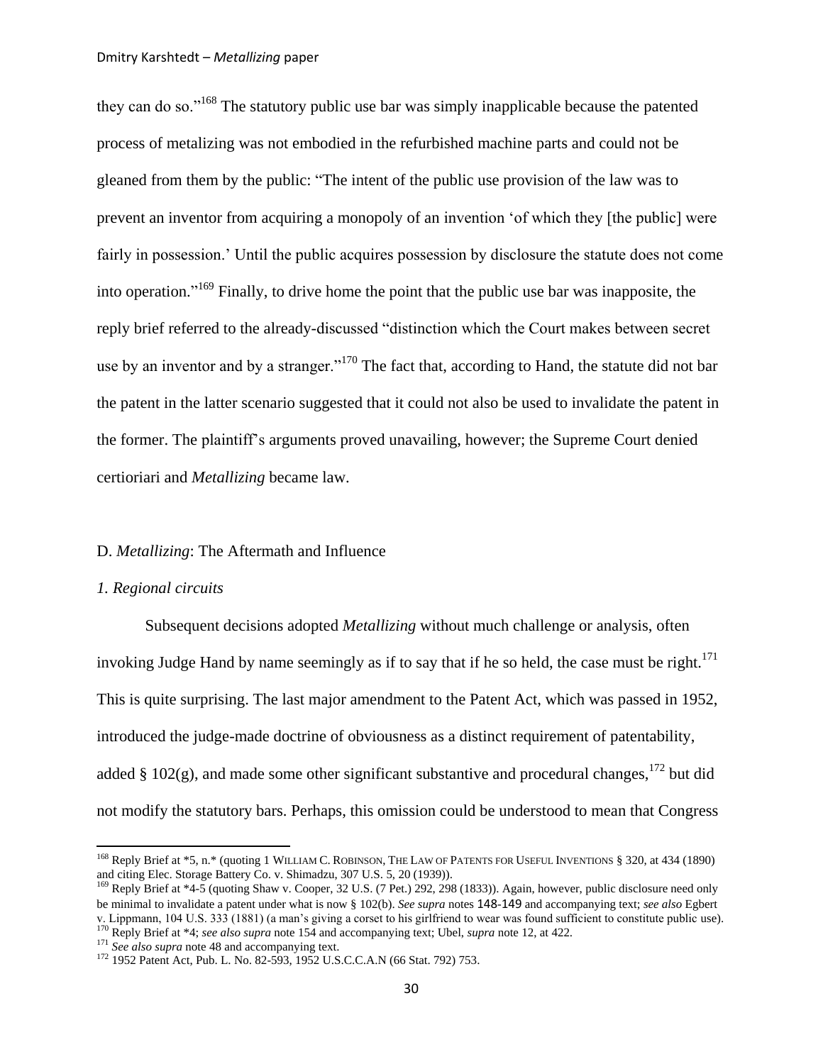they can do so."[168] The statutory public use bar was simply inapplicable because the patented process of metalizing was not embodied in the refurbished machine parts and could not be gleaned from them by the public: "The intent of the public use provision of the law was to prevent an inventor from acquiring a monopoly of an invention 'of which they [the public] were fairly in possession.' Until the public acquires possession by disclosure the statute does not come into operation."[169] Finally, to drive home the point that the public use bar was inapposite, the reply brief referred to the already-discussed "distinction which the Court makes between secret use by an inventor and by a stranger."[170] The fact that, according to Hand, the statute did not bar the patent in the latter scenario suggested that it could not also be used to invalidate the patent in the former. The plaintiff's arguments proved unavailing, however; the Supreme Court denied certioriari and *Metallizing* became law.

## D. *Metallizing*: The Aftermath and Influence

### *1. Regional circuits*

Subsequent decisions adopted *Metallizing* without much challenge or analysis, often invoking Judge Hand by name seemingly as if to say that if he so held, the case must be right.[171] This is quite surprising. The last major amendment to the Patent Act, which was passed in 1952, introduced the judge-made doctrine of obviousness as a distinct requirement of patentability, added § 102(g), and made some other significant substantive and procedural changes,[172] but did not modify the statutory bars. Perhaps, this omission could be understood to mean that Congress

---

[168] Reply Brief at *5, n.* (quoting 1 WILLIAM C. ROBINSON, THE LAW OF PATENTS FOR USEFUL INVENTIONS § 320, at 434 (1890) and citing Elec. Storage Battery Co. v. Shimadzu, 307 U.S. 5, 20 (1939)).

[169] Reply Brief at *4-5 (quoting Shaw v. Cooper, 32 U.S. (7 Pet.) 292, 298 (1833)). Again, however, public disclosure need only be minimal to invalidate a patent under what is now § 102(b). *See supra* notes 148-149 and accompanying text; *see also* Egbert v. Lippmann, 104 U.S. 333 (1881) (a man's giving a corset to his girlfriend to wear was found sufficient to constitute public use).

[170] Reply Brief at *4; *see also supra* note 154 and accompanying text; Ubel, *supra* note 12, at 422.

[171] *See also supra* note 48 and accompanying text.

[172] 1952 Patent Act, Pub. L. No. 82-593, 1952 U.S.C.C.A.N (66 Stat. 792) 753.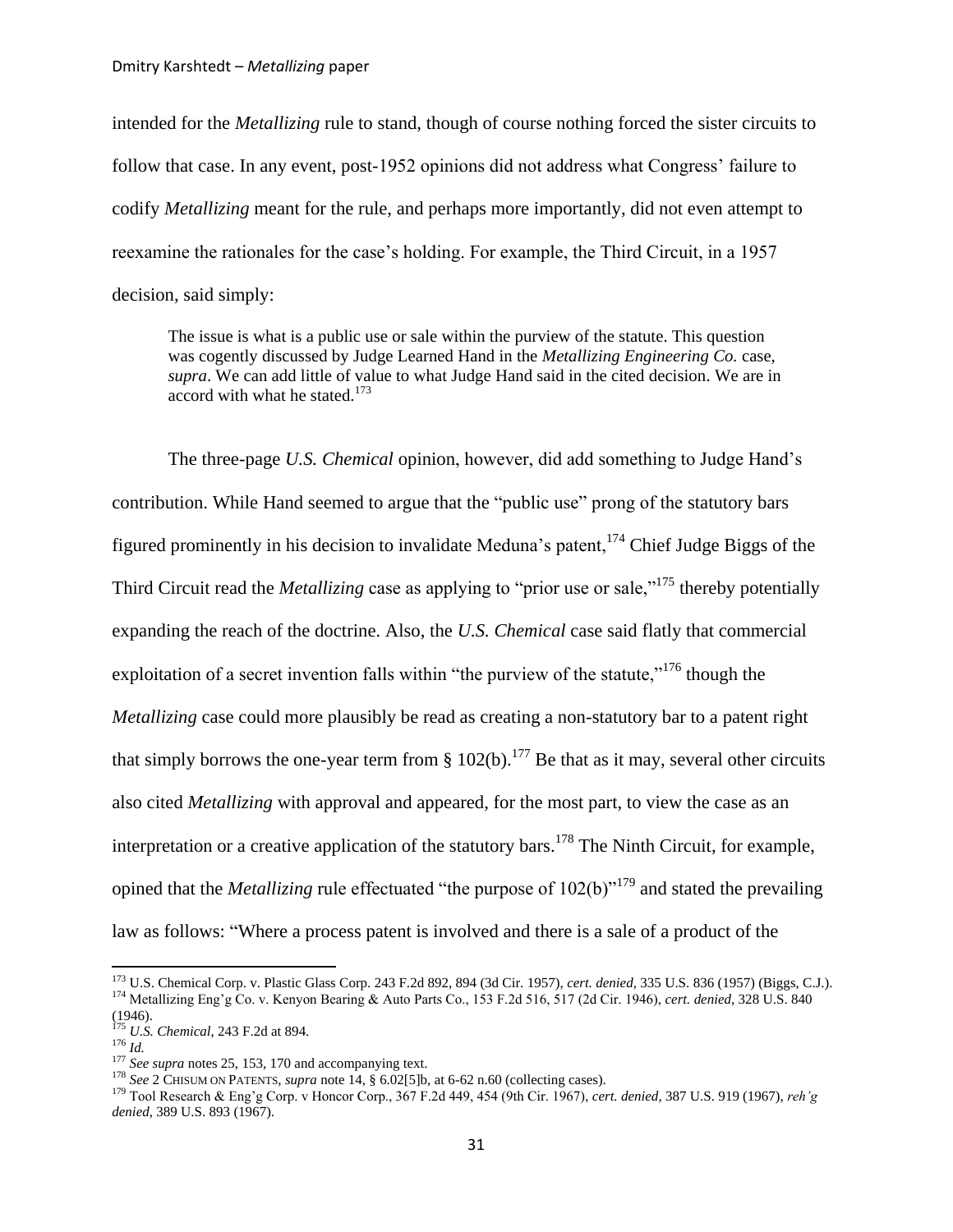intended for the *Metallizing* rule to stand, though of course nothing forced the sister circuits to follow that case. In any event, post-1952 opinions did not address what Congress' failure to codify *Metallizing* meant for the rule, and perhaps more importantly, did not even attempt to reexamine the rationales for the case's holding. For example, the Third Circuit, in a 1957 decision, said simply:

> The issue is what is a public use or sale within the purview of the statute. This question was cogently discussed by Judge Learned Hand in the *Metallizing Engineering Co.* case, *supra*. We can add little of value to what Judge Hand said in the cited decision. We are in accord with what he stated.[173]

The three-page *U.S. Chemical* opinion, however, did add something to Judge Hand's contribution. While Hand seemed to argue that the "public use" prong of the statutory bars figured prominently in his decision to invalidate Meduna's patent,[174] Chief Judge Biggs of the Third Circuit read the *Metallizing* case as applying to "prior use or sale,"[175] thereby potentially expanding the reach of the doctrine. Also, the *U.S. Chemical* case said flatly that commercial exploitation of a secret invention falls within "the purview of the statute,"[176] though the *Metallizing* case could more plausibly be read as creating a non-statutory bar to a patent right that simply borrows the one-year term from § 102(b).[177] Be that as it may, several other circuits also cited *Metallizing* with approval and appeared, for the most part, to view the case as an interpretation or a creative application of the statutory bars.[178] The Ninth Circuit, for example, opined that the *Metallizing* rule effectuated "the purpose of 102(b)"[179] and stated the prevailing law as follows: "Where a process patent is involved and there is a sale of a product of the

---

[173] U.S. Chemical Corp. v. Plastic Glass Corp. 243 F.2d 892, 894 (3d Cir. 1957), *cert. denied*, 335 U.S. 836 (1957) (Biggs, C.J.).

[174] Metallizing Eng'g Co. v. Kenyon Bearing & Auto Parts Co., 153 F.2d 516, 517 (2d Cir. 1946), *cert. denied*, 328 U.S. 840 (1946).

[175] *U.S. Chemical*, 243 F.2d at 894.

[176] *Id.*

[177] *See supra* notes 25, 153, 170 and accompanying text.

[178] *See* 2 CHISUM ON PATENTS, *supra* note 14, § 6.02[5]b, at 6-62 n.60 (collecting cases).

[179] Tool Research & Eng'g Corp. v Honcor Corp., 367 F.2d 449, 454 (9th Cir. 1967), *cert. denied*, 387 U.S. 919 (1967), *reh'g denied*, 389 U.S. 893 (1967).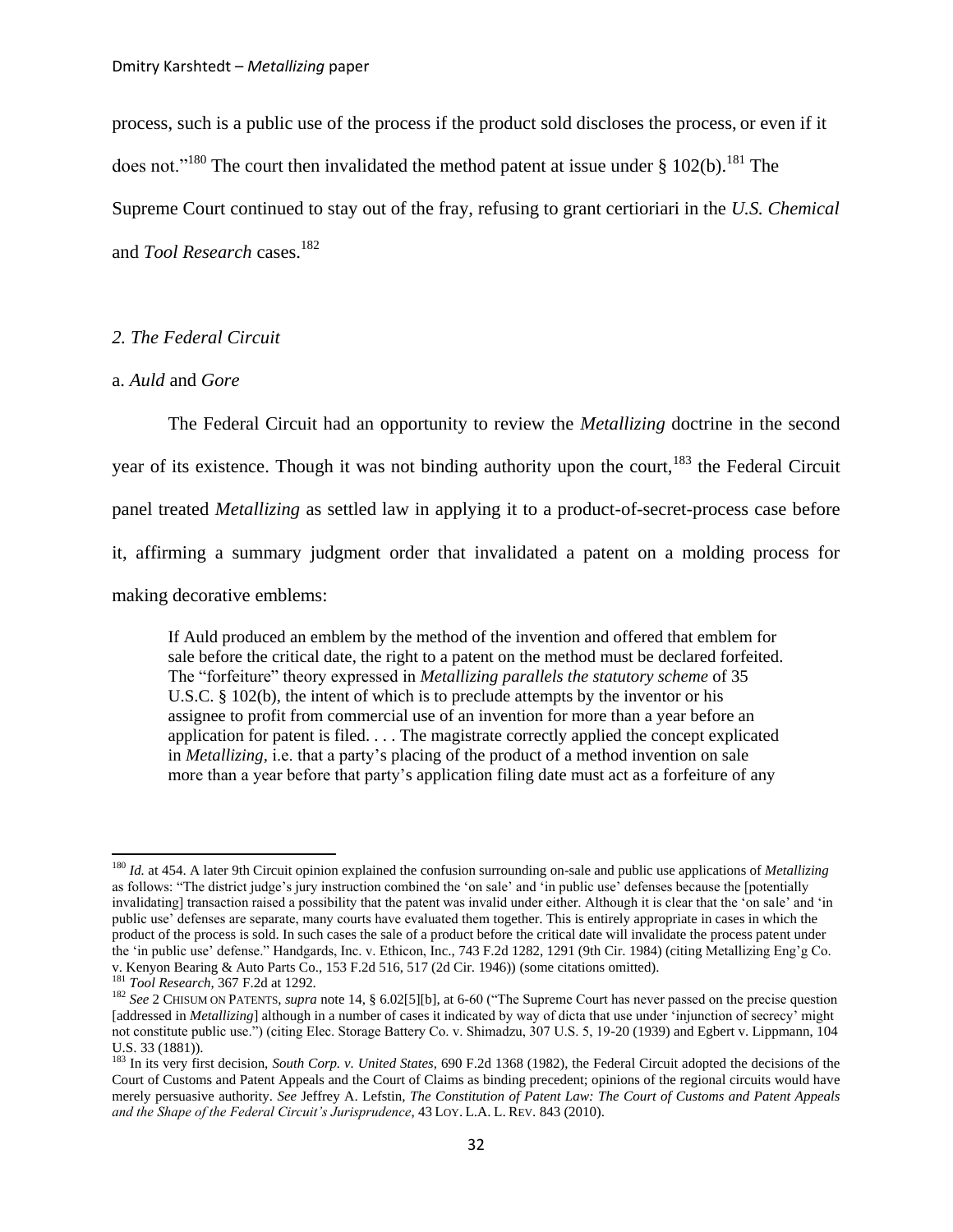process, such is a public use of the process if the product sold discloses the process, or even if it does not."[180] The court then invalidated the method patent at issue under § 102(b).[181] The Supreme Court continued to stay out of the fray, refusing to grant certioriari in the *U.S. Chemical* and *Tool Research* cases.[182]

*2. The Federal Circuit*

a. *Auld* and *Gore*

The Federal Circuit had an opportunity to review the *Metallizing* doctrine in the second year of its existence. Though it was not binding authority upon the court,[183] the Federal Circuit panel treated *Metallizing* as settled law in applying it to a product-of-secret-process case before it, affirming a summary judgment order that invalidated a patent on a molding process for making decorative emblems:

> If Auld produced an emblem by the method of the invention and offered that emblem for sale before the critical date, the right to a patent on the method must be declared forfeited. The "forfeiture" theory expressed in *Metallizing parallels the statutory scheme* of 35 U.S.C. § 102(b), the intent of which is to preclude attempts by the inventor or his assignee to profit from commercial use of an invention for more than a year before an application for patent is filed. . . . The magistrate correctly applied the concept explicated in *Metallizing*, i.e. that a party's placing of the product of a method invention on sale more than a year before that party's application filing date must act as a forfeiture of any

---

[180] *Id.* at 454. A later 9th Circuit opinion explained the confusion surrounding on-sale and public use applications of *Metallizing* as follows: "The district judge's jury instruction combined the 'on sale' and 'in public use' defenses because the [potentially invalidating] transaction raised a possibility that the patent was invalid under either. Although it is clear that the 'on sale' and 'in public use' defenses are separate, many courts have evaluated them together. This is entirely appropriate in cases in which the product of the process is sold. In such cases the sale of a product before the critical date will invalidate the process patent under the 'in public use' defense." Handgards, Inc. v. Ethicon, Inc., 743 F.2d 1282, 1291 (9th Cir. 1984) (citing Metallizing Eng'g Co. v. Kenyon Bearing & Auto Parts Co., 153 F.2d 516, 517 (2d Cir. 1946)) (some citations omitted).

[181] *Tool Research*, 367 F.2d at 1292.

[182] *See* 2 CHISUM ON PATENTS, *supra* note 14, § 6.02[5][b], at 6-60 ("The Supreme Court has never passed on the precise question [addressed in *Metallizing*] although in a number of cases it indicated by way of dicta that use under 'injunction of secrecy' might not constitute public use.") (citing Elec. Storage Battery Co. v. Shimadzu, 307 U.S. 5, 19-20 (1939) and Egbert v. Lippmann, 104 U.S. 33 (1881)).

[183] In its very first decision, *South Corp. v. United States*, 690 F.2d 1368 (1982), the Federal Circuit adopted the decisions of the Court of Customs and Patent Appeals and the Court of Claims as binding precedent; opinions of the regional circuits would have merely persuasive authority. *See* Jeffrey A. Lefstin, *The Constitution of Patent Law: The Court of Customs and Patent Appeals and the Shape of the Federal Circuit's Jurisprudence*, 43 LOY. L.A. L. REV. 843 (2010).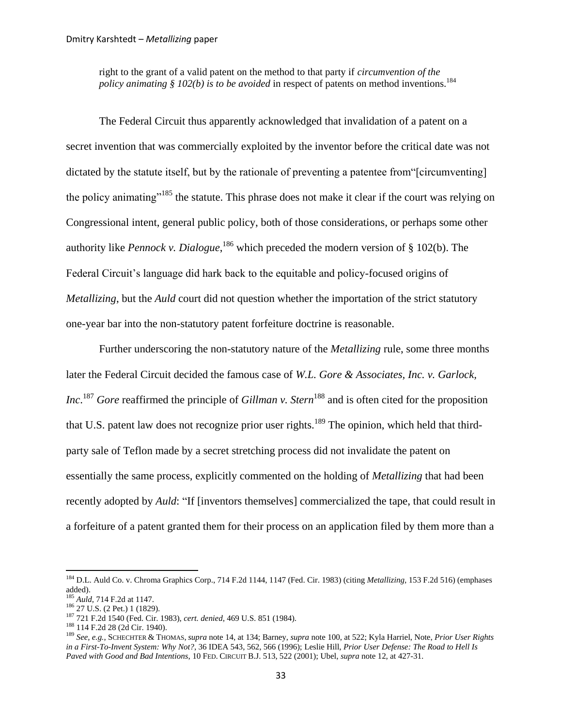> right to the grant of a valid patent on the method to that party if *circumvention of the policy animating § 102(b) is to be avoided* in respect of patents on method inventions.[184]

The Federal Circuit thus apparently acknowledged that invalidation of a patent on a secret invention that was commercially exploited by the inventor before the critical date was not dictated by the statute itself, but by the rationale of preventing a patentee from"[circumventing] the policy animating"[185] the statute. This phrase does not make it clear if the court was relying on Congressional intent, general public policy, both of those considerations, or perhaps some other authority like *Pennock v. Dialogue*,[186] which preceded the modern version of § 102(b). The Federal Circuit's language did hark back to the equitable and policy-focused origins of *Metallizing*, but the *Auld* court did not question whether the importation of the strict statutory one-year bar into the non-statutory patent forfeiture doctrine is reasonable.

Further underscoring the non-statutory nature of the *Metallizing* rule, some three months later the Federal Circuit decided the famous case of *W.L. Gore & Associates, Inc. v. Garlock, Inc.*[187] *Gore* reaffirmed the principle of *Gillman v. Stern*[188] and is often cited for the proposition that U.S. patent law does not recognize prior user rights.[189] The opinion, which held that third-party sale of Teflon made by a secret stretching process did not invalidate the patent on essentially the same process, explicitly commented on the holding of *Metallizing* that had been recently adopted by *Auld*: "If [inventors themselves] commercialized the tape, that could result in a forfeiture of a patent granted them for their process on an application filed by them more than a

---

[184] D.L. Auld Co. v. Chroma Graphics Corp., 714 F.2d 1144, 1147 (Fed. Cir. 1983) (citing *Metallizing*, 153 F.2d 516) (emphases added).

[185] *Auld*, 714 F.2d at 1147.

[186] 27 U.S. (2 Pet.) 1 (1829).

[187] 721 F.2d 1540 (Fed. Cir. 1983), *cert. denied*, 469 U.S. 851 (1984).

[188] 114 F.2d 28 (2d Cir. 1940).

[189] *See, e.g.*, SCHECHTER & THOMAS, *supra* note 14, at 134; Barney, *supra* note 100, at 522; Kyla Harriel, Note, *Prior User Rights in a First-To-Invent System: Why Not?*, 36 IDEA 543, 562, 566 (1996); Leslie Hill, *Prior User Defense: The Road to Hell Is Paved with Good and Bad Intentions*, 10 FED. CIRCUIT B.J. 513, 522 (2001); Ubel, *supra* note 12, at 427-31.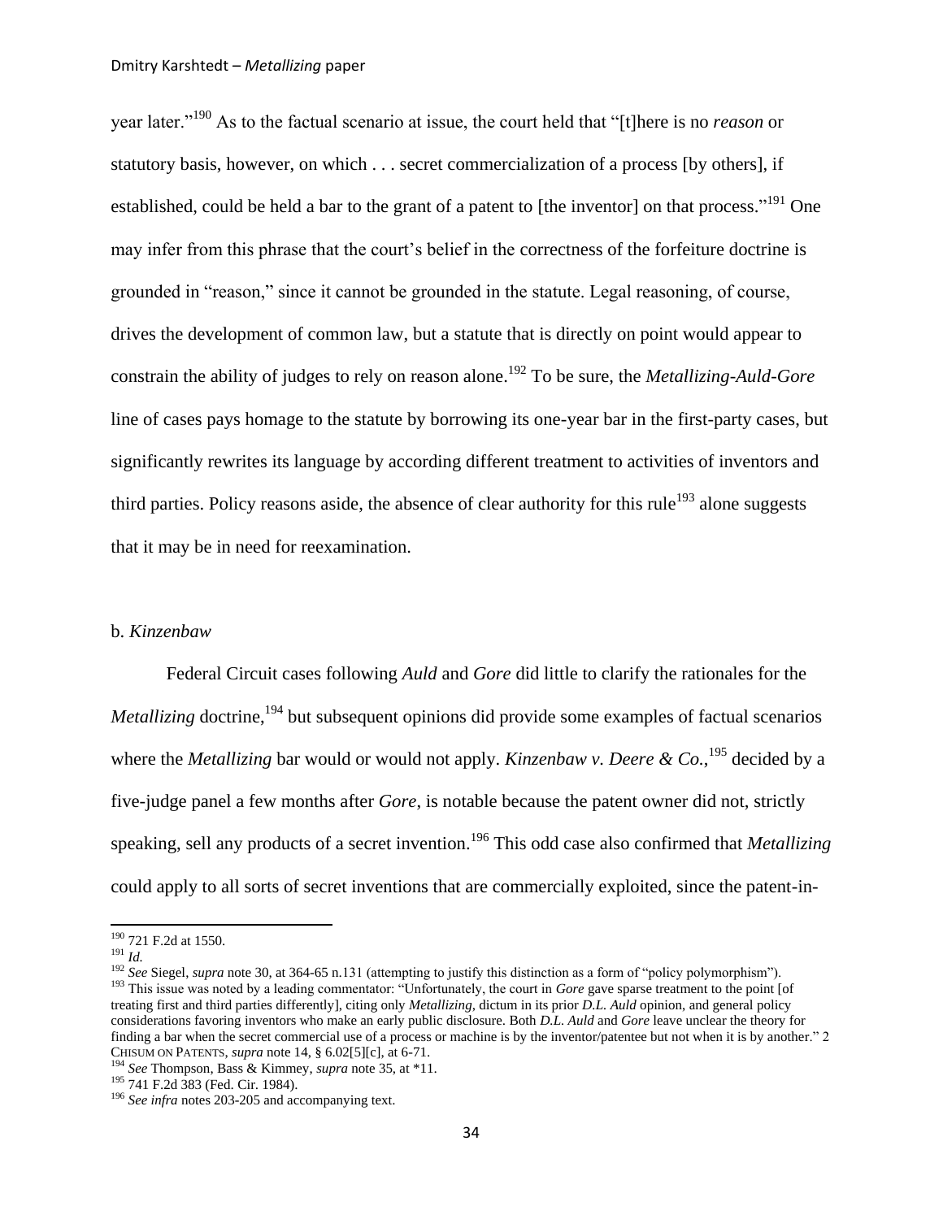year later."[190] As to the factual scenario at issue, the court held that "[t]here is no *reason* or statutory basis, however, on which . . . secret commercialization of a process [by others], if established, could be held a bar to the grant of a patent to [the inventor] on that process."[191] One may infer from this phrase that the court's belief in the correctness of the forfeiture doctrine is grounded in "reason," since it cannot be grounded in the statute. Legal reasoning, of course, drives the development of common law, but a statute that is directly on point would appear to constrain the ability of judges to rely on reason alone.[192] To be sure, the *Metallizing-Auld-Gore* line of cases pays homage to the statute by borrowing its one-year bar in the first-party cases, but significantly rewrites its language by according different treatment to activities of inventors and third parties. Policy reasons aside, the absence of clear authority for this rule[193] alone suggests that it may be in need for reexamination.

b. *Kinzenbaw*

Federal Circuit cases following *Auld* and *Gore* did little to clarify the rationales for the *Metallizing* doctrine,[194] but subsequent opinions did provide some examples of factual scenarios where the *Metallizing* bar would or would not apply. *Kinzenbaw v. Deere & Co.*,[195] decided by a five-judge panel a few months after *Gore*, is notable because the patent owner did not, strictly speaking, sell any products of a secret invention.[196] This odd case also confirmed that *Metallizing* could apply to all sorts of secret inventions that are commercially exploited, since the patent-in-

---

[190] 721 F.2d at 1550.

[191] *Id.*

[192] *See* Siegel, *supra* note 30, at 364-65 n.131 (attempting to justify this distinction as a form of "policy polymorphism").

[193] This issue was noted by a leading commentator: "Unfortunately, the court in *Gore* gave sparse treatment to the point [of treating first and third parties differently], citing only *Metallizing*, dictum in its prior *D.L. Auld* opinion, and general policy considerations favoring inventors who make an early public disclosure. Both *D.L. Auld* and *Gore* leave unclear the theory for finding a bar when the secret commercial use of a process or machine is by the inventor/patentee but not when it is by another." 2 CHISUM ON PATENTS, *supra* note 14, § 6.02[5][c], at 6-71.

[194] *See* Thompson, Bass & Kimmey, *supra* note 35, at *11.

[195] 741 F.2d 383 (Fed. Cir. 1984).

[196] *See infra* notes 203-205 and accompanying text.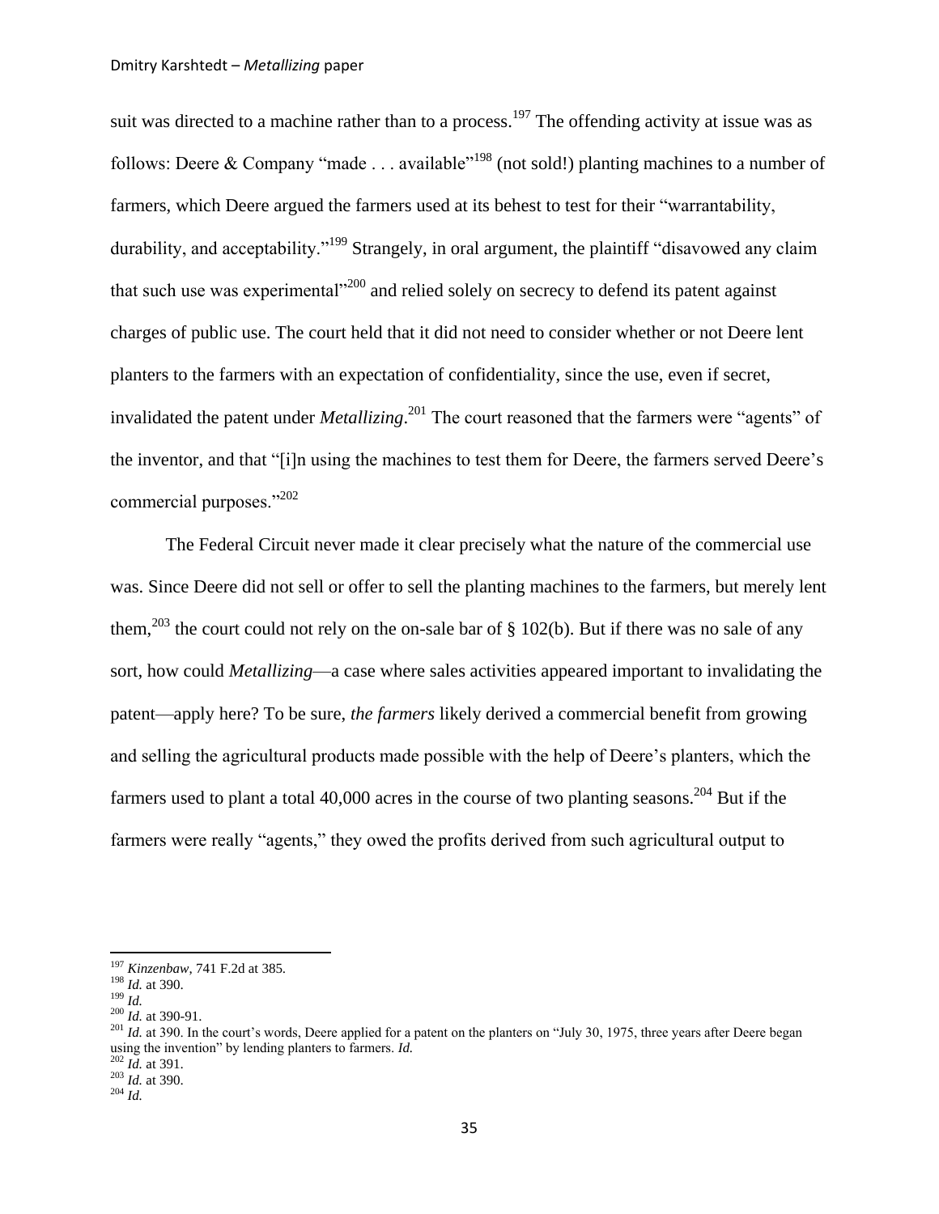suit was directed to a machine rather than to a process.[197] The offending activity at issue was as follows: Deere & Company "made . . . available"[198] (not sold!) planting machines to a number of farmers, which Deere argued the farmers used at its behest to test for their "warrantability, durability, and acceptability."[199] Strangely, in oral argument, the plaintiff "disavowed any claim that such use was experimental"[200] and relied solely on secrecy to defend its patent against charges of public use. The court held that it did not need to consider whether or not Deere lent planters to the farmers with an expectation of confidentiality, since the use, even if secret, invalidated the patent under *Metallizing*.[201] The court reasoned that the farmers were "agents" of the inventor, and that "[i]n using the machines to test them for Deere, the farmers served Deere's commercial purposes."[202]

The Federal Circuit never made it clear precisely what the nature of the commercial use was. Since Deere did not sell or offer to sell the planting machines to the farmers, but merely lent them,[203] the court could not rely on the on-sale bar of § 102(b). But if there was no sale of any sort, how could *Metallizing*—a case where sales activities appeared important to invalidating the patent—apply here? To be sure, *the farmers* likely derived a commercial benefit from growing and selling the agricultural products made possible with the help of Deere's planters, which the farmers used to plant a total 40,000 acres in the course of two planting seasons.[204] But if the farmers were really "agents," they owed the profits derived from such agricultural output to

---

[197] *Kinzenbaw*, 741 F.2d at 385.

[198] *Id.* at 390.

[199] *Id.*

[200] *Id.* at 390-91.

[201] *Id.* at 390. In the court's words, Deere applied for a patent on the planters on "July 30, 1975, three years after Deere began using the invention" by lending planters to farmers. *Id.*

[202] *Id.* at 391.

[203] *Id.* at 390.

[204] *Id.*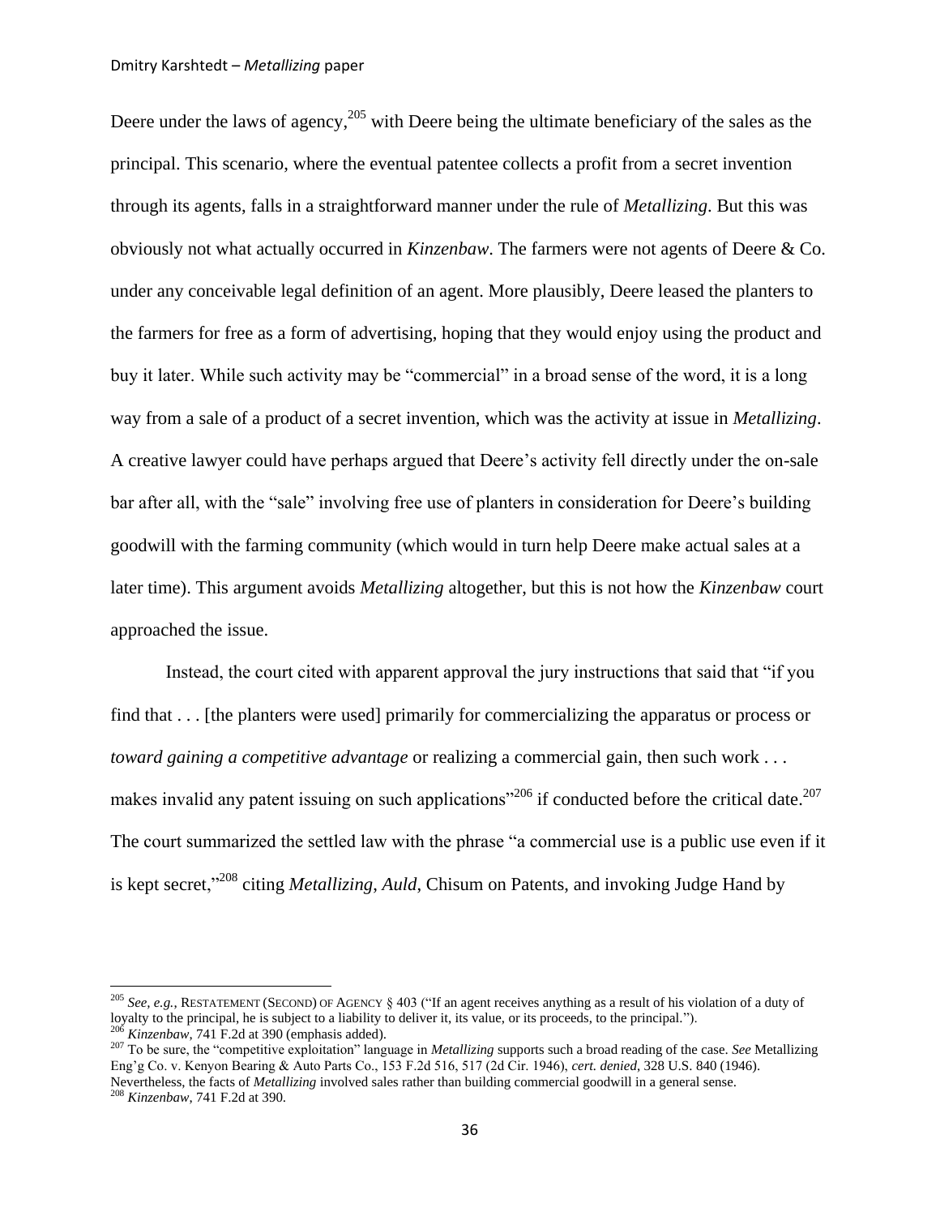Deere under the laws of agency,[205] with Deere being the ultimate beneficiary of the sales as the principal. This scenario, where the eventual patentee collects a profit from a secret invention through its agents, falls in a straightforward manner under the rule of *Metallizing*. But this was obviously not what actually occurred in *Kinzenbaw*. The farmers were not agents of Deere & Co. under any conceivable legal definition of an agent. More plausibly, Deere leased the planters to the farmers for free as a form of advertising, hoping that they would enjoy using the product and buy it later. While such activity may be "commercial" in a broad sense of the word, it is a long way from a sale of a product of a secret invention, which was the activity at issue in *Metallizing*. A creative lawyer could have perhaps argued that Deere's activity fell directly under the on-sale bar after all, with the "sale" involving free use of planters in consideration for Deere's building goodwill with the farming community (which would in turn help Deere make actual sales at a later time). This argument avoids *Metallizing* altogether, but this is not how the *Kinzenbaw* court approached the issue.

Instead, the court cited with apparent approval the jury instructions that said that "if you find that . . . [the planters were used] primarily for commercializing the apparatus or process or *toward gaining a competitive advantage* or realizing a commercial gain, then such work . . . makes invalid any patent issuing on such applications"[206] if conducted before the critical date.[207] The court summarized the settled law with the phrase "a commercial use is a public use even if it is kept secret,"[208] citing *Metallizing*, *Auld*, Chisum on Patents, and invoking Judge Hand by

---

[205] *See, e.g.*, RESTATEMENT (SECOND) OF AGENCY § 403 ("If an agent receives anything as a result of his violation of a duty of loyalty to the principal, he is subject to a liability to deliver it, its value, or its proceeds, to the principal.").

[206] *Kinzenbaw*, 741 F.2d at 390 (emphasis added).

[207] To be sure, the "competitive exploitation" language in *Metallizing* supports such a broad reading of the case. *See* Metallizing Eng'g Co. v. Kenyon Bearing & Auto Parts Co., 153 F.2d 516, 517 (2d Cir. 1946), *cert. denied*, 328 U.S. 840 (1946). Nevertheless, the facts of *Metallizing* involved sales rather than building commercial goodwill in a general sense.

[208] *Kinzenbaw*, 741 F.2d at 390.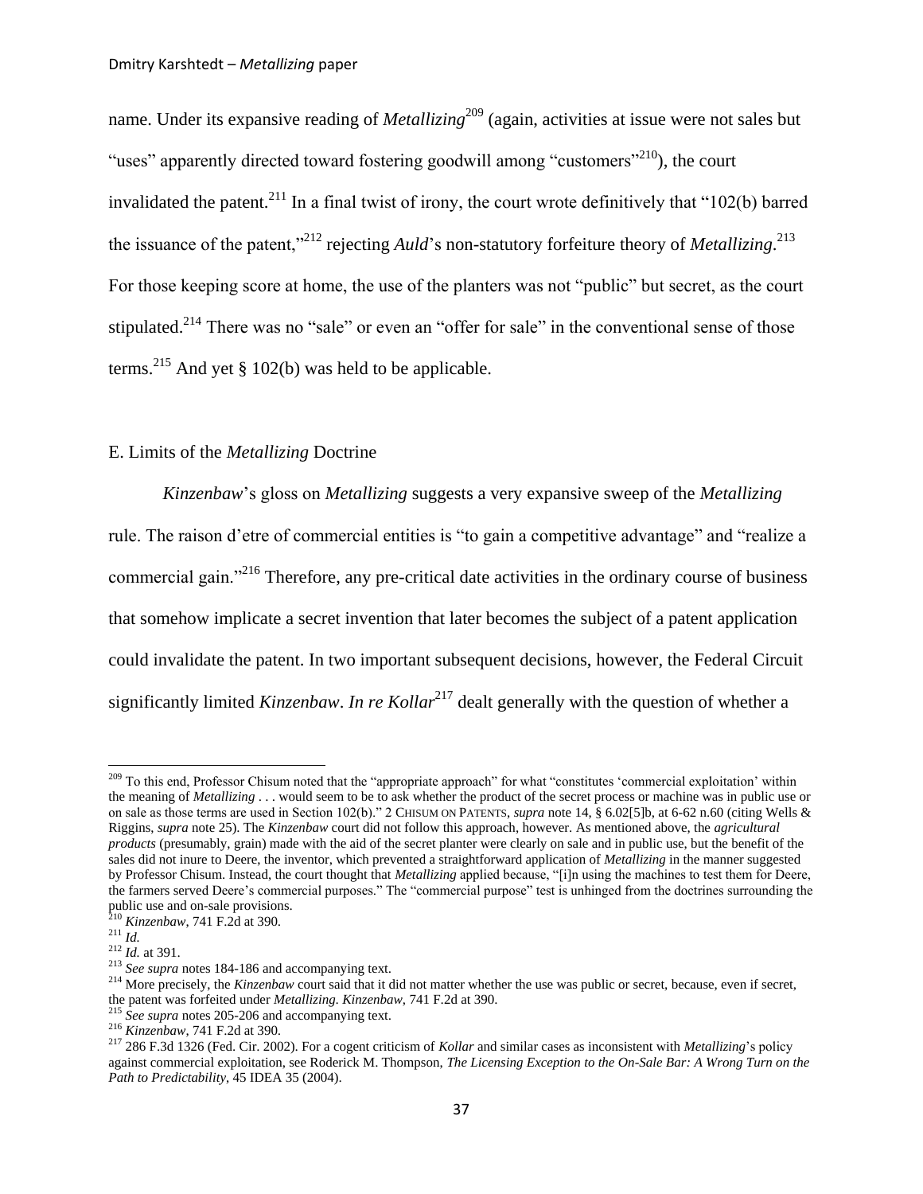name. Under its expansive reading of *Metallizing*[209] (again, activities at issue were not sales but "uses" apparently directed toward fostering goodwill among "customers"[210]), the court invalidated the patent.[211] In a final twist of irony, the court wrote definitively that "102(b) barred the issuance of the patent,"[212] rejecting *Auld*'s non-statutory forfeiture theory of *Metallizing*.[213] For those keeping score at home, the use of the planters was not "public" but secret, as the court stipulated.[214] There was no "sale" or even an "offer for sale" in the conventional sense of those terms.[215] And yet § 102(b) was held to be applicable.

## E. Limits of the *Metallizing* Doctrine

*Kinzenbaw*'s gloss on *Metallizing* suggests a very expansive sweep of the *Metallizing* rule. The raison d'etre of commercial entities is "to gain a competitive advantage" and "realize a commercial gain."[216] Therefore, any pre-critical date activities in the ordinary course of business that somehow implicate a secret invention that later becomes the subject of a patent application could invalidate the patent. In two important subsequent decisions, however, the Federal Circuit significantly limited *Kinzenbaw*. *In re Kollar*[217] dealt generally with the question of whether a

---

[209] To this end, Professor Chisum noted that the "appropriate approach" for what "constitutes 'commercial exploitation' within the meaning of *Metallizing* . . . would seem to be to ask whether the product of the secret process or machine was in public use or on sale as those terms are used in Section 102(b)." 2 CHISUM ON PATENTS, *supra* note 14, § 6.02[5]b, at 6-62 n.60 (citing Wells & Riggins, *supra* note 25). The *Kinzenbaw* court did not follow this approach, however. As mentioned above, the *agricultural products* (presumably, grain) made with the aid of the secret planter were clearly on sale and in public use, but the benefit of the sales did not inure to Deere, the inventor, which prevented a straightforward application of *Metallizing* in the manner suggested by Professor Chisum. Instead, the court thought that *Metallizing* applied because, "[i]n using the machines to test them for Deere, the farmers served Deere's commercial purposes." The "commercial purpose" test is unhinged from the doctrines surrounding the public use and on-sale provisions.

[210] *Kinzenbaw*, 741 F.2d at 390.

[211] *Id.*

[212] *Id.* at 391.

[213] *See supra* notes 184-186 and accompanying text.

[214] More precisely, the *Kinzenbaw* court said that it did not matter whether the use was public or secret, because, even if secret, the patent was forfeited under *Metallizing*. *Kinzenbaw*, 741 F.2d at 390.

[215] *See supra* notes 205-206 and accompanying text.

[216] *Kinzenbaw*, 741 F.2d at 390.

[217] 286 F.3d 1326 (Fed. Cir. 2002). For a cogent criticism of *Kollar* and similar cases as inconsistent with *Metallizing*'s policy against commercial exploitation, see Roderick M. Thompson, *The Licensing Exception to the On-Sale Bar: A Wrong Turn on the Path to Predictability*, 45 IDEA 35 (2004).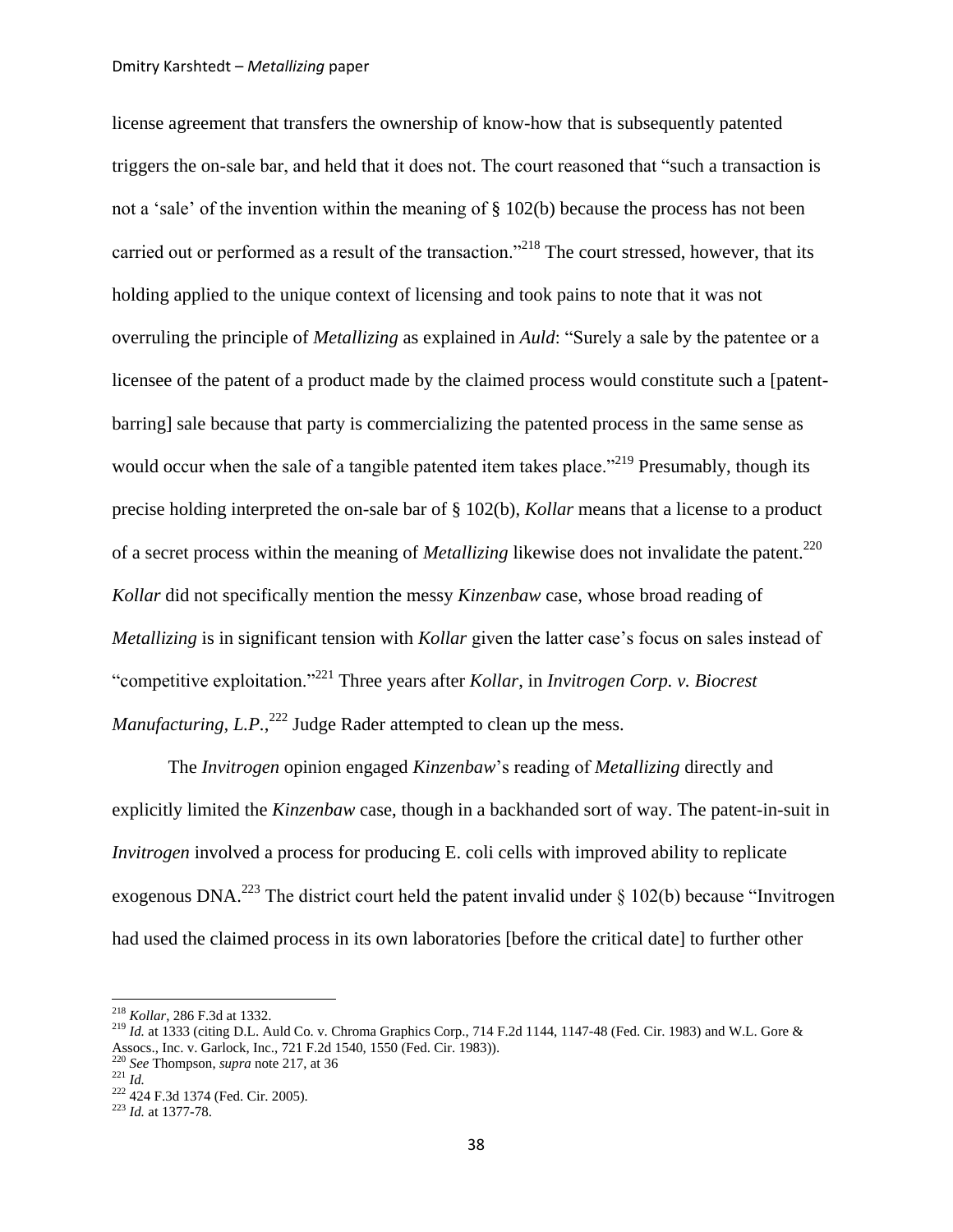license agreement that transfers the ownership of know-how that is subsequently patented triggers the on-sale bar, and held that it does not. The court reasoned that "such a transaction is not a 'sale' of the invention within the meaning of § 102(b) because the process has not been carried out or performed as a result of the transaction."[218] The court stressed, however, that its holding applied to the unique context of licensing and took pains to note that it was not overruling the principle of *Metallizing* as explained in *Auld*: "Surely a sale by the patentee or a licensee of the patent of a product made by the claimed process would constitute such a [patent-barring] sale because that party is commercializing the patented process in the same sense as would occur when the sale of a tangible patented item takes place."[219] Presumably, though its precise holding interpreted the on-sale bar of § 102(b), *Kollar* means that a license to a product of a secret process within the meaning of *Metallizing* likewise does not invalidate the patent.[220] *Kollar* did not specifically mention the messy *Kinzenbaw* case, whose broad reading of *Metallizing* is in significant tension with *Kollar* given the latter case's focus on sales instead of "competitive exploitation."[221] Three years after *Kollar*, in *Invitrogen Corp. v. Biocrest Manufacturing, L.P.*,[222] Judge Rader attempted to clean up the mess.

The *Invitrogen* opinion engaged *Kinzenbaw*'s reading of *Metallizing* directly and explicitly limited the *Kinzenbaw* case, though in a backhanded sort of way. The patent-in-suit in *Invitrogen* involved a process for producing E. coli cells with improved ability to replicate exogenous DNA.[223] The district court held the patent invalid under § 102(b) because "Invitrogen had used the claimed process in its own laboratories [before the critical date] to further other

---

[218] *Kollar*, 286 F.3d at 1332.

[219] *Id.* at 1333 (citing D.L. Auld Co. v. Chroma Graphics Corp., 714 F.2d 1144, 1147-48 (Fed. Cir. 1983) and W.L. Gore & Assocs., Inc. v. Garlock, Inc., 721 F.2d 1540, 1550 (Fed. Cir. 1983)).

[220] *See* Thompson, *supra* note 217, at 36

[221] *Id.*

[222] 424 F.3d 1374 (Fed. Cir. 2005).

[223] *Id.* at 1377-78.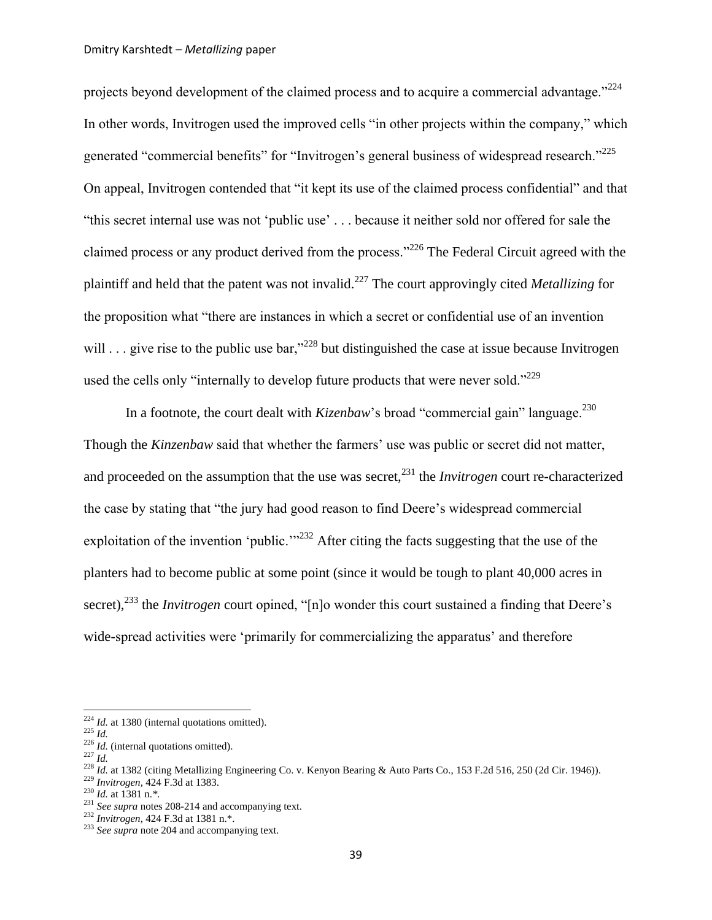projects beyond development of the claimed process and to acquire a commercial advantage."[224] In other words, Invitrogen used the improved cells "in other projects within the company," which generated "commercial benefits" for "Invitrogen's general business of widespread research."[225] On appeal, Invitrogen contended that "it kept its use of the claimed process confidential" and that "this secret internal use was not 'public use' . . . because it neither sold nor offered for sale the claimed process or any product derived from the process."[226] The Federal Circuit agreed with the plaintiff and held that the patent was not invalid.[227] The court approvingly cited *Metallizing* for the proposition what "there are instances in which a secret or confidential use of an invention will . . . give rise to the public use bar,"[228] but distinguished the case at issue because Invitrogen used the cells only "internally to develop future products that were never sold."[229]

In a footnote, the court dealt with *Kizenbaw*'s broad "commercial gain" language.[230] Though the *Kinzenbaw* said that whether the farmers' use was public or secret did not matter, and proceeded on the assumption that the use was secret,[231] the *Invitrogen* court re-characterized the case by stating that "the jury had good reason to find Deere's widespread commercial exploitation of the invention 'public.'"[232] After citing the facts suggesting that the use of the planters had to become public at some point (since it would be tough to plant 40,000 acres in secret),[233] the *Invitrogen* court opined, "[n]o wonder this court sustained a finding that Deere's wide-spread activities were 'primarily for commercializing the apparatus' and therefore

---

[224] *Id.* at 1380 (internal quotations omitted).
[225] *Id.*
[226] *Id.* (internal quotations omitted).
[227] *Id.*
[228] *Id.* at 1382 (citing Metallizing Engineering Co. v. Kenyon Bearing & Auto Parts Co., 153 F.2d 516, 250 (2d Cir. 1946)).
[229] *Invitrogen*, 424 F.3d at 1383.
[230] *Id.* at 1381 n.*.
[231] *See supra* notes 208-214 and accompanying text.
[232] *Invitrogen*, 424 F.3d at 1381 n.*.
[233] *See supra* note 204 and accompanying text.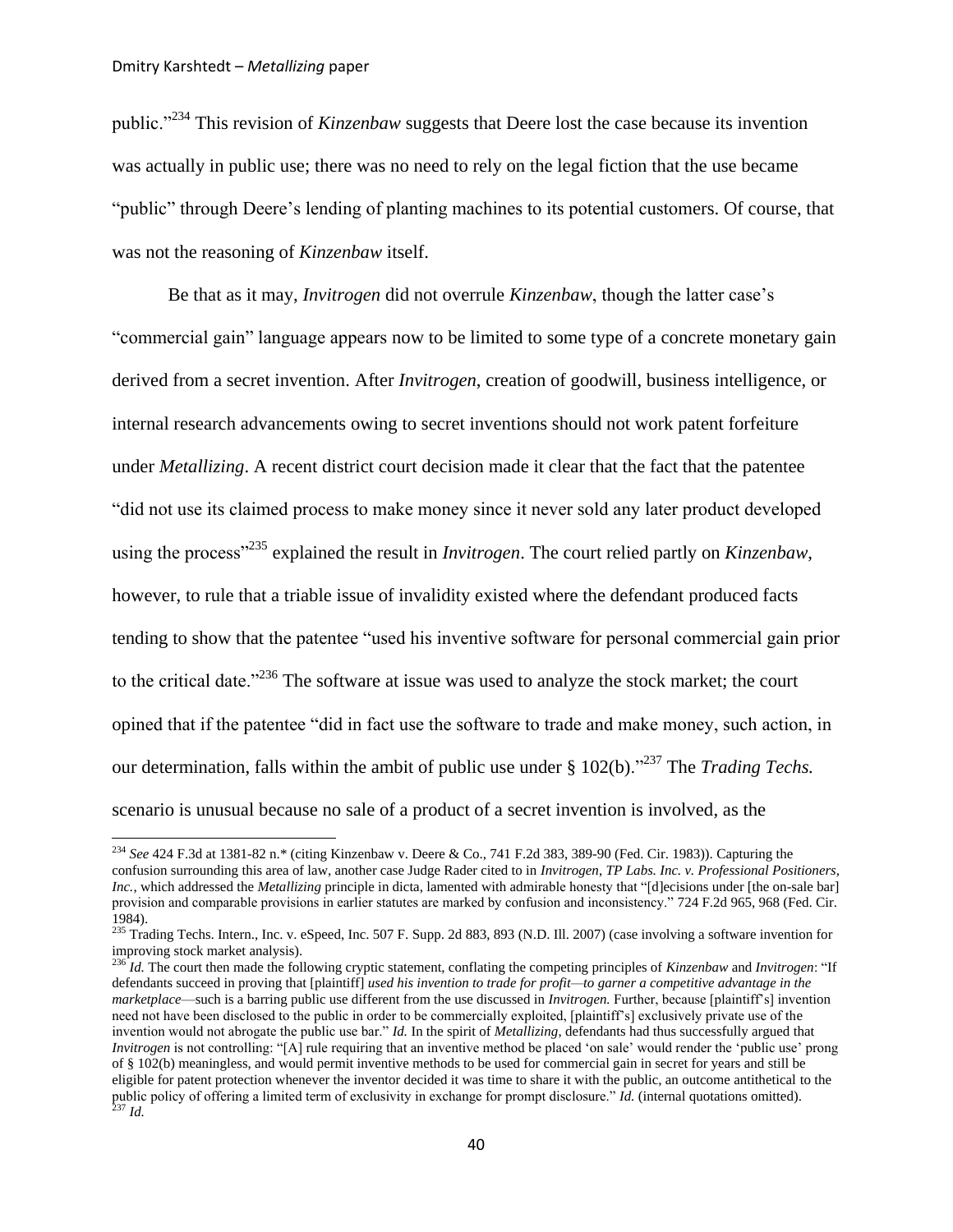public."[234] This revision of *Kinzenbaw* suggests that Deere lost the case because its invention was actually in public use; there was no need to rely on the legal fiction that the use became "public" through Deere's lending of planting machines to its potential customers. Of course, that was not the reasoning of *Kinzenbaw* itself.

Be that as it may, *Invitrogen* did not overrule *Kinzenbaw*, though the latter case's "commercial gain" language appears now to be limited to some type of a concrete monetary gain derived from a secret invention. After *Invitrogen*, creation of goodwill, business intelligence, or internal research advancements owing to secret inventions should not work patent forfeiture under *Metallizing*. A recent district court decision made it clear that the fact that the patentee "did not use its claimed process to make money since it never sold any later product developed using the process"[235] explained the result in *Invitrogen*. The court relied partly on *Kinzenbaw*, however, to rule that a triable issue of invalidity existed where the defendant produced facts tending to show that the patentee "used his inventive software for personal commercial gain prior to the critical date."[236] The software at issue was used to analyze the stock market; the court opined that if the patentee "did in fact use the software to trade and make money, such action, in our determination, falls within the ambit of public use under § 102(b)."[237] The *Trading Techs.* scenario is unusual because no sale of a product of a secret invention is involved, as the

---

[234] *See* 424 F.3d at 1381-82 n.* (citing Kinzenbaw v. Deere & Co., 741 F.2d 383, 389-90 (Fed. Cir. 1983)). Capturing the confusion surrounding this area of law, another case Judge Rader cited to in *Invitrogen*, *TP Labs. Inc. v. Professional Positioners, Inc.*, which addressed the *Metallizing* principle in dicta, lamented with admirable honesty that "[d]ecisions under [the on-sale bar] provision and comparable provisions in earlier statutes are marked by confusion and inconsistency." 724 F.2d 965, 968 (Fed. Cir. 1984).

[235] Trading Techs. Intern., Inc. v. eSpeed, Inc. 507 F. Supp. 2d 883, 893 (N.D. Ill. 2007) (case involving a software invention for improving stock market analysis).

[236] *Id.* The court then made the following cryptic statement, conflating the competing principles of *Kinzenbaw* and *Invitrogen*: "If defendants succeed in proving that [plaintiff] *used his invention to trade for profit—to garner a competitive advantage in the marketplace*—such is a barring public use different from the use discussed in *Invitrogen.* Further, because [plaintiff's] invention need not have been disclosed to the public in order to be commercially exploited, [plaintiff's] exclusively private use of the invention would not abrogate the public use bar." *Id.* In the spirit of *Metallizing*, defendants had thus successfully argued that *Invitrogen* is not controlling: "[A] rule requiring that an inventive method be placed 'on sale' would render the 'public use' prong of § 102(b) meaningless, and would permit inventive methods to be used for commercial gain in secret for years and still be eligible for patent protection whenever the inventor decided it was time to share it with the public, an outcome antithetical to the public policy of offering a limited term of exclusivity in exchange for prompt disclosure." *Id.* (internal quotations omitted).

[237] *Id.*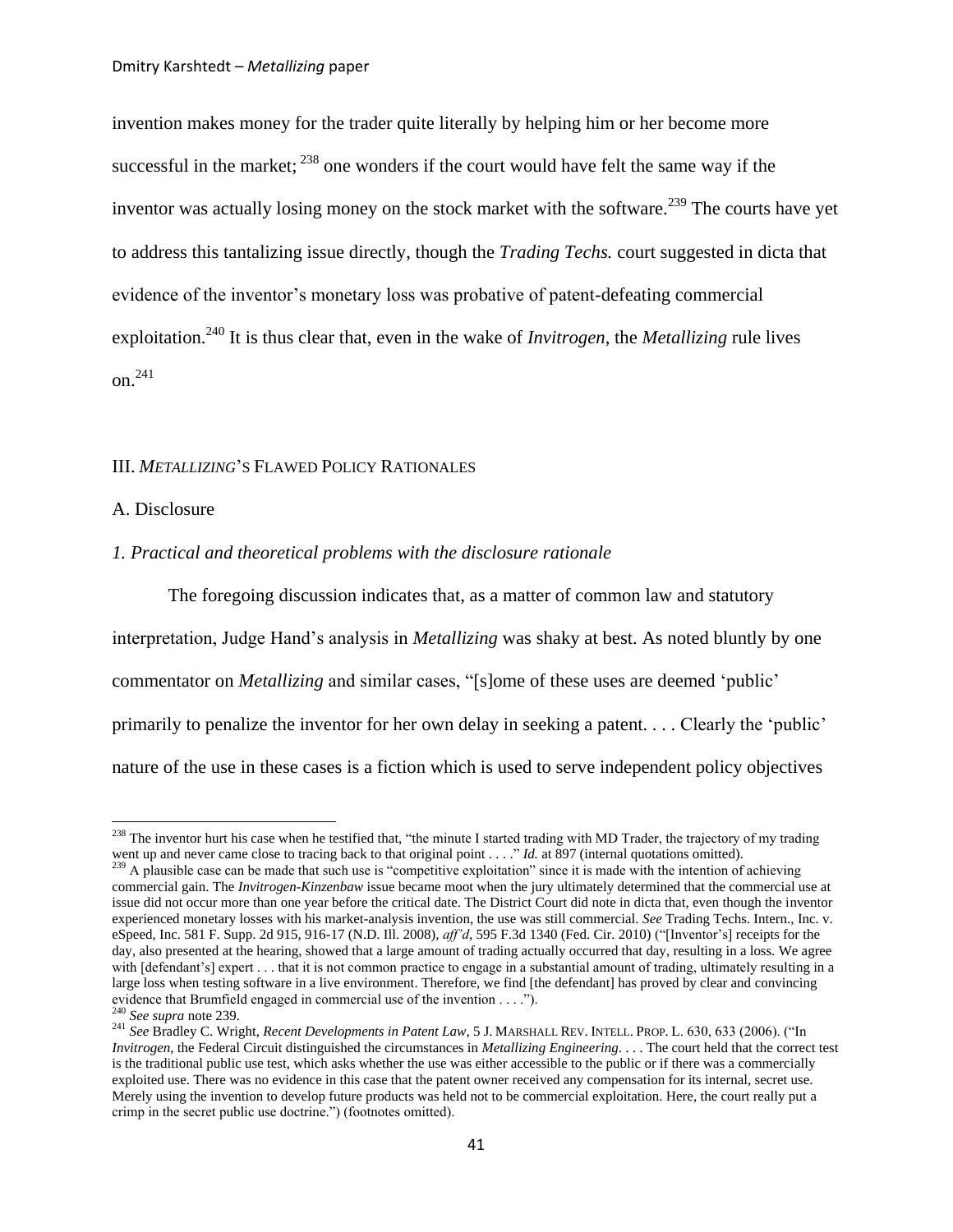invention makes money for the trader quite literally by helping him or her become more successful in the market; [238] one wonders if the court would have felt the same way if the inventor was actually losing money on the stock market with the software.[239] The courts have yet to address this tantalizing issue directly, though the *Trading Techs.* court suggested in dicta that evidence of the inventor's monetary loss was probative of patent-defeating commercial exploitation.[240] It is thus clear that, even in the wake of *Invitrogen*, the *Metallizing* rule lives on.[241]

## III. *METALLIZING*'S FLAWED POLICY RATIONALES

### A. Disclosure

#### *1. Practical and theoretical problems with the disclosure rationale*

The foregoing discussion indicates that, as a matter of common law and statutory interpretation, Judge Hand's analysis in *Metallizing* was shaky at best. As noted bluntly by one commentator on *Metallizing* and similar cases, "[s]ome of these uses are deemed 'public' primarily to penalize the inventor for her own delay in seeking a patent. . . . Clearly the 'public' nature of the use in these cases is a fiction which is used to serve independent policy objectives

---

[238] The inventor hurt his case when he testified that, "the minute I started trading with MD Trader, the trajectory of my trading went up and never came close to tracing back to that original point . . . ." *Id.* at 897 (internal quotations omitted).

[239] A plausible case can be made that such use is "competitive exploitation" since it is made with the intention of achieving commercial gain. The *Invitrogen-Kinzenbaw* issue became moot when the jury ultimately determined that the commercial use at issue did not occur more than one year before the critical date. The District Court did note in dicta that, even though the inventor experienced monetary losses with his market-analysis invention, the use was still commercial. *See* Trading Techs. Intern., Inc. v. eSpeed, Inc. 581 F. Supp. 2d 915, 916-17 (N.D. Ill. 2008), *aff'd*, 595 F.3d 1340 (Fed. Cir. 2010) ("[Inventor's] receipts for the day, also presented at the hearing, showed that a large amount of trading actually occurred that day, resulting in a loss. We agree with [defendant's] expert . . . that it is not common practice to engage in a substantial amount of trading, ultimately resulting in a large loss when testing software in a live environment. Therefore, we find [the defendant] has proved by clear and convincing evidence that Brumfield engaged in commercial use of the invention . . . .").

[240] *See supra* note 239.

[241] *See* Bradley C. Wright, *Recent Developments in Patent Law*, 5 J. MARSHALL REV. INTELL. PROP. L. 630, 633 (2006). ("In *Invitrogen*, the Federal Circuit distinguished the circumstances in *Metallizing Engineering*. . . . The court held that the correct test is the traditional public use test, which asks whether the use was either accessible to the public or if there was a commercially exploited use. There was no evidence in this case that the patent owner received any compensation for its internal, secret use. Merely using the invention to develop future products was held not to be commercial exploitation. Here, the court really put a crimp in the secret public use doctrine.") (footnotes omitted).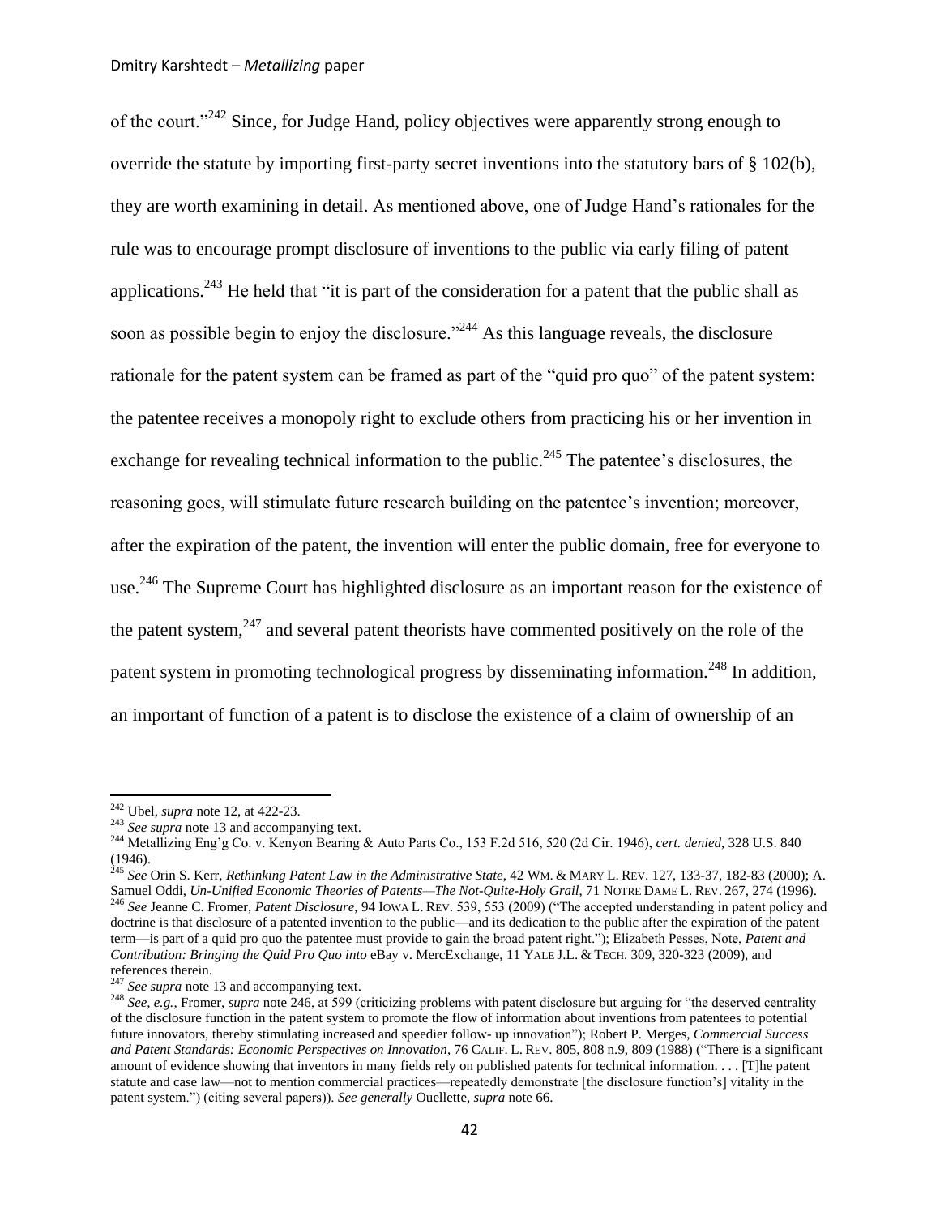of the court."[242] Since, for Judge Hand, policy objectives were apparently strong enough to override the statute by importing first-party secret inventions into the statutory bars of § 102(b), they are worth examining in detail. As mentioned above, one of Judge Hand's rationales for the rule was to encourage prompt disclosure of inventions to the public via early filing of patent applications.[243] He held that "it is part of the consideration for a patent that the public shall as soon as possible begin to enjoy the disclosure."[244] As this language reveals, the disclosure rationale for the patent system can be framed as part of the "quid pro quo" of the patent system: the patentee receives a monopoly right to exclude others from practicing his or her invention in exchange for revealing technical information to the public.[245] The patentee's disclosures, the reasoning goes, will stimulate future research building on the patentee's invention; moreover, after the expiration of the patent, the invention will enter the public domain, free for everyone to use.[246] The Supreme Court has highlighted disclosure as an important reason for the existence of the patent system,[247] and several patent theorists have commented positively on the role of the patent system in promoting technological progress by disseminating information.[248] In addition, an important of function of a patent is to disclose the existence of a claim of ownership of an

---

[242] Ubel, *supra* note 12, at 422-23.

[243] *See supra* note 13 and accompanying text.

[244] Metallizing Eng'g Co. v. Kenyon Bearing & Auto Parts Co., 153 F.2d 516, 520 (2d Cir. 1946), *cert. denied*, 328 U.S. 840 (1946).

[245] *See* Orin S. Kerr, *Rethinking Patent Law in the Administrative State*, 42 WM. & MARY L. REV. 127, 133-37, 182-83 (2000); A. Samuel Oddi, *Un-Unified Economic Theories of Patents—The Not-Quite-Holy Grail*, 71 NOTRE DAME L. REV. 267, 274 (1996).

[246] *See* Jeanne C. Fromer, *Patent Disclosure*, 94 IOWA L. REV. 539, 553 (2009) ("The accepted understanding in patent policy and doctrine is that disclosure of a patented invention to the public—and its dedication to the public after the expiration of the patent term—is part of a quid pro quo the patentee must provide to gain the broad patent right."); Elizabeth Pesses, Note, *Patent and Contribution: Bringing the Quid Pro Quo into* eBay v. MercExchange, 11 YALE J.L. & TECH. 309, 320-323 (2009), and references therein.

[247] *See supra* note 13 and accompanying text.

[248] *See, e.g.*, Fromer, *supra* note 246, at 599 (criticizing problems with patent disclosure but arguing for "the deserved centrality of the disclosure function in the patent system to promote the flow of information about inventions from patentees to potential future innovators, thereby stimulating increased and speedier follow- up innovation"); Robert P. Merges, *Commercial Success and Patent Standards: Economic Perspectives on Innovation*, 76 CALIF. L. REV. 805, 808 n.9, 809 (1988) ("There is a significant amount of evidence showing that inventors in many fields rely on published patents for technical information. . . . [T]he patent statute and case law—not to mention commercial practices—repeatedly demonstrate [the disclosure function's] vitality in the patent system.") (citing several papers)). *See generally* Ouellette, *supra* note 66.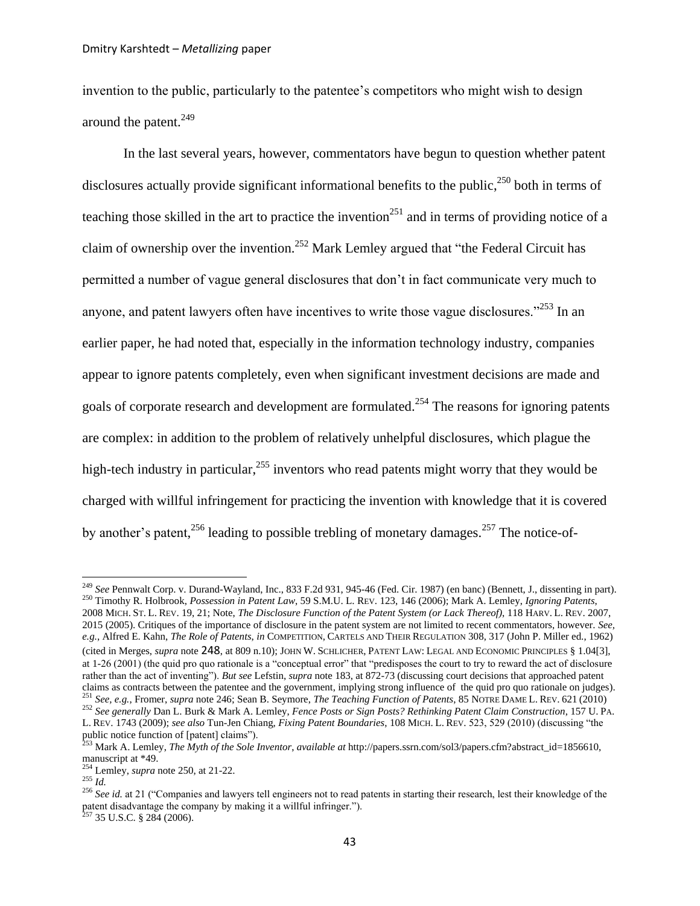invention to the public, particularly to the patentee's competitors who might wish to design around the patent.[249]

In the last several years, however, commentators have begun to question whether patent disclosures actually provide significant informational benefits to the public,[250] both in terms of teaching those skilled in the art to practice the invention[251] and in terms of providing notice of a claim of ownership over the invention.[252] Mark Lemley argued that "the Federal Circuit has permitted a number of vague general disclosures that don't in fact communicate very much to anyone, and patent lawyers often have incentives to write those vague disclosures."[253] In an earlier paper, he had noted that, especially in the information technology industry, companies appear to ignore patents completely, even when significant investment decisions are made and goals of corporate research and development are formulated.[254] The reasons for ignoring patents are complex: in addition to the problem of relatively unhelpful disclosures, which plague the high-tech industry in particular,[255] inventors who read patents might worry that they would be charged with willful infringement for practicing the invention with knowledge that it is covered by another's patent,[256] leading to possible trebling of monetary damages.[257] The notice-of-

---

[249] *See* Pennwalt Corp. v. Durand-Wayland, Inc., 833 F.2d 931, 945-46 (Fed. Cir. 1987) (en banc) (Bennett, J., dissenting in part).

[250] Timothy R. Holbrook, *Possession in Patent Law*, 59 S.M.U. L. REV. 123, 146 (2006); Mark A. Lemley, *Ignoring Patents*, 2008 MICH. ST. L. REV. 19, 21; Note, *The Disclosure Function of the Patent System (or Lack Thereof)*, 118 HARV. L. REV. 2007, 2015 (2005). Critiques of the importance of disclosure in the patent system are not limited to recent commentators, however. *See, e.g.*, Alfred E. Kahn, *The Role of Patents*, *in* COMPETITION, CARTELS AND THEIR REGULATION 308, 317 (John P. Miller ed., 1962) (cited in Merges, *supra* note 248, at 809 n.10); JOHN W. SCHLICHER, PATENT LAW: LEGAL AND ECONOMIC PRINCIPLES § 1.04[3], at 1-26 (2001) (the quid pro quo rationale is a "conceptual error" that "predisposes the court to try to reward the act of disclosure rather than the act of inventing"). *But see* Lefstin, *supra* note 183, at 872-73 (discussing court decisions that approached patent claims as contracts between the patentee and the government, implying strong influence of the quid pro quo rationale on judges).

[251] *See, e.g.*, Fromer, *supra* note 246; Sean B. Seymore, *The Teaching Function of Patents*, 85 NOTRE DAME L. REV. 621 (2010)

[252] *See generally* Dan L. Burk & Mark A. Lemley, *Fence Posts or Sign Posts? Rethinking Patent Claim Construction*, 157 U. PA. L. REV. 1743 (2009); *see also* Tun-Jen Chiang, *Fixing Patent Boundaries*, 108 MICH. L. REV. 523, 529 (2010) (discussing "the public notice function of [patent] claims").

[253] Mark A. Lemley, *The Myth of the Sole Inventor*, *available at* http://papers.ssrn.com/sol3/papers.cfm?abstract_id=1856610, manuscript at *49.

[254] Lemley, *supra* note 250, at 21-22.

[255] *Id.*

[256] *See id.* at 21 ("Companies and lawyers tell engineers not to read patents in starting their research, lest their knowledge of the patent disadvantage the company by making it a willful infringer.").

[257] 35 U.S.C. § 284 (2006).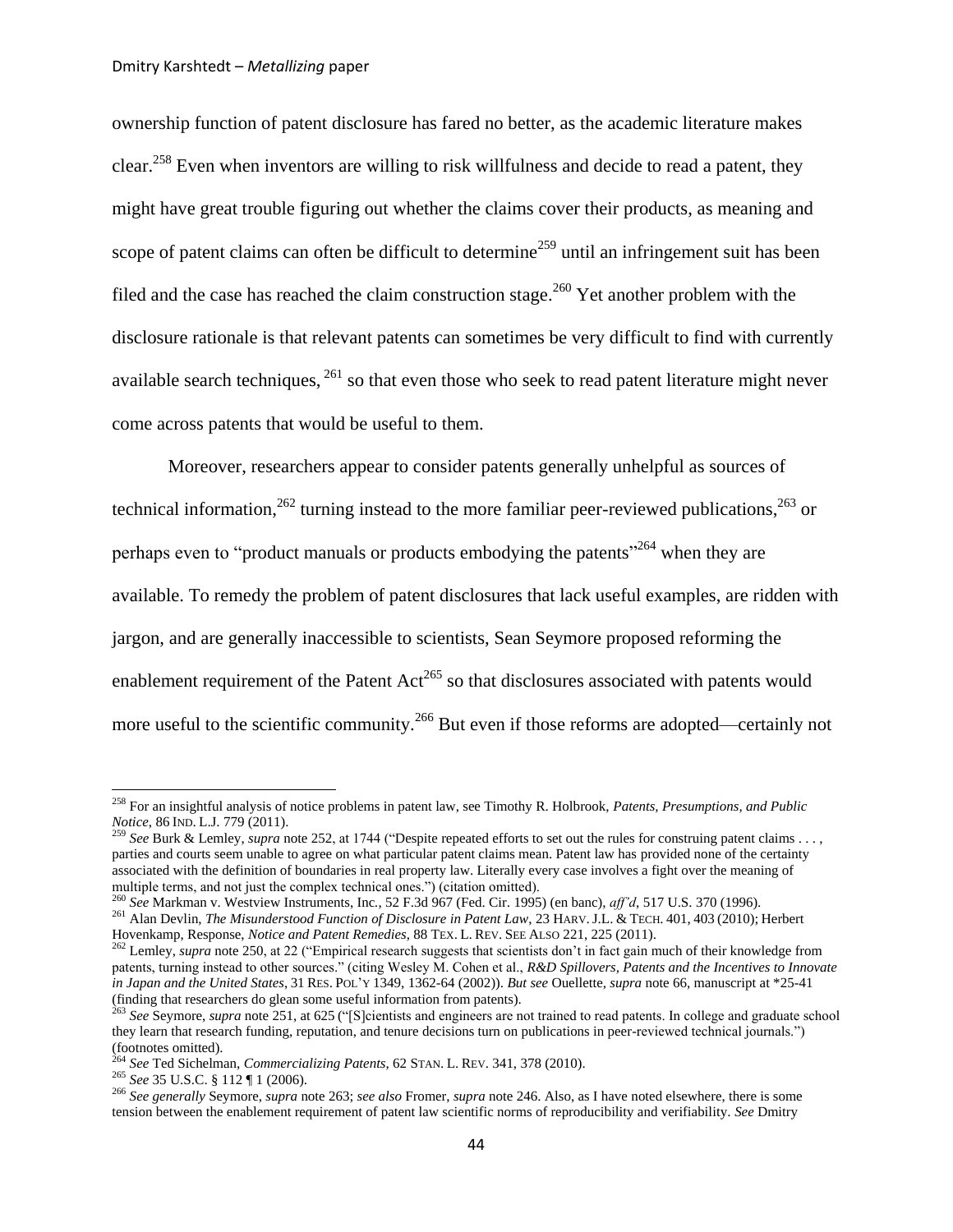ownership function of patent disclosure has fared no better, as the academic literature makes clear.[258] Even when inventors are willing to risk willfulness and decide to read a patent, they might have great trouble figuring out whether the claims cover their products, as meaning and scope of patent claims can often be difficult to determine[259] until an infringement suit has been filed and the case has reached the claim construction stage.[260] Yet another problem with the disclosure rationale is that relevant patents can sometimes be very difficult to find with currently available search techniques, [261] so that even those who seek to read patent literature might never come across patents that would be useful to them.

Moreover, researchers appear to consider patents generally unhelpful as sources of technical information,[262] turning instead to the more familiar peer-reviewed publications,[263] or perhaps even to "product manuals or products embodying the patents"[264] when they are available. To remedy the problem of patent disclosures that lack useful examples, are ridden with jargon, and are generally inaccessible to scientists, Sean Seymore proposed reforming the enablement requirement of the Patent Act[265] so that disclosures associated with patents would more useful to the scientific community.[266] But even if those reforms are adopted—certainly not

---

[258] For an insightful analysis of notice problems in patent law, see Timothy R. Holbrook, *Patents, Presumptions, and Public Notice*, 86 IND. L.J. 779 (2011).

[259] *See* Burk & Lemley, *supra* note 252, at 1744 ("Despite repeated efforts to set out the rules for construing patent claims . . . , parties and courts seem unable to agree on what particular patent claims mean. Patent law has provided none of the certainty associated with the definition of boundaries in real property law. Literally every case involves a fight over the meaning of multiple terms, and not just the complex technical ones.") (citation omitted).

[260] *See* Markman v. Westview Instruments, Inc., 52 F.3d 967 (Fed. Cir. 1995) (en banc), *aff'd*, 517 U.S. 370 (1996).

[261] Alan Devlin, *The Misunderstood Function of Disclosure in Patent Law*, 23 HARV. J.L. & TECH. 401, 403 (2010); Herbert Hovenkamp, Response, *Notice and Patent Remedies*, 88 TEX. L. REV. SEE ALSO 221, 225 (2011).

[262] Lemley, *supra* note 250, at 22 ("Empirical research suggests that scientists don't in fact gain much of their knowledge from patents, turning instead to other sources." (citing Wesley M. Cohen et al., *R&D Spillovers, Patents and the Incentives to Innovate in Japan and the United States*, 31 RES. POL'Y 1349, 1362-64 (2002)). *But see* Ouellette, *supra* note 66, manuscript at *25-41 (finding that researchers do glean some useful information from patents).

[263] *See* Seymore, *supra* note 251, at 625 ("[S]cientists and engineers are not trained to read patents. In college and graduate school they learn that research funding, reputation, and tenure decisions turn on publications in peer-reviewed technical journals.") (footnotes omitted).

[264] *See* Ted Sichelman, *Commercializing Patents*, 62 STAN. L. REV. 341, 378 (2010).

[265] *See* 35 U.S.C. § 112 ¶ 1 (2006).

[266] *See generally* Seymore, *supra* note 263; *see also* Fromer, *supra* note 246. Also, as I have noted elsewhere, there is some tension between the enablement requirement of patent law scientific norms of reproducibility and verifiability. *See* Dmitry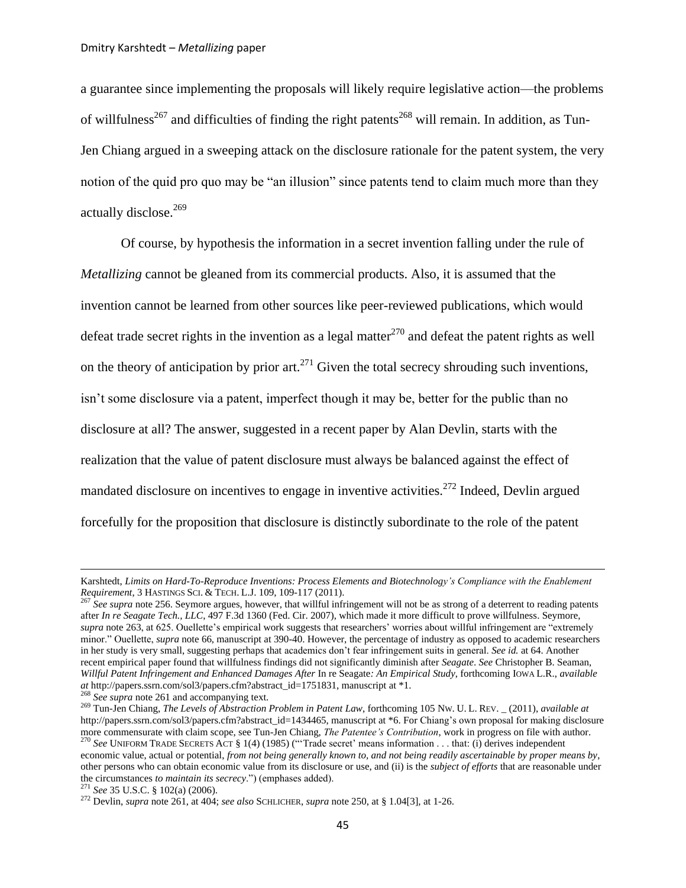a guarantee since implementing the proposals will likely require legislative action—the problems of willfulness[267] and difficulties of finding the right patents[268] will remain. In addition, as Tun-Jen Chiang argued in a sweeping attack on the disclosure rationale for the patent system, the very notion of the quid pro quo may be "an illusion" since patents tend to claim much more than they actually disclose.[269]

Of course, by hypothesis the information in a secret invention falling under the rule of *Metallizing* cannot be gleaned from its commercial products. Also, it is assumed that the invention cannot be learned from other sources like peer-reviewed publications, which would defeat trade secret rights in the invention as a legal matter[270] and defeat the patent rights as well on the theory of anticipation by prior art.[271] Given the total secrecy shrouding such inventions, isn't some disclosure via a patent, imperfect though it may be, better for the public than no disclosure at all? The answer, suggested in a recent paper by Alan Devlin, starts with the realization that the value of patent disclosure must always be balanced against the effect of mandated disclosure on incentives to engage in inventive activities.[272] Indeed, Devlin argued forcefully for the proposition that disclosure is distinctly subordinate to the role of the patent

---

Karshtedt, *Limits on Hard-To-Reproduce Inventions: Process Elements and Biotechnology's Compliance with the Enablement Requirement*, 3 HASTINGS SCI. & TECH. L.J. 109, 109-117 (2011).

[267] *See supra* note 256. Seymore argues, however, that willful infringement will not be as strong of a deterrent to reading patents after *In re Seagate Tech., LLC*, 497 F.3d 1360 (Fed. Cir. 2007), which made it more difficult to prove willfulness. Seymore, *supra* note 263, at 625. Ouellette's empirical work suggests that researchers' worries about willful infringement are "extremely minor." Ouellette, *supra* note 66, manuscript at 390-40. However, the percentage of industry as opposed to academic researchers in her study is very small, suggesting perhaps that academics don't fear infringement suits in general. *See id.* at 64. Another recent empirical paper found that willfulness findings did not significantly diminish after *Seagate*. *See* Christopher B. Seaman, *Willful Patent Infringement and Enhanced Damages After* In re Seagate*: An Empirical Study*, forthcoming IOWA L.R., *available at* http://papers.ssrn.com/sol3/papers.cfm?abstract_id=1751831, manuscript at *1.

[268] *See supra* note 261 and accompanying text.

[269] Tun-Jen Chiang, *The Levels of Abstraction Problem in Patent Law*, forthcoming 105 NW. U. L. REV. _ (2011), *available at* http://papers.ssrn.com/sol3/papers.cfm?abstract_id=1434465, manuscript at *6. For Chiang's own proposal for making disclosure more commensurate with claim scope, see Tun-Jen Chiang, *The Patentee's Contribution*, work in progress on file with author.

[270] *See* UNIFORM TRADE SECRETS ACT § 1(4) (1985) ("'Trade secret' means information . . . that: (i) derives independent economic value, actual or potential, *from not being generally known to, and not being readily ascertainable by proper means by*, other persons who can obtain economic value from its disclosure or use, and (ii) is the *subject of efforts* that are reasonable under the circumstances *to maintain its secrecy*.") (emphases added).

[271] *See* 35 U.S.C. § 102(a) (2006).

[272] Devlin, *supra* note 261, at 404; *see also* SCHLICHER, *supra* note 250, at § 1.04[3], at 1-26.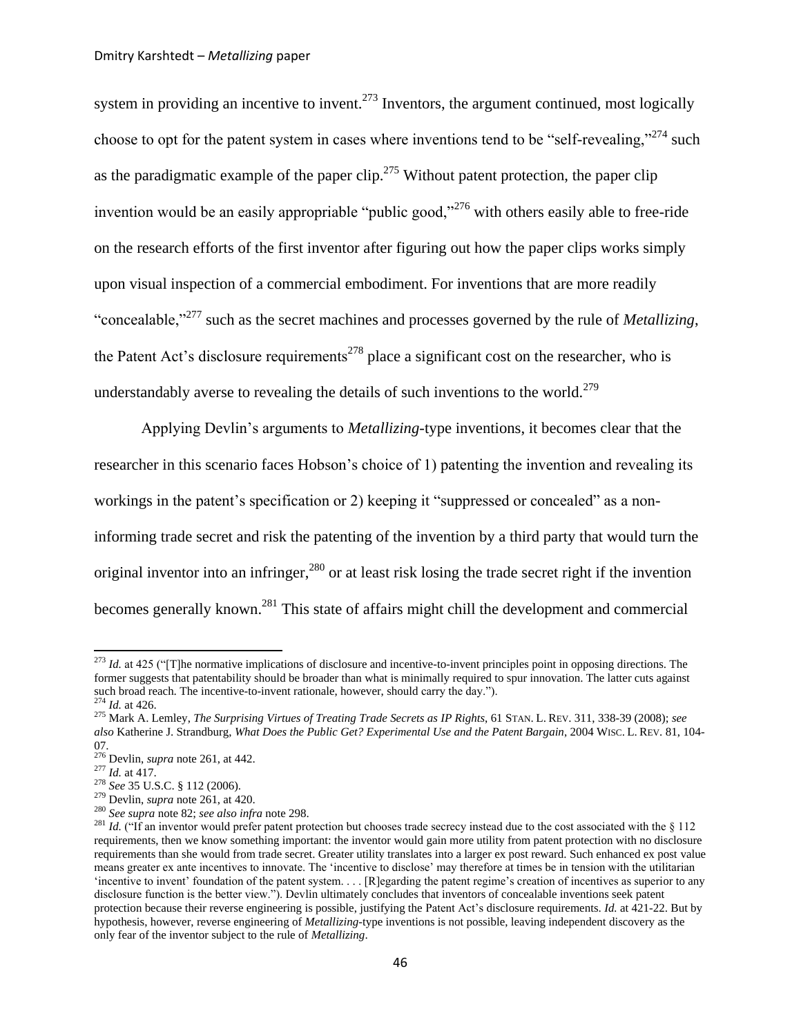system in providing an incentive to invent.[273] Inventors, the argument continued, most logically choose to opt for the patent system in cases where inventions tend to be "self-revealing,"[274] such as the paradigmatic example of the paper clip.[275] Without patent protection, the paper clip invention would be an easily appropriable "public good,"[276] with others easily able to free-ride on the research efforts of the first inventor after figuring out how the paper clips works simply upon visual inspection of a commercial embodiment. For inventions that are more readily "concealable,"[277] such as the secret machines and processes governed by the rule of *Metallizing*, the Patent Act's disclosure requirements[278] place a significant cost on the researcher, who is understandably averse to revealing the details of such inventions to the world.[279]

Applying Devlin's arguments to *Metallizing*-type inventions, it becomes clear that the researcher in this scenario faces Hobson's choice of 1) patenting the invention and revealing its workings in the patent's specification or 2) keeping it "suppressed or concealed" as a non-informing trade secret and risk the patenting of the invention by a third party that would turn the original inventor into an infringer,[280] or at least risk losing the trade secret right if the invention becomes generally known.[281] This state of affairs might chill the development and commercial

---

[273] *Id.* at 425 ("[T]he normative implications of disclosure and incentive-to-invent principles point in opposing directions. The former suggests that patentability should be broader than what is minimally required to spur innovation. The latter cuts against such broad reach. The incentive-to-invent rationale, however, should carry the day.").

[274] *Id.* at 426.

[275] Mark A. Lemley, *The Surprising Virtues of Treating Trade Secrets as IP Rights*, 61 STAN. L. REV. 311, 338-39 (2008); *see also* Katherine J. Strandburg, *What Does the Public Get? Experimental Use and the Patent Bargain*, 2004 WISC. L. REV. 81, 104-07.

[276] Devlin, *supra* note 261, at 442.

[277] *Id.* at 417.

[278] *See* 35 U.S.C. § 112 (2006).

[279] Devlin, *supra* note 261, at 420.

[280] *See supra* note 82; *see also infra* note 298.

[281] *Id.* ("If an inventor would prefer patent protection but chooses trade secrecy instead due to the cost associated with the § 112 requirements, then we know something important: the inventor would gain more utility from patent protection with no disclosure requirements than she would from trade secret. Greater utility translates into a larger ex post reward. Such enhanced ex post value means greater ex ante incentives to innovate. The 'incentive to disclose' may therefore at times be in tension with the utilitarian 'incentive to invent' foundation of the patent system. . . . [R]egarding the patent regime's creation of incentives as superior to any disclosure function is the better view."). Devlin ultimately concludes that inventors of concealable inventions seek patent protection because their reverse engineering is possible, justifying the Patent Act's disclosure requirements. *Id.* at 421-22. But by hypothesis, however, reverse engineering of *Metallizing*-type inventions is not possible, leaving independent discovery as the only fear of the inventor subject to the rule of *Metallizing*.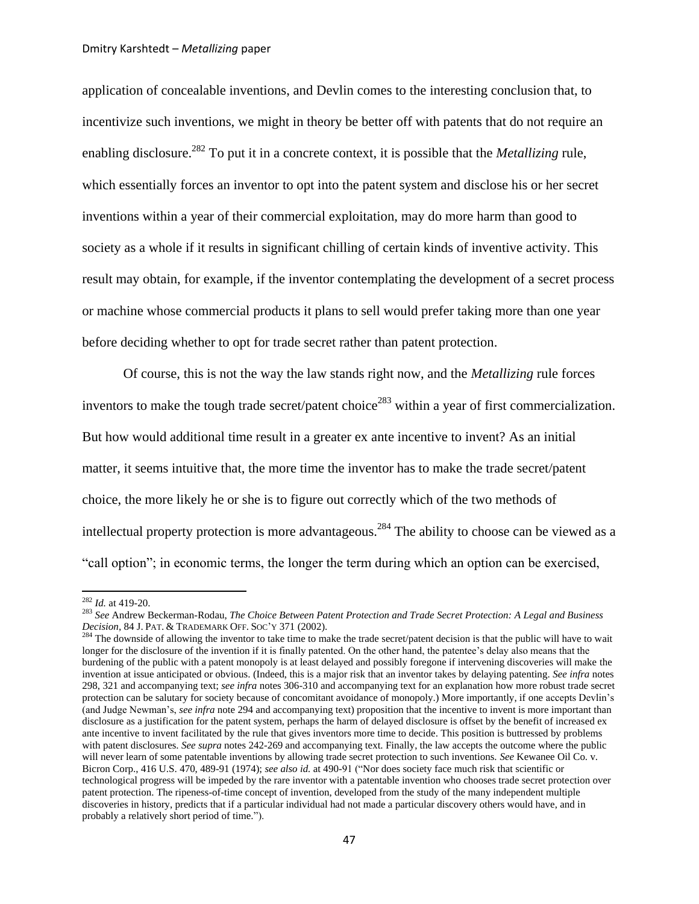application of concealable inventions, and Devlin comes to the interesting conclusion that, to incentivize such inventions, we might in theory be better off with patents that do not require an enabling disclosure.[282] To put it in a concrete context, it is possible that the *Metallizing* rule, which essentially forces an inventor to opt into the patent system and disclose his or her secret inventions within a year of their commercial exploitation, may do more harm than good to society as a whole if it results in significant chilling of certain kinds of inventive activity. This result may obtain, for example, if the inventor contemplating the development of a secret process or machine whose commercial products it plans to sell would prefer taking more than one year before deciding whether to opt for trade secret rather than patent protection.

Of course, this is not the way the law stands right now, and the *Metallizing* rule forces inventors to make the tough trade secret/patent choice[283] within a year of first commercialization. But how would additional time result in a greater ex ante incentive to invent? As an initial matter, it seems intuitive that, the more time the inventor has to make the trade secret/patent choice, the more likely he or she is to figure out correctly which of the two methods of intellectual property protection is more advantageous.[284] The ability to choose can be viewed as a "call option"; in economic terms, the longer the term during which an option can be exercised,

---

[282] *Id.* at 419-20.

[283] *See* Andrew Beckerman-Rodau, *The Choice Between Patent Protection and Trade Secret Protection: A Legal and Business Decision*, 84 J. PAT. & TRADEMARK OFF. SOC'Y 371 (2002).

[284] The downside of allowing the inventor to take time to make the trade secret/patent decision is that the public will have to wait longer for the disclosure of the invention if it is finally patented. On the other hand, the patentee's delay also means that the burdening of the public with a patent monopoly is at least delayed and possibly foregone if intervening discoveries will make the invention at issue anticipated or obvious. (Indeed, this is a major risk that an inventor takes by delaying patenting. *See infra* notes 298, 321 and accompanying text; *see infra* notes 306-310 and accompanying text for an explanation how more robust trade secret protection can be salutary for society because of concomitant avoidance of monopoly.) More importantly, if one accepts Devlin's (and Judge Newman's, *see infra* note 294 and accompanying text) proposition that the incentive to invent is more important than disclosure as a justification for the patent system, perhaps the harm of delayed disclosure is offset by the benefit of increased ex ante incentive to invent facilitated by the rule that gives inventors more time to decide. This position is buttressed by problems with patent disclosures. *See supra* notes 242-269 and accompanying text. Finally, the law accepts the outcome where the public will never learn of some patentable inventions by allowing trade secret protection to such inventions. *See* Kewanee Oil Co. v. Bicron Corp., 416 U.S. 470, 489-91 (1974); *see also id.* at 490-91 ("Nor does society face much risk that scientific or technological progress will be impeded by the rare inventor with a patentable invention who chooses trade secret protection over patent protection. The ripeness-of-time concept of invention, developed from the study of the many independent multiple discoveries in history, predicts that if a particular individual had not made a particular discovery others would have, and in probably a relatively short period of time.").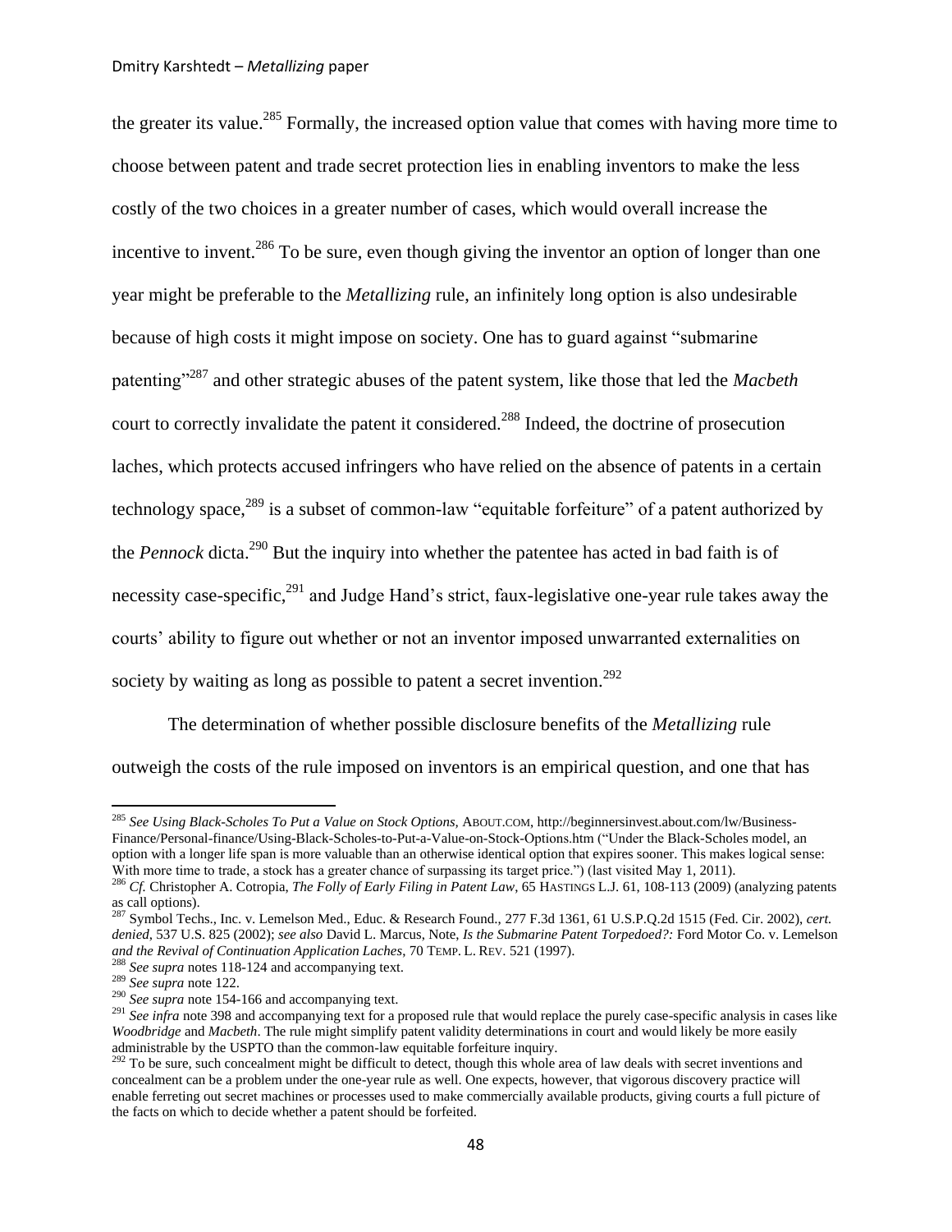the greater its value.[285] Formally, the increased option value that comes with having more time to choose between patent and trade secret protection lies in enabling inventors to make the less costly of the two choices in a greater number of cases, which would overall increase the incentive to invent.[286] To be sure, even though giving the inventor an option of longer than one year might be preferable to the *Metallizing* rule, an infinitely long option is also undesirable because of high costs it might impose on society. One has to guard against "submarine patenting"[287] and other strategic abuses of the patent system, like those that led the *Macbeth* court to correctly invalidate the patent it considered.[288] Indeed, the doctrine of prosecution laches, which protects accused infringers who have relied on the absence of patents in a certain technology space,[289] is a subset of common-law "equitable forfeiture" of a patent authorized by the *Pennock* dicta.[290] But the inquiry into whether the patentee has acted in bad faith is of necessity case-specific,[291] and Judge Hand's strict, faux-legislative one-year rule takes away the courts' ability to figure out whether or not an inventor imposed unwarranted externalities on society by waiting as long as possible to patent a secret invention.[292]

The determination of whether possible disclosure benefits of the *Metallizing* rule outweigh the costs of the rule imposed on inventors is an empirical question, and one that has

---

[285] *See Using Black-Scholes To Put a Value on Stock Options*, ABOUT.COM, http://beginnersinvest.about.com/lw/Business-Finance/Personal-finance/Using-Black-Scholes-to-Put-a-Value-on-Stock-Options.htm ("Under the Black-Scholes model, an option with a longer life span is more valuable than an otherwise identical option that expires sooner. This makes logical sense: With more time to trade, a stock has a greater chance of surpassing its target price.") (last visited May 1, 2011).

[286] *Cf.* Christopher A. Cotropia, *The Folly of Early Filing in Patent Law*, 65 HASTINGS L.J. 61, 108-113 (2009) (analyzing patents as call options).

[287] Symbol Techs., Inc. v. Lemelson Med., Educ. & Research Found., 277 F.3d 1361, 61 U.S.P.Q.2d 1515 (Fed. Cir. 2002), *cert. denied*, 537 U.S. 825 (2002); *see also* David L. Marcus, Note, *Is the Submarine Patent Torpedoed?:* Ford Motor Co. v. Lemelson *and the Revival of Continuation Application Laches*, 70 TEMP. L. REV. 521 (1997).

[288] *See supra* notes 118-124 and accompanying text.

[289] *See supra* note 122.

[290] *See supra* note 154-166 and accompanying text.

[291] *See infra* note 398 and accompanying text for a proposed rule that would replace the purely case-specific analysis in cases like *Woodbridge* and *Macbeth*. The rule might simplify patent validity determinations in court and would likely be more easily administrable by the USPTO than the common-law equitable forfeiture inquiry.

[292] To be sure, such concealment might be difficult to detect, though this whole area of law deals with secret inventions and concealment can be a problem under the one-year rule as well. One expects, however, that vigorous discovery practice will enable ferreting out secret machines or processes used to make commercially available products, giving courts a full picture of the facts on which to decide whether a patent should be forfeited.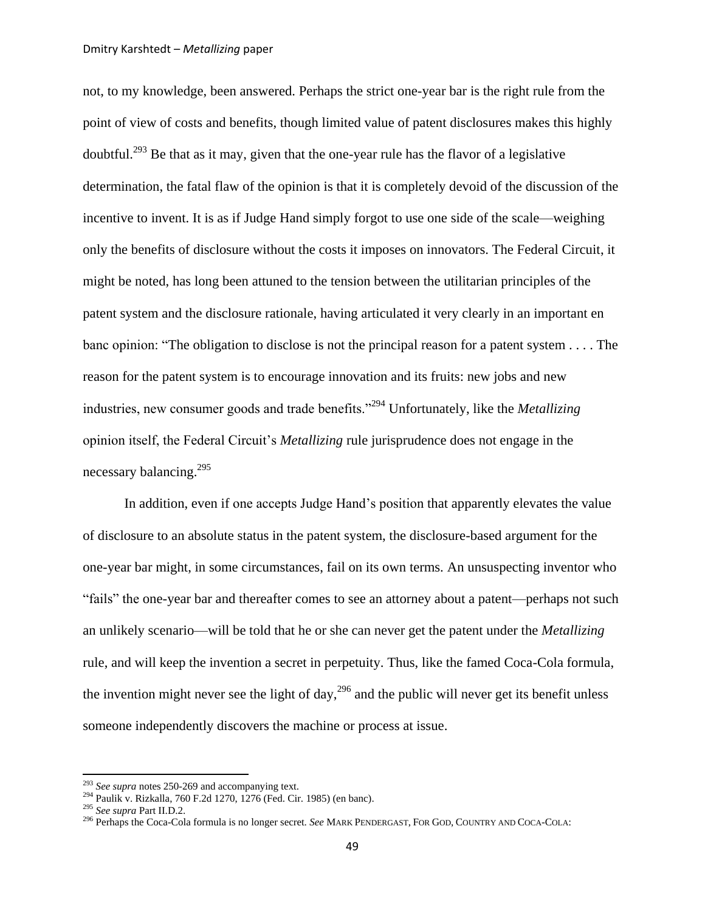not, to my knowledge, been answered. Perhaps the strict one-year bar is the right rule from the point of view of costs and benefits, though limited value of patent disclosures makes this highly doubtful.[293] Be that as it may, given that the one-year rule has the flavor of a legislative determination, the fatal flaw of the opinion is that it is completely devoid of the discussion of the incentive to invent. It is as if Judge Hand simply forgot to use one side of the scale—weighing only the benefits of disclosure without the costs it imposes on innovators. The Federal Circuit, it might be noted, has long been attuned to the tension between the utilitarian principles of the patent system and the disclosure rationale, having articulated it very clearly in an important en banc opinion: "The obligation to disclose is not the principal reason for a patent system . . . . The reason for the patent system is to encourage innovation and its fruits: new jobs and new industries, new consumer goods and trade benefits."[294] Unfortunately, like the *Metallizing* opinion itself, the Federal Circuit's *Metallizing* rule jurisprudence does not engage in the necessary balancing.[295]

In addition, even if one accepts Judge Hand's position that apparently elevates the value of disclosure to an absolute status in the patent system, the disclosure-based argument for the one-year bar might, in some circumstances, fail on its own terms. An unsuspecting inventor who "fails" the one-year bar and thereafter comes to see an attorney about a patent—perhaps not such an unlikely scenario—will be told that he or she can never get the patent under the *Metallizing* rule, and will keep the invention a secret in perpetuity. Thus, like the famed Coca-Cola formula, the invention might never see the light of day,[296] and the public will never get its benefit unless someone independently discovers the machine or process at issue.

---

[293] *See supra* notes 250-269 and accompanying text.

[294] Paulik v. Rizkalla, 760 F.2d 1270, 1276 (Fed. Cir. 1985) (en banc).

[295] *See supra* Part II.D.2.

[296] Perhaps the Coca-Cola formula is no longer secret. *See* MARK PENDERGAST, FOR GOD, COUNTRY AND COCA-COLA: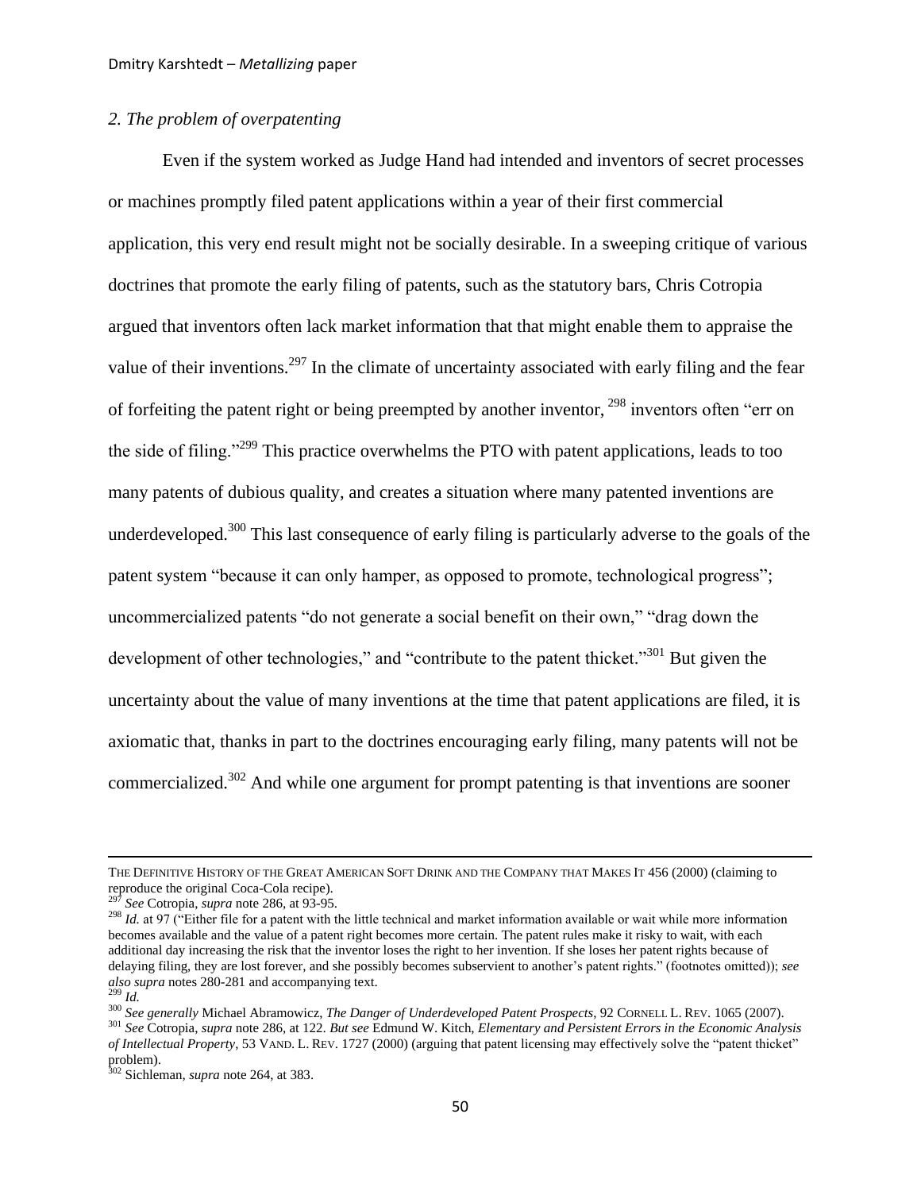*2. The problem of overpatenting*

Even if the system worked as Judge Hand had intended and inventors of secret processes or machines promptly filed patent applications within a year of their first commercial application, this very end result might not be socially desirable. In a sweeping critique of various doctrines that promote the early filing of patents, such as the statutory bars, Chris Cotropia argued that inventors often lack market information that that might enable them to appraise the value of their inventions.[297] In the climate of uncertainty associated with early filing and the fear of forfeiting the patent right or being preempted by another inventor, [298] inventors often "err on the side of filing."[299] This practice overwhelms the PTO with patent applications, leads to too many patents of dubious quality, and creates a situation where many patented inventions are underdeveloped.[300] This last consequence of early filing is particularly adverse to the goals of the patent system "because it can only hamper, as opposed to promote, technological progress"; uncommercialized patents "do not generate a social benefit on their own," "drag down the development of other technologies," and "contribute to the patent thicket."[301] But given the uncertainty about the value of many inventions at the time that patent applications are filed, it is axiomatic that, thanks in part to the doctrines encouraging early filing, many patents will not be commercialized.[302] And while one argument for prompt patenting is that inventions are sooner

---

THE DEFINITIVE HISTORY OF THE GREAT AMERICAN SOFT DRINK AND THE COMPANY THAT MAKES IT 456 (2000) (claiming to reproduce the original Coca-Cola recipe).

[297] *See* Cotropia, *supra* note 286, at 93-95.

[298] *Id.* at 97 ("Either file for a patent with the little technical and market information available or wait while more information becomes available and the value of a patent right becomes more certain. The patent rules make it risky to wait, with each additional day increasing the risk that the inventor loses the right to her invention. If she loses her patent rights because of delaying filing, they are lost forever, and she possibly becomes subservient to another's patent rights." (footnotes omitted)); *see also supra* notes 280-281 and accompanying text.

[299] *Id.*

[300] *See generally* Michael Abramowicz, *The Danger of Underdeveloped Patent Prospects*, 92 CORNELL L. REV. 1065 (2007).

[301] *See* Cotropia, *supra* note 286, at 122. *But see* Edmund W. Kitch, *Elementary and Persistent Errors in the Economic Analysis of Intellectual Property*, 53 VAND. L. REV. 1727 (2000) (arguing that patent licensing may effectively solve the "patent thicket" problem).

[302] Sichleman, *supra* note 264, at 383.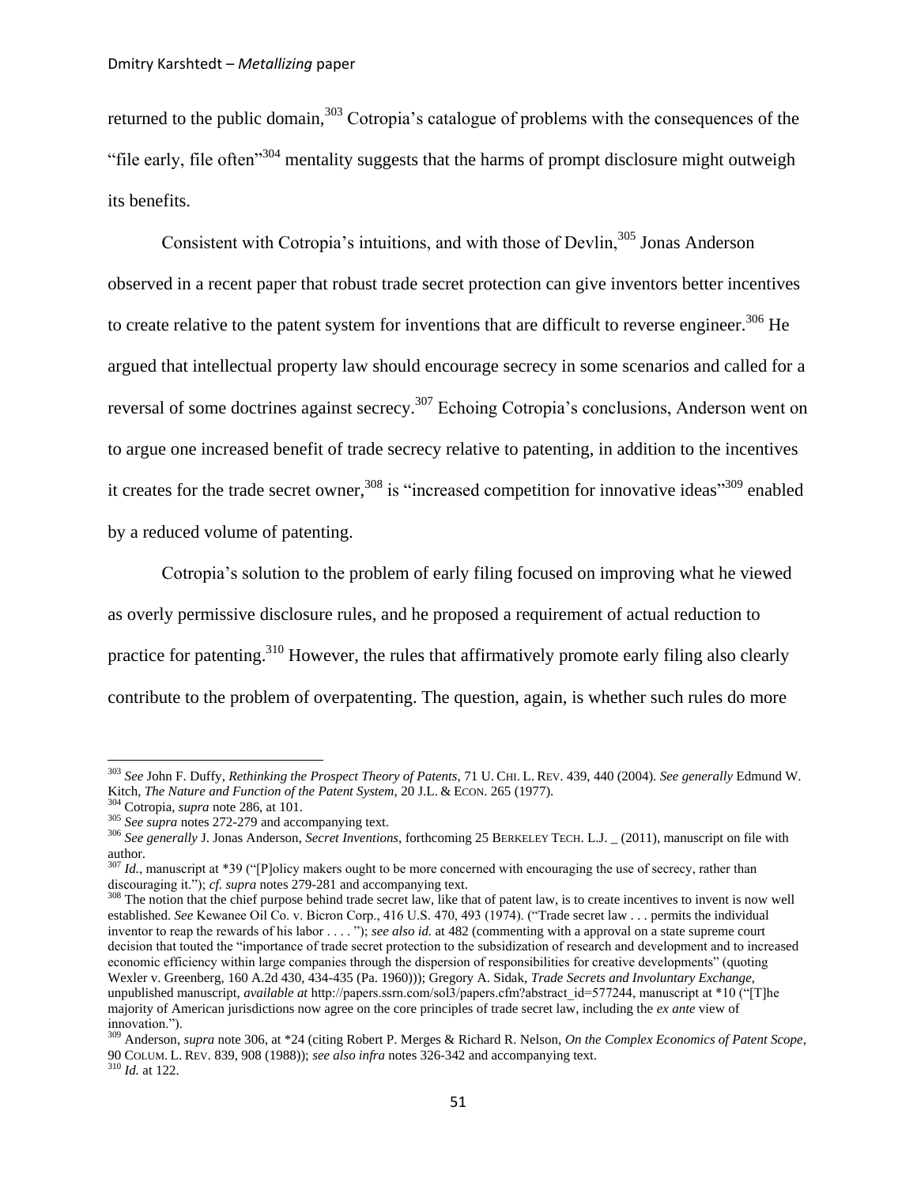returned to the public domain,[303] Cotropia's catalogue of problems with the consequences of the "file early, file often"[304] mentality suggests that the harms of prompt disclosure might outweigh its benefits.

Consistent with Cotropia's intuitions, and with those of Devlin,[305] Jonas Anderson observed in a recent paper that robust trade secret protection can give inventors better incentives to create relative to the patent system for inventions that are difficult to reverse engineer.[306] He argued that intellectual property law should encourage secrecy in some scenarios and called for a reversal of some doctrines against secrecy.[307] Echoing Cotropia's conclusions, Anderson went on to argue one increased benefit of trade secrecy relative to patenting, in addition to the incentives it creates for the trade secret owner,[308] is "increased competition for innovative ideas"[309] enabled by a reduced volume of patenting.

Cotropia's solution to the problem of early filing focused on improving what he viewed as overly permissive disclosure rules, and he proposed a requirement of actual reduction to practice for patenting.[310] However, the rules that affirmatively promote early filing also clearly contribute to the problem of overpatenting. The question, again, is whether such rules do more

---

[303] *See* John F. Duffy, *Rethinking the Prospect Theory of Patents*, 71 U. CHI. L. REV. 439, 440 (2004). *See generally* Edmund W. Kitch, *The Nature and Function of the Patent System*, 20 J.L. & ECON. 265 (1977).

[304] Cotropia, *supra* note 286, at 101.

[305] *See supra* notes 272-279 and accompanying text.

[306] *See generally* J. Jonas Anderson, *Secret Inventions*, forthcoming 25 BERKELEY TECH. L.J. _ (2011), manuscript on file with author.

[307] *Id.*, manuscript at *39 ("[P]olicy makers ought to be more concerned with encouraging the use of secrecy, rather than discouraging it."); *cf. supra* notes 279-281 and accompanying text.

[308] The notion that the chief purpose behind trade secret law, like that of patent law, is to create incentives to invent is now well established. *See* Kewanee Oil Co. v. Bicron Corp., 416 U.S. 470, 493 (1974). ("Trade secret law . . . permits the individual inventor to reap the rewards of his labor . . . . "); *see also id.* at 482 (commenting with a approval on a state supreme court decision that touted the "importance of trade secret protection to the subsidization of research and development and to increased economic efficiency within large companies through the dispersion of responsibilities for creative developments" (quoting Wexler v. Greenberg, 160 A.2d 430, 434-435 (Pa. 1960))); Gregory A. Sidak, *Trade Secrets and Involuntary Exchange*, unpublished manuscript, *available at* http://papers.ssrn.com/sol3/papers.cfm?abstract_id=577244, manuscript at *10 ("[T]he majority of American jurisdictions now agree on the core principles of trade secret law, including the *ex ante* view of innovation.").

[309] Anderson, *supra* note 306, at *24 (citing Robert P. Merges & Richard R. Nelson, *On the Complex Economics of Patent Scope*, 90 COLUM. L. REV. 839, 908 (1988)); *see also infra* notes 326-342 and accompanying text.

[310] *Id.* at 122.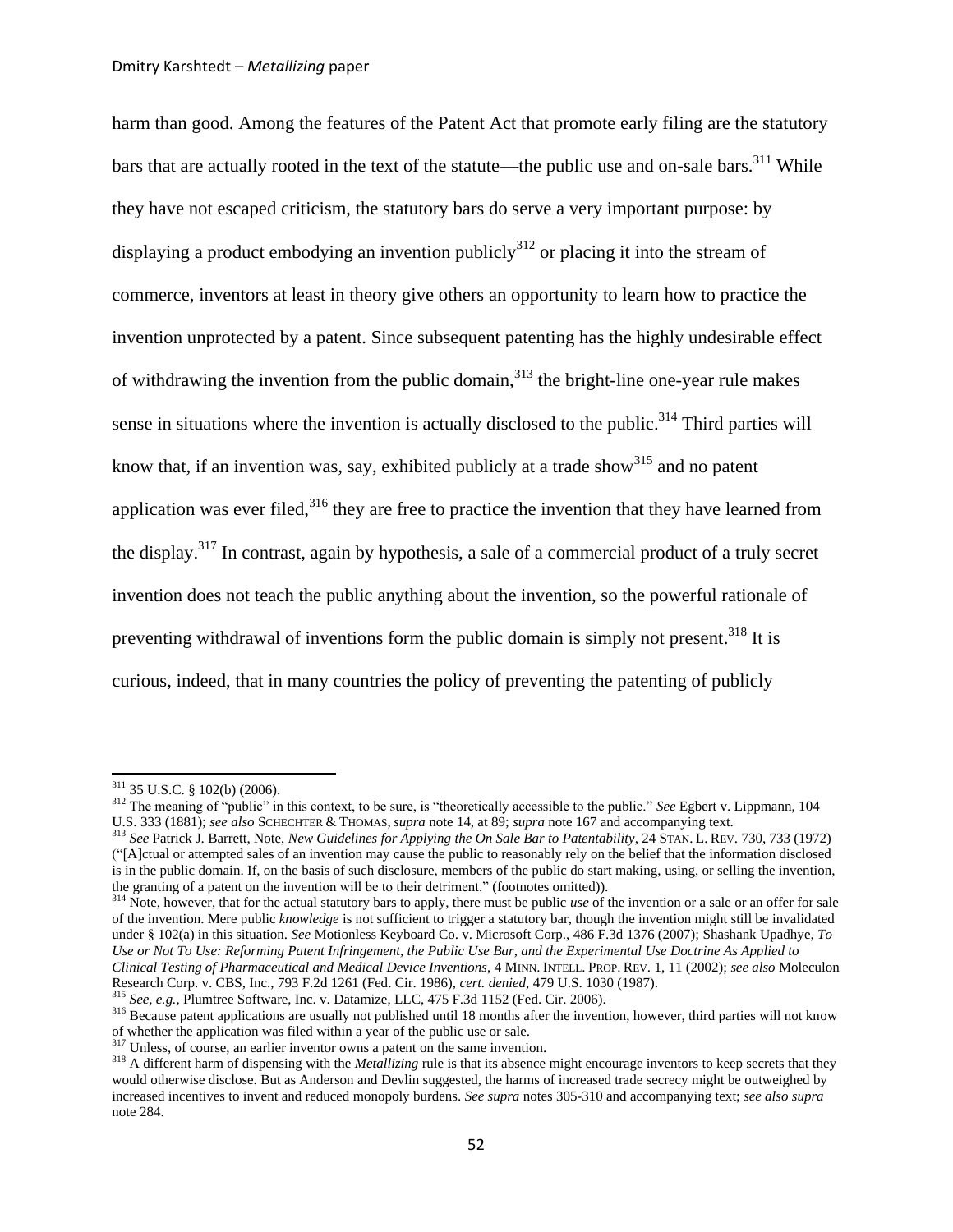harm than good. Among the features of the Patent Act that promote early filing are the statutory bars that are actually rooted in the text of the statute—the public use and on-sale bars.[311] While they have not escaped criticism, the statutory bars do serve a very important purpose: by displaying a product embodying an invention publicly[312] or placing it into the stream of commerce, inventors at least in theory give others an opportunity to learn how to practice the invention unprotected by a patent. Since subsequent patenting has the highly undesirable effect of withdrawing the invention from the public domain,[313] the bright-line one-year rule makes sense in situations where the invention is actually disclosed to the public.[314] Third parties will know that, if an invention was, say, exhibited publicly at a trade show[315] and no patent application was ever filed,[316] they are free to practice the invention that they have learned from the display.[317] In contrast, again by hypothesis, a sale of a commercial product of a truly secret invention does not teach the public anything about the invention, so the powerful rationale of preventing withdrawal of inventions form the public domain is simply not present.[318] It is curious, indeed, that in many countries the policy of preventing the patenting of publicly

---

[311] 35 U.S.C. § 102(b) (2006).

[312] The meaning of "public" in this context, to be sure, is "theoretically accessible to the public." *See* Egbert v. Lippmann, 104 U.S. 333 (1881); *see also* SCHECHTER & THOMAS, *supra* note 14, at 89; *supra* note 167 and accompanying text.

[313] *See* Patrick J. Barrett, Note, *New Guidelines for Applying the On Sale Bar to Patentability*, 24 STAN. L. REV. 730, 733 (1972) ("[A]ctual or attempted sales of an invention may cause the public to reasonably rely on the belief that the information disclosed is in the public domain. If, on the basis of such disclosure, members of the public do start making, using, or selling the invention, the granting of a patent on the invention will be to their detriment." (footnotes omitted)).

[314] Note, however, that for the actual statutory bars to apply, there must be public *use* of the invention or a sale or an offer for sale of the invention. Mere public *knowledge* is not sufficient to trigger a statutory bar, though the invention might still be invalidated under § 102(a) in this situation. *See* Motionless Keyboard Co. v. Microsoft Corp., 486 F.3d 1376 (2007); Shashank Upadhye, *To Use or Not To Use: Reforming Patent Infringement, the Public Use Bar, and the Experimental Use Doctrine As Applied to Clinical Testing of Pharmaceutical and Medical Device Inventions*, 4 MINN. INTELL. PROP. REV. 1, 11 (2002); *see also* Moleculon Research Corp. v. CBS, Inc., 793 F.2d 1261 (Fed. Cir. 1986), *cert. denied*, 479 U.S. 1030 (1987).

[315] *See, e.g.*, Plumtree Software, Inc. v. Datamize, LLC, 475 F.3d 1152 (Fed. Cir. 2006).

[316] Because patent applications are usually not published until 18 months after the invention, however, third parties will not know of whether the application was filed within a year of the public use or sale.

[317] Unless, of course, an earlier inventor owns a patent on the same invention.

[318] A different harm of dispensing with the *Metallizing* rule is that its absence might encourage inventors to keep secrets that they would otherwise disclose. But as Anderson and Devlin suggested, the harms of increased trade secrecy might be outweighed by increased incentives to invent and reduced monopoly burdens. *See supra* notes 305-310 and accompanying text; *see also supra* note 284.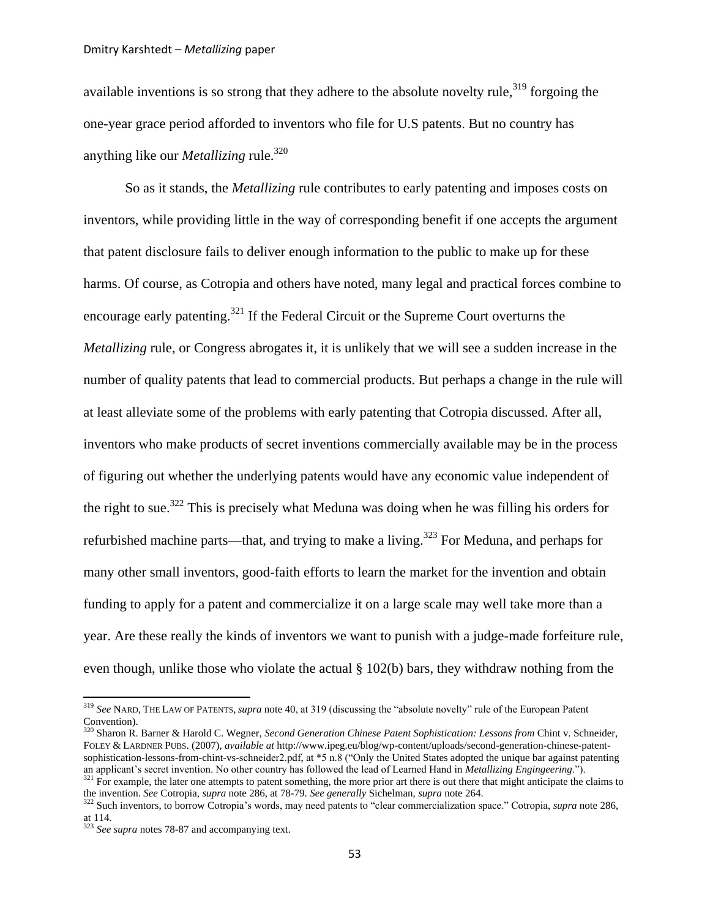available inventions is so strong that they adhere to the absolute novelty rule,[319] forgoing the one-year grace period afforded to inventors who file for U.S patents. But no country has anything like our *Metallizing* rule.[320]

So as it stands, the *Metallizing* rule contributes to early patenting and imposes costs on inventors, while providing little in the way of corresponding benefit if one accepts the argument that patent disclosure fails to deliver enough information to the public to make up for these harms. Of course, as Cotropia and others have noted, many legal and practical forces combine to encourage early patenting.[321] If the Federal Circuit or the Supreme Court overturns the *Metallizing* rule, or Congress abrogates it, it is unlikely that we will see a sudden increase in the number of quality patents that lead to commercial products. But perhaps a change in the rule will at least alleviate some of the problems with early patenting that Cotropia discussed. After all, inventors who make products of secret inventions commercially available may be in the process of figuring out whether the underlying patents would have any economic value independent of the right to sue.[322] This is precisely what Meduna was doing when he was filling his orders for refurbished machine parts—that, and trying to make a living.[323] For Meduna, and perhaps for many other small inventors, good-faith efforts to learn the market for the invention and obtain funding to apply for a patent and commercialize it on a large scale may well take more than a year. Are these really the kinds of inventors we want to punish with a judge-made forfeiture rule, even though, unlike those who violate the actual § 102(b) bars, they withdraw nothing from the

---

[319] *See* NARD, THE LAW OF PATENTS, *supra* note 40, at 319 (discussing the "absolute novelty" rule of the European Patent Convention).

[320] Sharon R. Barner & Harold C. Wegner, *Second Generation Chinese Patent Sophistication: Lessons from* Chint v. Schneider, FOLEY & LARDNER PUBS. (2007), *available at* http://www.ipeg.eu/blog/wp-content/uploads/second-generation-chinese-patent-sophistication-lessons-from-chint-vs-schneider2.pdf, at *5 n.8 ("Only the United States adopted the unique bar against patenting an applicant's secret invention. No other country has followed the lead of Learned Hand in *Metallizing Engingeering*.").

[321] For example, the later one attempts to patent something, the more prior art there is out there that might anticipate the claims to the invention. *See* Cotropia, *supra* note 286, at 78-79. *See generally* Sichelman, *supra* note 264.

[322] Such inventors, to borrow Cotropia's words, may need patents to "clear commercialization space." Cotropia, *supra* note 286, at 114.

[323] *See supra* notes 78-87 and accompanying text.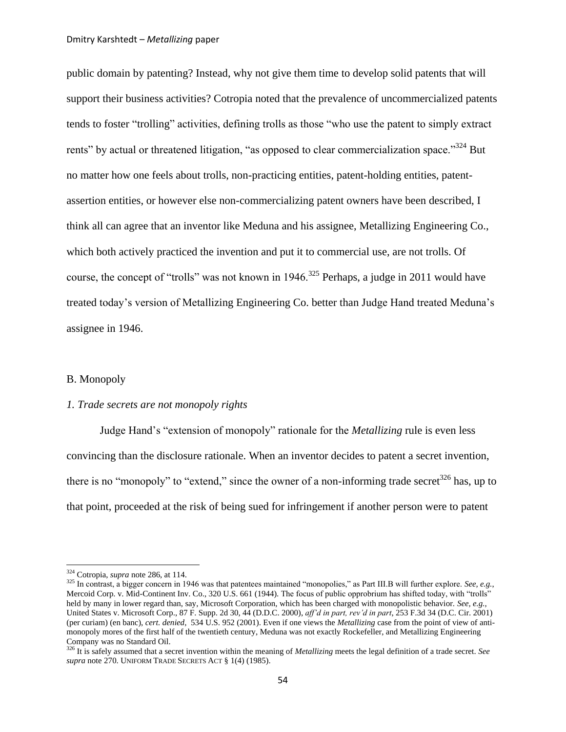public domain by patenting? Instead, why not give them time to develop solid patents that will support their business activities? Cotropia noted that the prevalence of uncommercialized patents tends to foster "trolling" activities, defining trolls as those "who use the patent to simply extract rents" by actual or threatened litigation, "as opposed to clear commercialization space."[324] But no matter how one feels about trolls, non-practicing entities, patent-holding entities, patent-assertion entities, or however else non-commercializing patent owners have been described, I think all can agree that an inventor like Meduna and his assignee, Metallizing Engineering Co., which both actively practiced the invention and put it to commercial use, are not trolls. Of course, the concept of "trolls" was not known in 1946.[325] Perhaps, a judge in 2011 would have treated today's version of Metallizing Engineering Co. better than Judge Hand treated Meduna's assignee in 1946.

## B. Monopoly

### *1. Trade secrets are not monopoly rights*

Judge Hand's "extension of monopoly" rationale for the *Metallizing* rule is even less convincing than the disclosure rationale. When an inventor decides to patent a secret invention, there is no "monopoly" to "extend," since the owner of a non-informing trade secret[326] has, up to that point, proceeded at the risk of being sued for infringement if another person were to patent

---

[324] Cotropia, *supra* note 286, at 114.

[325] In contrast, a bigger concern in 1946 was that patentees maintained "monopolies," as Part III.B will further explore. *See, e.g.*, Mercoid Corp. v. Mid-Continent Inv. Co., 320 U.S. 661 (1944). The focus of public opprobrium has shifted today, with "trolls" held by many in lower regard than, say, Microsoft Corporation, which has been charged with monopolistic behavior. *See, e.g.*, United States v. Microsoft Corp., 87 F. Supp. 2d 30, 44 (D.D.C. 2000), *aff'd in part, rev'd in part*, 253 F.3d 34 (D.C. Cir. 2001) (per curiam) (en banc), *cert. denied*, 534 U.S. 952 (2001). Even if one views the *Metallizing* case from the point of view of anti-monopoly mores of the first half of the twentieth century, Meduna was not exactly Rockefeller, and Metallizing Engineering Company was no Standard Oil.

[326] It is safely assumed that a secret invention within the meaning of *Metallizing* meets the legal definition of a trade secret. *See supra* note 270. UNIFORM TRADE SECRETS ACT § 1(4) (1985).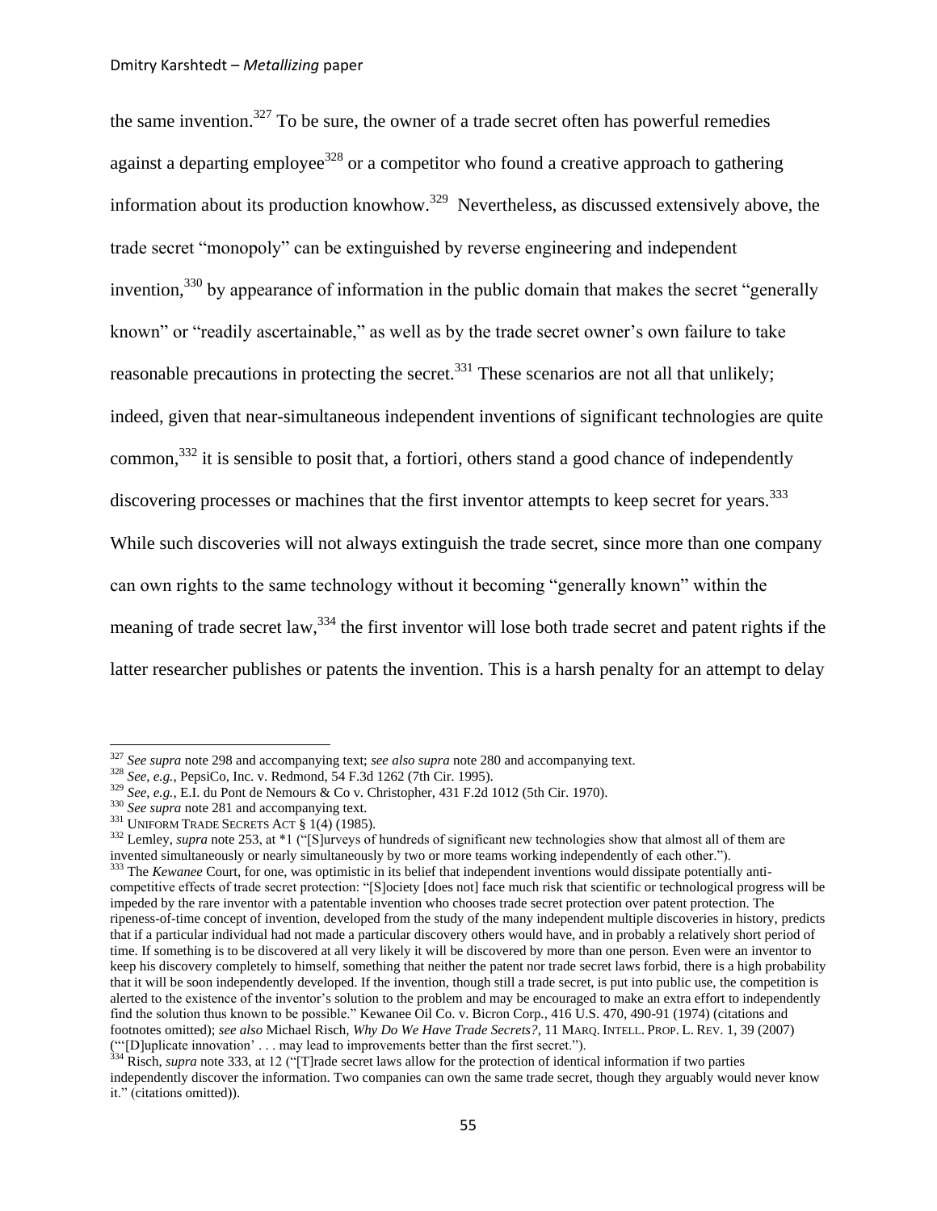the same invention.[327] To be sure, the owner of a trade secret often has powerful remedies against a departing employee[328] or a competitor who found a creative approach to gathering information about its production knowhow.[329] Nevertheless, as discussed extensively above, the trade secret "monopoly" can be extinguished by reverse engineering and independent invention,[330] by appearance of information in the public domain that makes the secret "generally known" or "readily ascertainable," as well as by the trade secret owner's own failure to take reasonable precautions in protecting the secret.[331] These scenarios are not all that unlikely; indeed, given that near-simultaneous independent inventions of significant technologies are quite common,[332] it is sensible to posit that, a fortiori, others stand a good chance of independently discovering processes or machines that the first inventor attempts to keep secret for years.[333] While such discoveries will not always extinguish the trade secret, since more than one company can own rights to the same technology without it becoming "generally known" within the meaning of trade secret law,[334] the first inventor will lose both trade secret and patent rights if the latter researcher publishes or patents the invention. This is a harsh penalty for an attempt to delay

---

[327] *See supra* note 298 and accompanying text; *see also supra* note 280 and accompanying text.

[328] *See, e.g.*, PepsiCo, Inc. v. Redmond, 54 F.3d 1262 (7th Cir. 1995).

[329] *See, e.g.*, E.I. du Pont de Nemours & Co v. Christopher, 431 F.2d 1012 (5th Cir. 1970).

[330] *See supra* note 281 and accompanying text.

[331] UNIFORM TRADE SECRETS ACT § 1(4) (1985).

[332] Lemley, *supra* note 253, at *1 ("[S]urveys of hundreds of significant new technologies show that almost all of them are invented simultaneously or nearly simultaneously by two or more teams working independently of each other.").

[333] The *Kewanee* Court, for one, was optimistic in its belief that independent inventions would dissipate potentially anti-competitive effects of trade secret protection: "[S]ociety [does not] face much risk that scientific or technological progress will be impeded by the rare inventor with a patentable invention who chooses trade secret protection over patent protection. The ripeness-of-time concept of invention, developed from the study of the many independent multiple discoveries in history, predicts that if a particular individual had not made a particular discovery others would have, and in probably a relatively short period of time. If something is to be discovered at all very likely it will be discovered by more than one person. Even were an inventor to keep his discovery completely to himself, something that neither the patent nor trade secret laws forbid, there is a high probability that it will be soon independently developed. If the invention, though still a trade secret, is put into public use, the competition is alerted to the existence of the inventor's solution to the problem and may be encouraged to make an extra effort to independently find the solution thus known to be possible." Kewanee Oil Co. v. Bicron Corp., 416 U.S. 470, 490-91 (1974) (citations and footnotes omitted); *see also* Michael Risch, *Why Do We Have Trade Secrets?*, 11 MARQ. INTELL. PROP. L. REV. 1, 39 (2007) ("'[D]uplicate innovation' . . . may lead to improvements better than the first secret.").

[334] Risch, *supra* note 333, at 12 ("[T]rade secret laws allow for the protection of identical information if two parties independently discover the information. Two companies can own the same trade secret, though they arguably would never know it." (citations omitted)).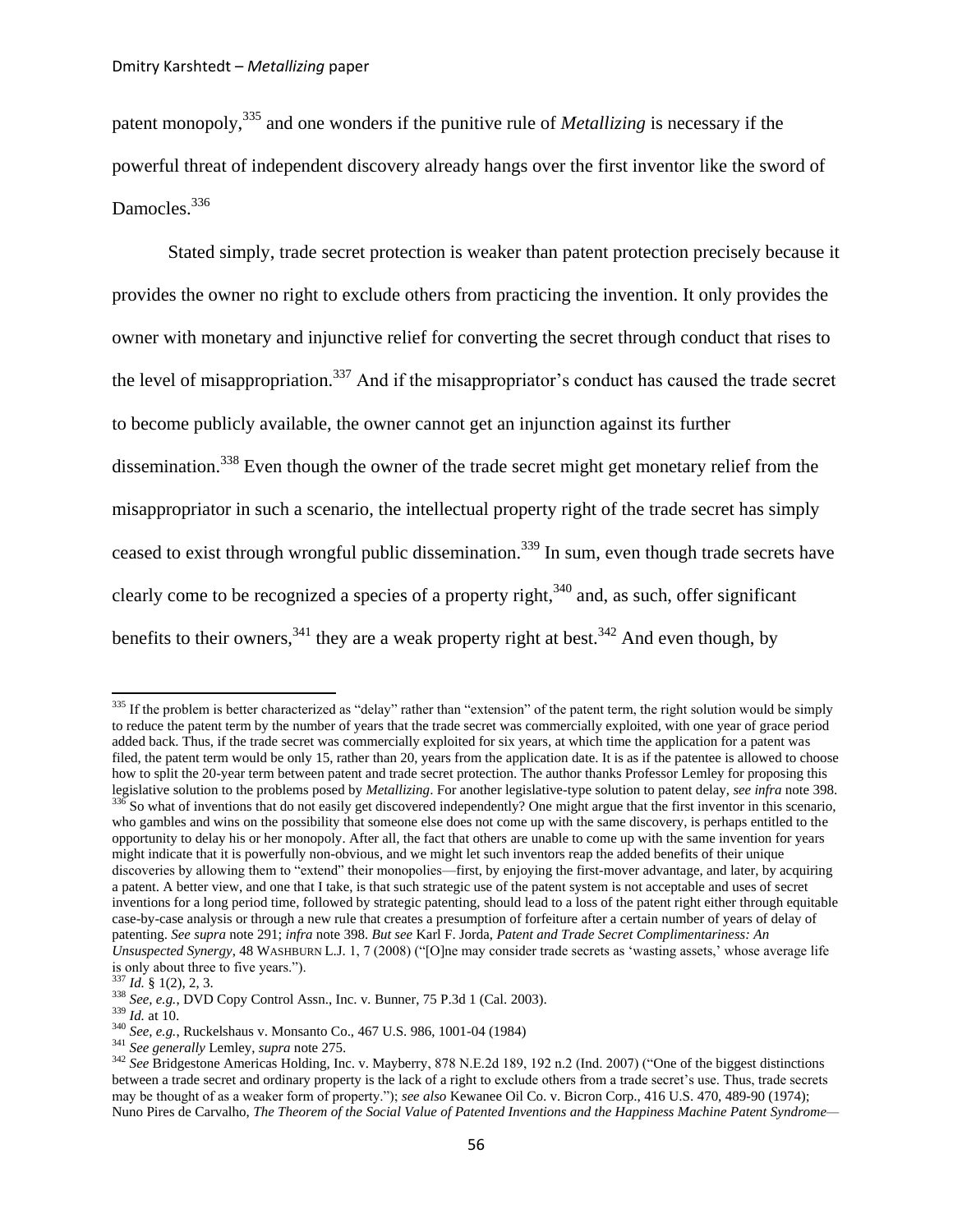patent monopoly,[335] and one wonders if the punitive rule of *Metallizing* is necessary if the powerful threat of independent discovery already hangs over the first inventor like the sword of Damocles.[336]

Stated simply, trade secret protection is weaker than patent protection precisely because it provides the owner no right to exclude others from practicing the invention. It only provides the owner with monetary and injunctive relief for converting the secret through conduct that rises to the level of misappropriation.[337] And if the misappropriator's conduct has caused the trade secret to become publicly available, the owner cannot get an injunction against its further dissemination.[338] Even though the owner of the trade secret might get monetary relief from the misappropriator in such a scenario, the intellectual property right of the trade secret has simply ceased to exist through wrongful public dissemination.[339] In sum, even though trade secrets have clearly come to be recognized a species of a property right,[340] and, as such, offer significant benefits to their owners,[341] they are a weak property right at best.[342] And even though, by

---

[335] If the problem is better characterized as "delay" rather than "extension" of the patent term, the right solution would be simply to reduce the patent term by the number of years that the trade secret was commercially exploited, with one year of grace period added back. Thus, if the trade secret was commercially exploited for six years, at which time the application for a patent was filed, the patent term would be only 15, rather than 20, years from the application date. It is as if the patentee is allowed to choose how to split the 20-year term between patent and trade secret protection. The author thanks Professor Lemley for proposing this legislative solution to the problems posed by *Metallizing*. For another legislative-type solution to patent delay, *see infra* note 398.

[336] So what of inventions that do not easily get discovered independently? One might argue that the first inventor in this scenario, who gambles and wins on the possibility that someone else does not come up with the same discovery, is perhaps entitled to the opportunity to delay his or her monopoly. After all, the fact that others are unable to come up with the same invention for years might indicate that it is powerfully non-obvious, and we might let such inventors reap the added benefits of their unique discoveries by allowing them to "extend" their monopolies—first, by enjoying the first-mover advantage, and later, by acquiring a patent. A better view, and one that I take, is that such strategic use of the patent system is not acceptable and uses of secret inventions for a long period time, followed by strategic patenting, should lead to a loss of the patent right either through equitable case-by-case analysis or through a new rule that creates a presumption of forfeiture after a certain number of years of delay of patenting. *See supra* note 291; *infra* note 398. *But see* Karl F. Jorda, *Patent and Trade Secret Complimentariness: An Unsuspected Synergy*, 48 WASHBURN L.J. 1, 7 (2008) ("[O]ne may consider trade secrets as 'wasting assets,' whose average life is only about three to five years.").

[337] *Id.* § 1(2), 2, 3.

[338] *See, e.g.*, DVD Copy Control Assn., Inc. v. Bunner, 75 P.3d 1 (Cal. 2003).

[339] *Id.* at 10.

[340] *See, e.g.*, Ruckelshaus v. Monsanto Co., 467 U.S. 986, 1001-04 (1984)

[341] *See generally* Lemley, *supra* note 275.

[342] *See* Bridgestone Americas Holding, Inc. v. Mayberry, 878 N.E.2d 189, 192 n.2 (Ind. 2007) ("One of the biggest distinctions between a trade secret and ordinary property is the lack of a right to exclude others from a trade secret's use. Thus, trade secrets may be thought of as a weaker form of property."); *see also* Kewanee Oil Co. v. Bicron Corp., 416 U.S. 470, 489-90 (1974); Nuno Pires de Carvalho, *The Theorem of the Social Value of Patented Inventions and the Happiness Machine Patent Syndrome—*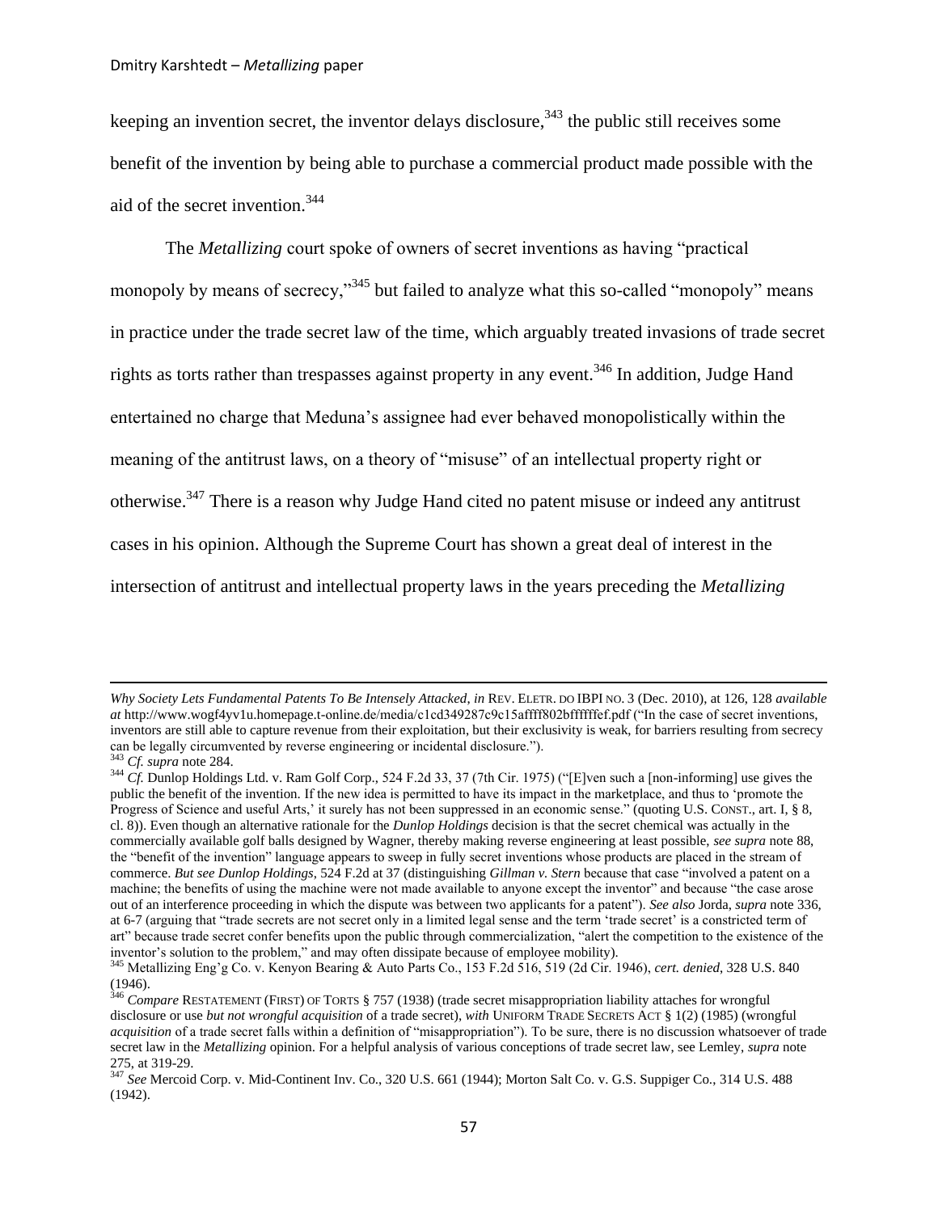keeping an invention secret, the inventor delays disclosure,[343] the public still receives some benefit of the invention by being able to purchase a commercial product made possible with the aid of the secret invention.[344]

The *Metallizing* court spoke of owners of secret inventions as having "practical monopoly by means of secrecy,"[345] but failed to analyze what this so-called "monopoly" means in practice under the trade secret law of the time, which arguably treated invasions of trade secret rights as torts rather than trespasses against property in any event.[346] In addition, Judge Hand entertained no charge that Meduna's assignee had ever behaved monopolistically within the meaning of the antitrust laws, on a theory of "misuse" of an intellectual property right or otherwise.[347] There is a reason why Judge Hand cited no patent misuse or indeed any antitrust cases in his opinion. Although the Supreme Court has shown a great deal of interest in the intersection of antitrust and intellectual property laws in the years preceding the *Metallizing*

---

*Why Society Lets Fundamental Patents To Be Intensely Attacked*, *in* REV. ELETR. DO IBPI NO. 3 (Dec. 2010), at 126, 128 *available at* http://www.wogf4yv1u.homepage.t-online.de/media/c1cd349287c9c15affff802bffffffef.pdf ("In the case of secret inventions, inventors are still able to capture revenue from their exploitation, but their exclusivity is weak, for barriers resulting from secrecy can be legally circumvented by reverse engineering or incidental disclosure.").

[343] *Cf. supra* note 284.

[344] *Cf.* Dunlop Holdings Ltd. v. Ram Golf Corp., 524 F.2d 33, 37 (7th Cir. 1975) ("[E]ven such a [non-informing] use gives the public the benefit of the invention. If the new idea is permitted to have its impact in the marketplace, and thus to 'promote the Progress of Science and useful Arts,' it surely has not been suppressed in an economic sense." (quoting U.S. CONST., art. I, § 8, cl. 8)). Even though an alternative rationale for the *Dunlop Holdings* decision is that the secret chemical was actually in the commercially available golf balls designed by Wagner, thereby making reverse engineering at least possible, *see supra* note 88, the "benefit of the invention" language appears to sweep in fully secret inventions whose products are placed in the stream of commerce. *But see Dunlop Holdings*, 524 F.2d at 37 (distinguishing *Gillman v. Stern* because that case "involved a patent on a machine; the benefits of using the machine were not made available to anyone except the inventor" and because "the case arose out of an interference proceeding in which the dispute was between two applicants for a patent"). *See also* Jorda, *supra* note 336, at 6-7 (arguing that "trade secrets are not secret only in a limited legal sense and the term 'trade secret' is a constricted term of art" because trade secret confer benefits upon the public through commercialization, "alert the competition to the existence of the inventor's solution to the problem," and may often dissipate because of employee mobility).

[345] Metallizing Eng'g Co. v. Kenyon Bearing & Auto Parts Co., 153 F.2d 516, 519 (2d Cir. 1946), *cert. denied*, 328 U.S. 840 (1946).

[346] *Compare* RESTATEMENT (FIRST) OF TORTS § 757 (1938) (trade secret misappropriation liability attaches for wrongful disclosure or use *but not wrongful acquisition* of a trade secret), *with* UNIFORM TRADE SECRETS ACT § 1(2) (1985) (wrongful *acquisition* of a trade secret falls within a definition of "misappropriation"). To be sure, there is no discussion whatsoever of trade secret law in the *Metallizing* opinion. For a helpful analysis of various conceptions of trade secret law, see Lemley, *supra* note 275, at 319-29.

[347] *See* Mercoid Corp. v. Mid-Continent Inv. Co., 320 U.S. 661 (1944); Morton Salt Co. v. G.S. Suppiger Co., 314 U.S. 488 (1942).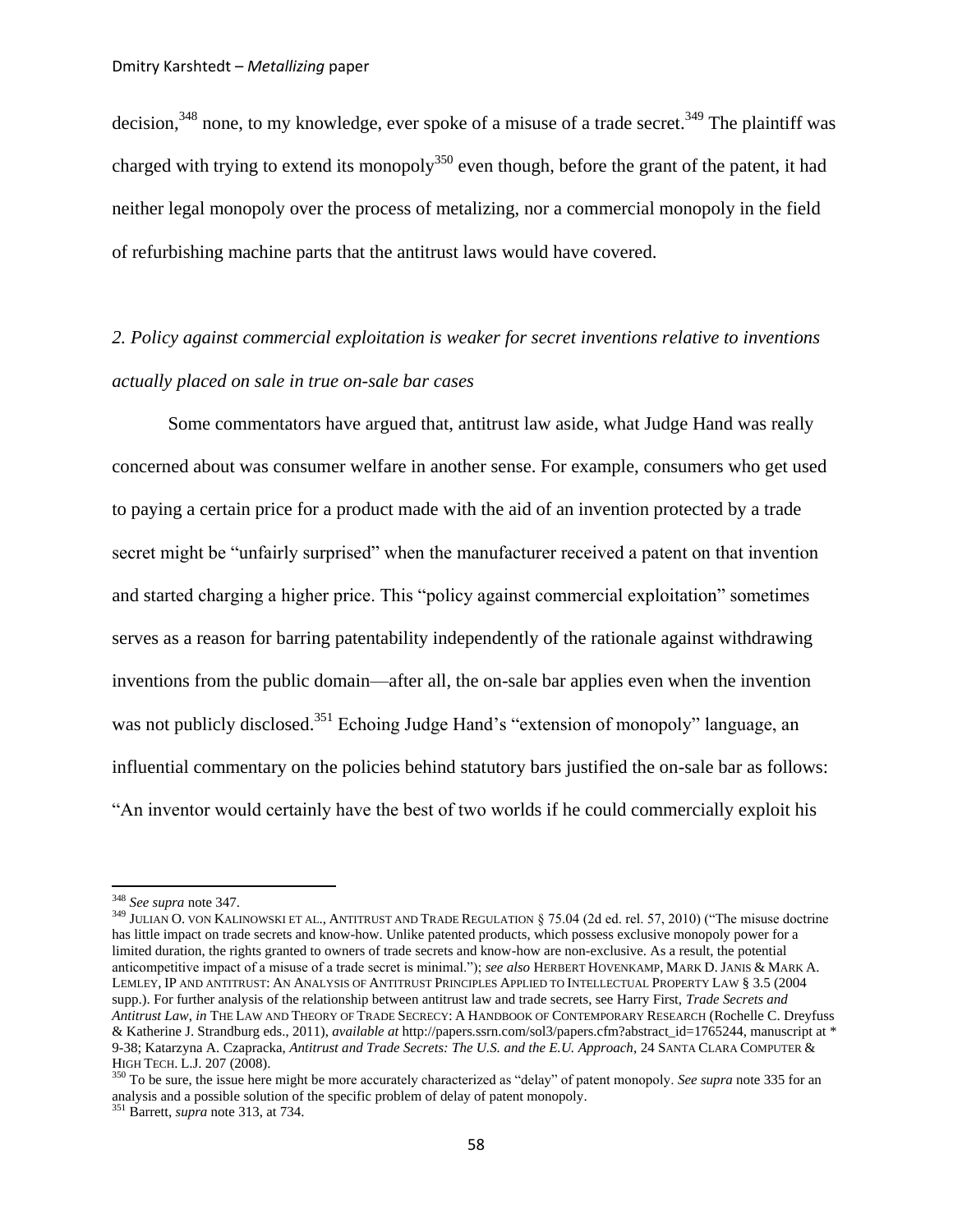decision,[348] none, to my knowledge, ever spoke of a misuse of a trade secret.[349] The plaintiff was charged with trying to extend its monopoly[350] even though, before the grant of the patent, it had neither legal monopoly over the process of metalizing, nor a commercial monopoly in the field of refurbishing machine parts that the antitrust laws would have covered.

*2. Policy against commercial exploitation is weaker for secret inventions relative to inventions actually placed on sale in true on-sale bar cases*

Some commentators have argued that, antitrust law aside, what Judge Hand was really concerned about was consumer welfare in another sense. For example, consumers who get used to paying a certain price for a product made with the aid of an invention protected by a trade secret might be "unfairly surprised" when the manufacturer received a patent on that invention and started charging a higher price. This "policy against commercial exploitation" sometimes serves as a reason for barring patentability independently of the rationale against withdrawing inventions from the public domain—after all, the on-sale bar applies even when the invention was not publicly disclosed.[351] Echoing Judge Hand's "extension of monopoly" language, an influential commentary on the policies behind statutory bars justified the on-sale bar as follows: "An inventor would certainly have the best of two worlds if he could commercially exploit his

---

[348] *See supra* note 347.

[349] JULIAN O. VON KALINOWSKI ET AL., ANTITRUST AND TRADE REGULATION § 75.04 (2d ed. rel. 57, 2010) ("The misuse doctrine has little impact on trade secrets and know-how. Unlike patented products, which possess exclusive monopoly power for a limited duration, the rights granted to owners of trade secrets and know-how are non-exclusive. As a result, the potential anticompetitive impact of a misuse of a trade secret is minimal."); *see also* HERBERT HOVENKAMP, MARK D. JANIS & MARK A. LEMLEY, IP AND ANTITRUST: AN ANALYSIS OF ANTITRUST PRINCIPLES APPLIED TO INTELLECTUAL PROPERTY LAW § 3.5 (2004 supp.). For further analysis of the relationship between antitrust law and trade secrets, see Harry First, *Trade Secrets and Antitrust Law*, *in* THE LAW AND THEORY OF TRADE SECRECY: A HANDBOOK OF CONTEMPORARY RESEARCH (Rochelle C. Dreyfuss & Katherine J. Strandburg eds., 2011), *available at* http://papers.ssrn.com/sol3/papers.cfm?abstract_id=1765244, manuscript at * 9-38; Katarzyna A. Czapracka, *Antitrust and Trade Secrets: The U.S. and the E.U. Approach*, 24 SANTA CLARA COMPUTER & HIGH TECH. L.J. 207 (2008).

[350] To be sure, the issue here might be more accurately characterized as "delay" of patent monopoly. *See supra* note 335 for an analysis and a possible solution of the specific problem of delay of patent monopoly.

[351] Barrett, *supra* note 313, at 734.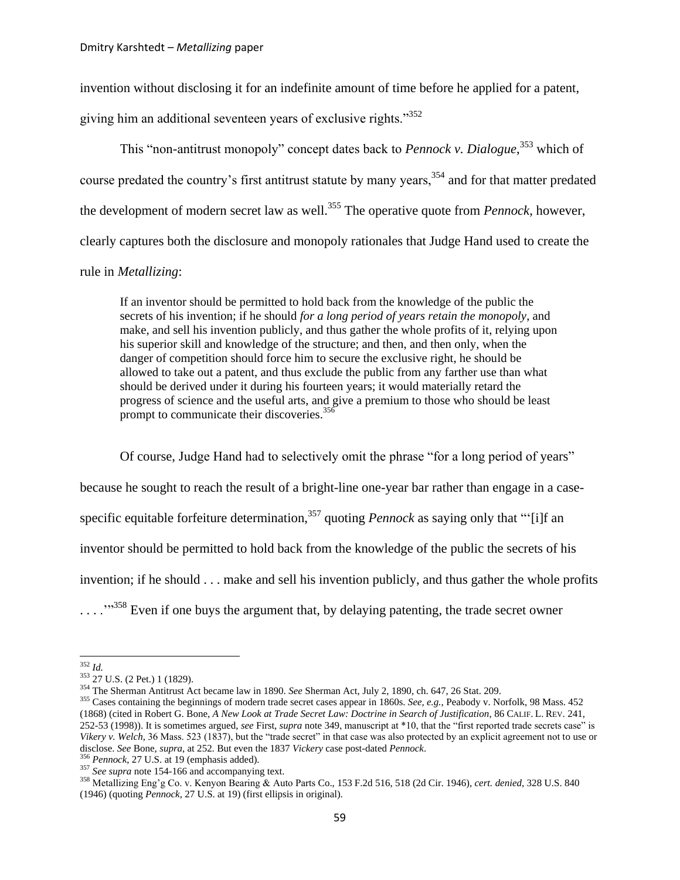invention without disclosing it for an indefinite amount of time before he applied for a patent, giving him an additional seventeen years of exclusive rights."[352]

This "non-antitrust monopoly" concept dates back to *Pennock v. Dialogue*,[353] which of course predated the country's first antitrust statute by many years,[354] and for that matter predated the development of modern secret law as well.[355] The operative quote from *Pennock*, however, clearly captures both the disclosure and monopoly rationales that Judge Hand used to create the rule in *Metallizing*:

> If an inventor should be permitted to hold back from the knowledge of the public the secrets of his invention; if he should *for a long period of years retain the monopoly*, and make, and sell his invention publicly, and thus gather the whole profits of it, relying upon his superior skill and knowledge of the structure; and then, and then only, when the danger of competition should force him to secure the exclusive right, he should be allowed to take out a patent, and thus exclude the public from any farther use than what should be derived under it during his fourteen years; it would materially retard the progress of science and the useful arts, and give a premium to those who should be least prompt to communicate their discoveries.[356]

Of course, Judge Hand had to selectively omit the phrase "for a long period of years" because he sought to reach the result of a bright-line one-year bar rather than engage in a case-specific equitable forfeiture determination,[357] quoting *Pennock* as saying only that "'[i]f an inventor should be permitted to hold back from the knowledge of the public the secrets of his invention; if he should . . . make and sell his invention publicly, and thus gather the whole profits . . . .'"[358] Even if one buys the argument that, by delaying patenting, the trade secret owner

---

[352] *Id.*

[353] 27 U.S. (2 Pet.) 1 (1829).

[354] The Sherman Antitrust Act became law in 1890. *See* Sherman Act, July 2, 1890, ch. 647, 26 Stat. 209.

[355] Cases containing the beginnings of modern trade secret cases appear in 1860s. *See, e.g.*, Peabody v. Norfolk, 98 Mass. 452 (1868) (cited in Robert G. Bone, *A New Look at Trade Secret Law: Doctrine in Search of Justification*, 86 CALIF. L. REV. 241, 252-53 (1998)). It is sometimes argued, *see* First, *supra* note 349, manuscript at *10, that the "first reported trade secrets case" is *Vikery v. Welch*, 36 Mass. 523 (1837), but the "trade secret" in that case was also protected by an explicit agreement not to use or disclose. *See* Bone, *supra*, at 252. But even the 1837 *Vickery* case post-dated *Pennock*.

[356] *Pennock*, 27 U.S. at 19 (emphasis added).

[357] *See supra* note 154-166 and accompanying text.

[358] Metallizing Eng'g Co. v. Kenyon Bearing & Auto Parts Co., 153 F.2d 516, 518 (2d Cir. 1946), *cert. denied*, 328 U.S. 840 (1946) (quoting *Pennock*, 27 U.S. at 19) (first ellipsis in original).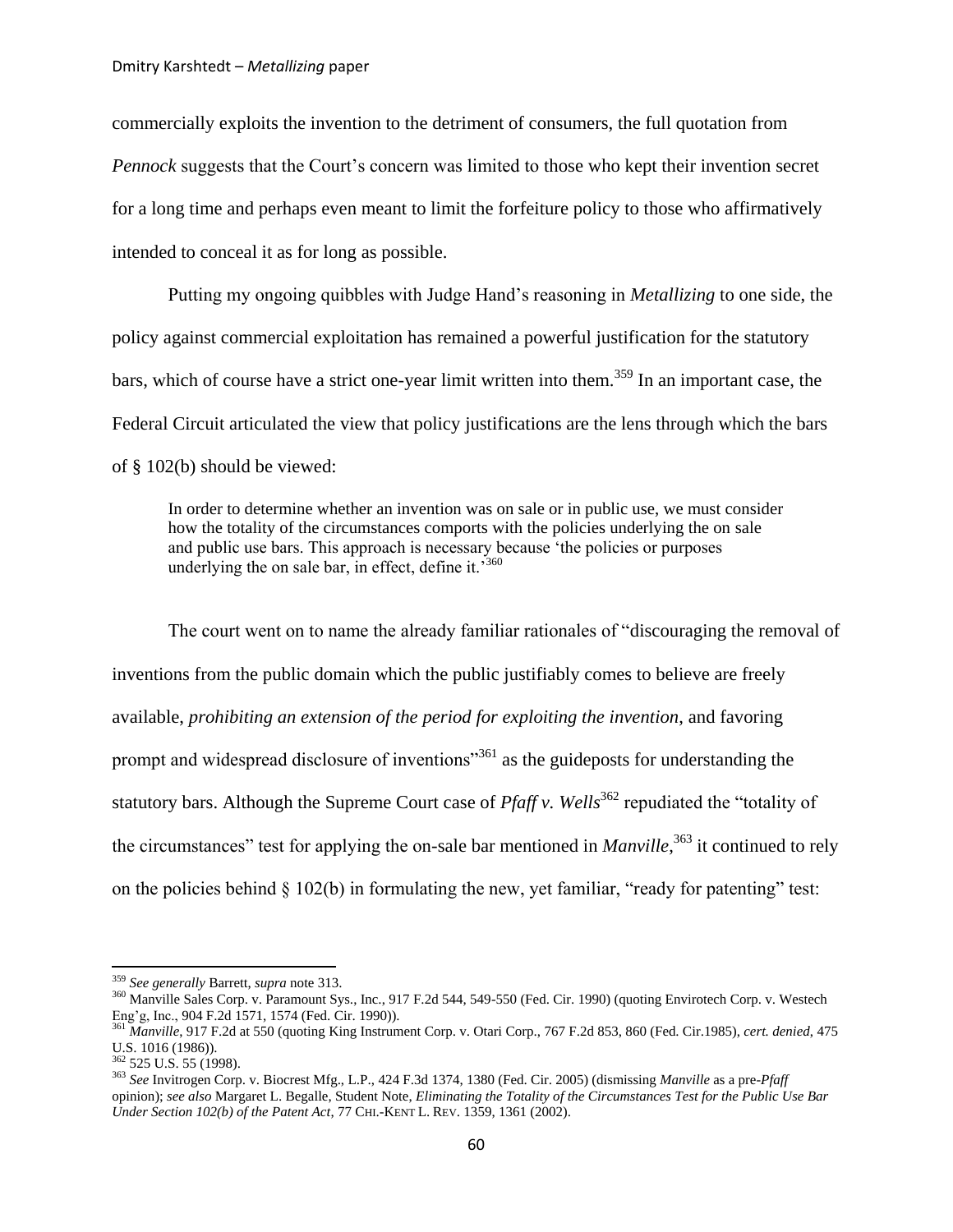commercially exploits the invention to the detriment of consumers, the full quotation from *Pennock* suggests that the Court's concern was limited to those who kept their invention secret for a long time and perhaps even meant to limit the forfeiture policy to those who affirmatively intended to conceal it as for long as possible.

Putting my ongoing quibbles with Judge Hand's reasoning in *Metallizing* to one side, the policy against commercial exploitation has remained a powerful justification for the statutory bars, which of course have a strict one-year limit written into them.[359] In an important case, the Federal Circuit articulated the view that policy justifications are the lens through which the bars of § 102(b) should be viewed:

> In order to determine whether an invention was on sale or in public use, we must consider how the totality of the circumstances comports with the policies underlying the on sale and public use bars. This approach is necessary because 'the policies or purposes underlying the on sale bar, in effect, define it.'[360]

The court went on to name the already familiar rationales of "discouraging the removal of inventions from the public domain which the public justifiably comes to believe are freely available, *prohibiting an extension of the period for exploiting the invention*, and favoring prompt and widespread disclosure of inventions"[361] as the guideposts for understanding the statutory bars. Although the Supreme Court case of *Pfaff v. Wells*[362] repudiated the "totality of the circumstances" test for applying the on-sale bar mentioned in *Manville*,[363] it continued to rely on the policies behind § 102(b) in formulating the new, yet familiar, "ready for patenting" test:

---

[359] *See generally* Barrett, *supra* note 313.

[360] Manville Sales Corp. v. Paramount Sys., Inc., 917 F.2d 544, 549-550 (Fed. Cir. 1990) (quoting Envirotech Corp. v. Westech Eng'g, Inc., 904 F.2d 1571, 1574 (Fed. Cir. 1990)).

[361] *Manville*, 917 F.2d at 550 (quoting King Instrument Corp. v. Otari Corp., 767 F.2d 853, 860 (Fed. Cir.1985), *cert. denied*, 475 U.S. 1016 (1986)).

[362] 525 U.S. 55 (1998).

[363] *See* Invitrogen Corp. v. Biocrest Mfg., L.P., 424 F.3d 1374, 1380 (Fed. Cir. 2005) (dismissing *Manville* as a pre-*Pfaff* opinion); *see also* Margaret L. Begalle, Student Note, *Eliminating the Totality of the Circumstances Test for the Public Use Bar Under Section 102(b) of the Patent Act*, 77 CHI.-KENT L. REV. 1359, 1361 (2002).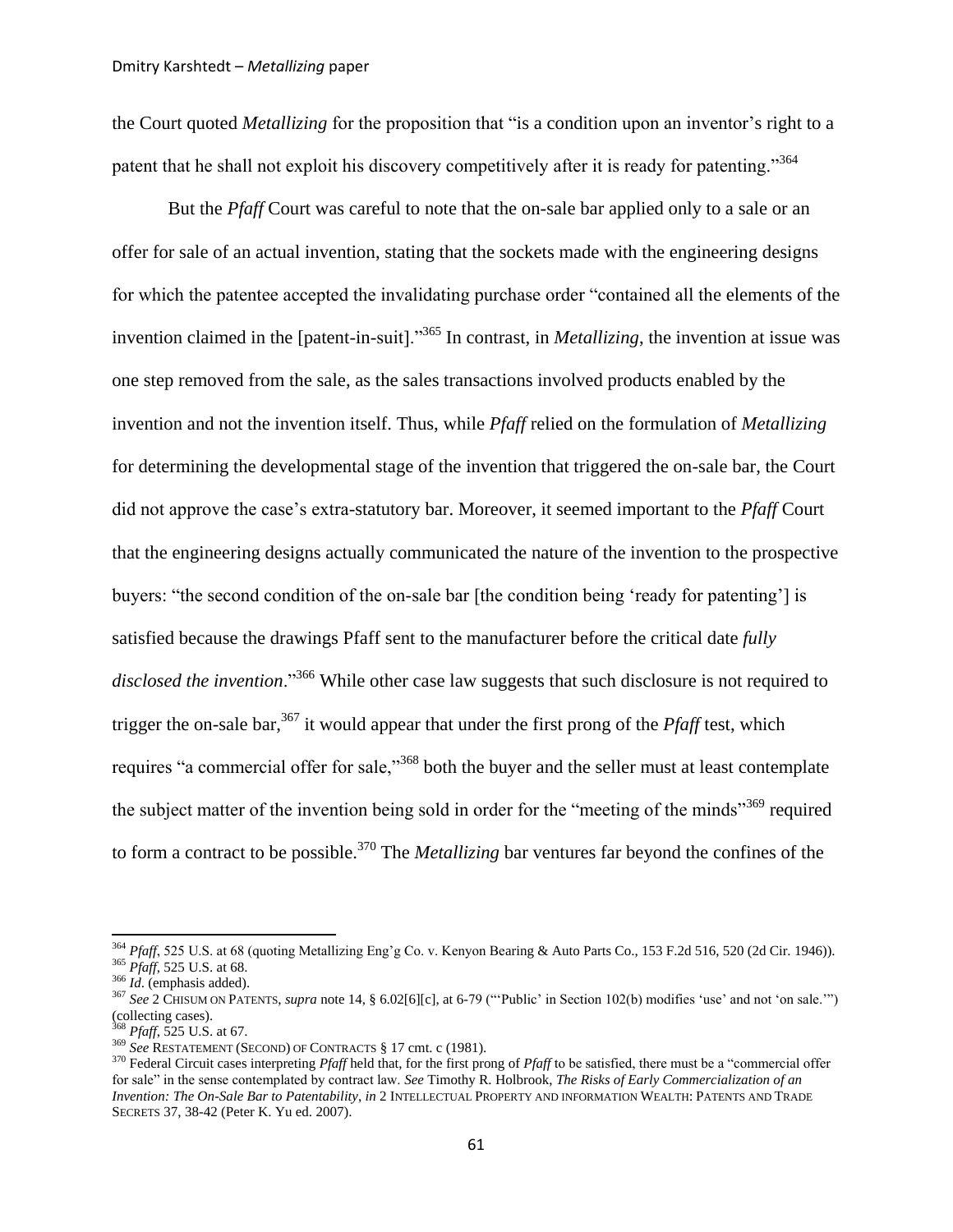the Court quoted *Metallizing* for the proposition that "is a condition upon an inventor's right to a patent that he shall not exploit his discovery competitively after it is ready for patenting."[364]

But the *Pfaff* Court was careful to note that the on-sale bar applied only to a sale or an offer for sale of an actual invention, stating that the sockets made with the engineering designs for which the patentee accepted the invalidating purchase order "contained all the elements of the invention claimed in the [patent-in-suit]."[365] In contrast, in *Metallizing*, the invention at issue was one step removed from the sale, as the sales transactions involved products enabled by the invention and not the invention itself. Thus, while *Pfaff* relied on the formulation of *Metallizing* for determining the developmental stage of the invention that triggered the on-sale bar, the Court did not approve the case's extra-statutory bar. Moreover, it seemed important to the *Pfaff* Court that the engineering designs actually communicated the nature of the invention to the prospective buyers: "the second condition of the on-sale bar [the condition being 'ready for patenting'] is satisfied because the drawings Pfaff sent to the manufacturer before the critical date *fully disclosed the invention*."[366] While other case law suggests that such disclosure is not required to trigger the on-sale bar,[367] it would appear that under the first prong of the *Pfaff* test, which requires "a commercial offer for sale,"[368] both the buyer and the seller must at least contemplate the subject matter of the invention being sold in order for the "meeting of the minds"[369] required to form a contract to be possible.[370] The *Metallizing* bar ventures far beyond the confines of the

---

[364] *Pfaff*, 525 U.S. at 68 (quoting Metallizing Eng'g Co. v. Kenyon Bearing & Auto Parts Co., 153 F.2d 516, 520 (2d Cir. 1946)).

[365] *Pfaff*, 525 U.S. at 68.

[366] *Id.* (emphasis added).

[367] *See* 2 CHISUM ON PATENTS, *supra* note 14, § 6.02[6][c], at 6-79 ("'Public' in Section 102(b) modifies 'use' and not 'on sale.'") (collecting cases).

[368] *Pfaff*, 525 U.S. at 67.

[369] *See* RESTATEMENT (SECOND) OF CONTRACTS § 17 cmt. c (1981).

[370] Federal Circuit cases interpreting *Pfaff* held that, for the first prong of *Pfaff* to be satisfied, there must be a "commercial offer for sale" in the sense contemplated by contract law. *See* Timothy R. Holbrook, *The Risks of Early Commercialization of an Invention: The On-Sale Bar to Patentability*, *in* 2 INTELLECTUAL PROPERTY AND INFORMATION WEALTH: PATENTS AND TRADE SECRETS 37, 38-42 (Peter K. Yu ed. 2007).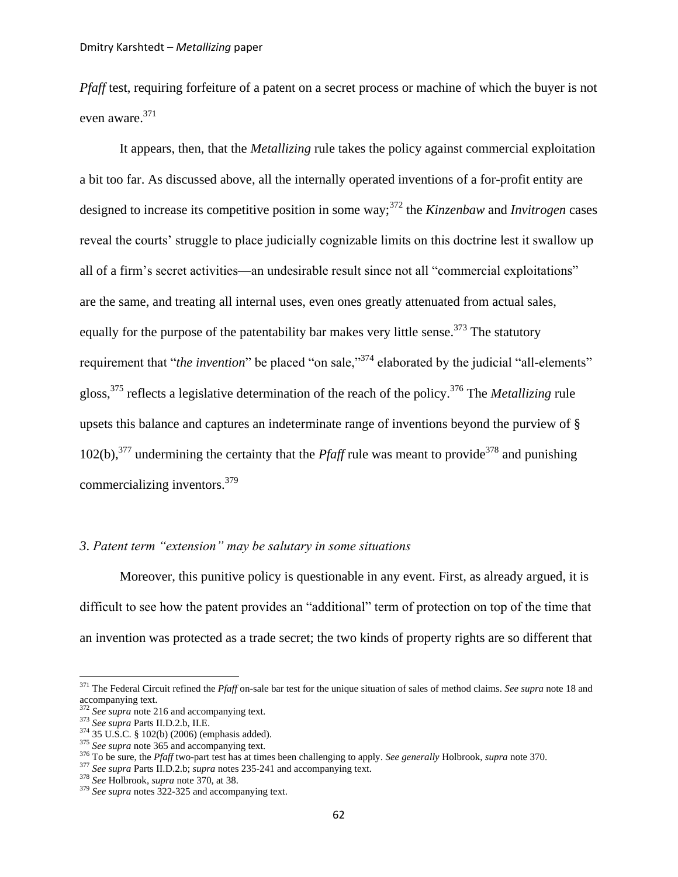*Pfaff* test, requiring forfeiture of a patent on a secret process or machine of which the buyer is not even aware.[371]

It appears, then, that the *Metallizing* rule takes the policy against commercial exploitation a bit too far. As discussed above, all the internally operated inventions of a for-profit entity are designed to increase its competitive position in some way;[372] the *Kinzenbaw* and *Invitrogen* cases reveal the courts' struggle to place judicially cognizable limits on this doctrine lest it swallow up all of a firm's secret activities—an undesirable result since not all "commercial exploitations" are the same, and treating all internal uses, even ones greatly attenuated from actual sales, equally for the purpose of the patentability bar makes very little sense.[373] The statutory requirement that "*the invention*" be placed "on sale,"[374] elaborated by the judicial "all-elements" gloss,[375] reflects a legislative determination of the reach of the policy.[376] The *Metallizing* rule upsets this balance and captures an indeterminate range of inventions beyond the purview of § 102(b),[377] undermining the certainty that the *Pfaff* rule was meant to provide[378] and punishing commercializing inventors.[379]

### *3. Patent term "extension" may be salutary in some situations*

Moreover, this punitive policy is questionable in any event. First, as already argued, it is difficult to see how the patent provides an "additional" term of protection on top of the time that an invention was protected as a trade secret; the two kinds of property rights are so different that

---

[371] The Federal Circuit refined the *Pfaff* on-sale bar test for the unique situation of sales of method claims. *See supra* note 18 and accompanying text.

[372] *See supra* note 216 and accompanying text.

[373] *See supra* Parts II.D.2.b, II.E.

[374] 35 U.S.C. § 102(b) (2006) (emphasis added).

[375] *See supra* note 365 and accompanying text.

[376] To be sure, the *Pfaff* two-part test has at times been challenging to apply. *See generally* Holbrook, *supra* note 370.

[377] *See supra* Parts II.D.2.b; *supra* notes 235-241 and accompanying text.

[378] *See* Holbrook, *supra* note 370, at 38.

[379] *See supra* notes 322-325 and accompanying text.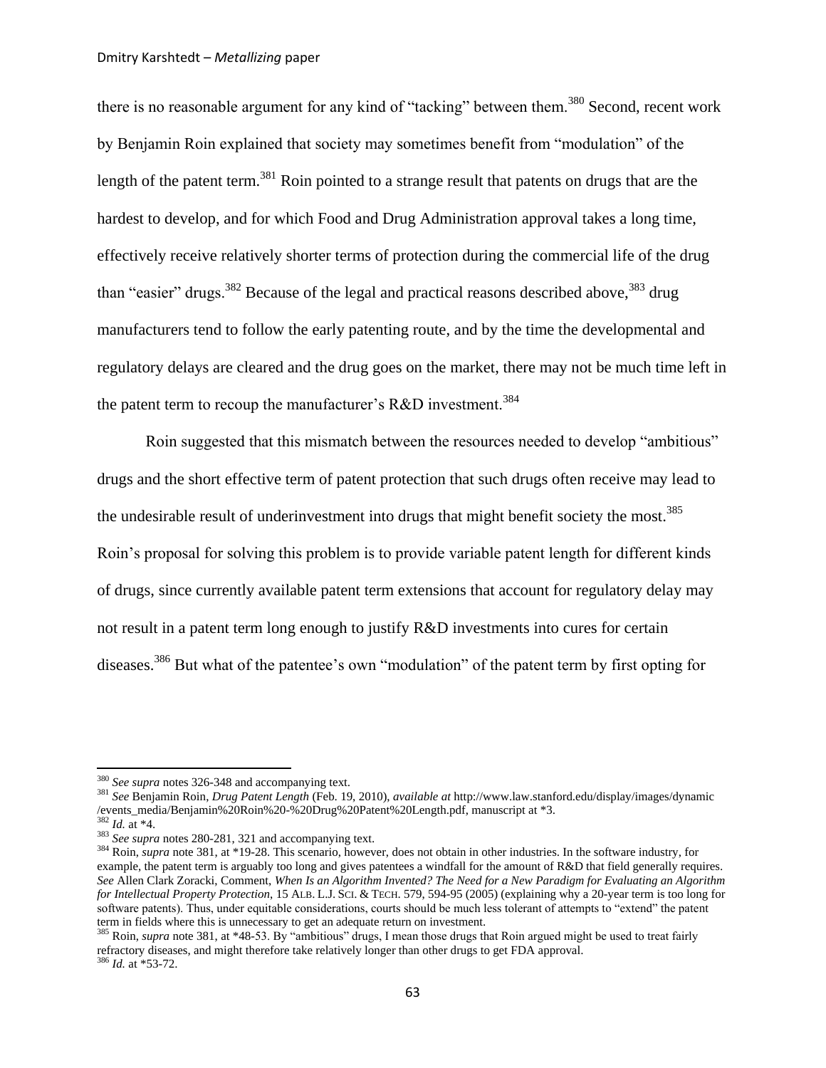there is no reasonable argument for any kind of "tacking" between them.[380] Second, recent work by Benjamin Roin explained that society may sometimes benefit from "modulation" of the length of the patent term.[381] Roin pointed to a strange result that patents on drugs that are the hardest to develop, and for which Food and Drug Administration approval takes a long time, effectively receive relatively shorter terms of protection during the commercial life of the drug than "easier" drugs.[382] Because of the legal and practical reasons described above,[383] drug manufacturers tend to follow the early patenting route, and by the time the developmental and regulatory delays are cleared and the drug goes on the market, there may not be much time left in the patent term to recoup the manufacturer's R&D investment.[384]

Roin suggested that this mismatch between the resources needed to develop "ambitious" drugs and the short effective term of patent protection that such drugs often receive may lead to the undesirable result of underinvestment into drugs that might benefit society the most.[385] Roin's proposal for solving this problem is to provide variable patent length for different kinds of drugs, since currently available patent term extensions that account for regulatory delay may not result in a patent term long enough to justify R&D investments into cures for certain diseases.[386] But what of the patentee's own "modulation" of the patent term by first opting for

---

[380] *See supra* notes 326-348 and accompanying text.

[381] *See* Benjamin Roin, *Drug Patent Length* (Feb. 19, 2010), *available at* http://www.law.stanford.edu/display/images/dynamic/events_media/Benjamin%20Roin%20-%20Drug%20Patent%20Length.pdf, manuscript at *3.

[382] *Id.* at *4.

[383] *See supra* notes 280-281, 321 and accompanying text.

[384] Roin, *supra* note 381, at *19-28. This scenario, however, does not obtain in other industries. In the software industry, for example, the patent term is arguably too long and gives patentees a windfall for the amount of R&D that field generally requires. *See* Allen Clark Zoracki, Comment, *When Is an Algorithm Invented? The Need for a New Paradigm for Evaluating an Algorithm for Intellectual Property Protection*, 15 ALB. L.J. SCI. & TECH. 579, 594-95 (2005) (explaining why a 20-year term is too long for software patents). Thus, under equitable considerations, courts should be much less tolerant of attempts to "extend" the patent term in fields where this is unnecessary to get an adequate return on investment.

[385] Roin, *supra* note 381, at *48-53. By "ambitious" drugs, I mean those drugs that Roin argued might be used to treat fairly refractory diseases, and might therefore take relatively longer than other drugs to get FDA approval.

[386] *Id.* at *53-72.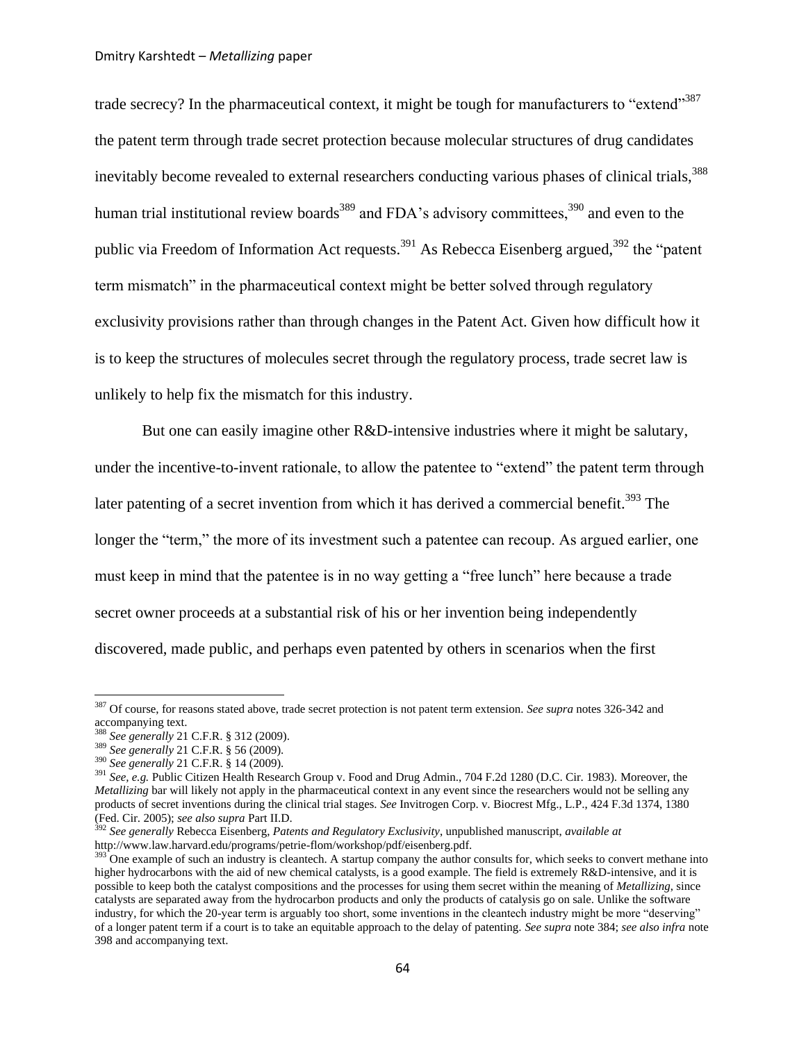trade secrecy? In the pharmaceutical context, it might be tough for manufacturers to "extend"[387] the patent term through trade secret protection because molecular structures of drug candidates inevitably become revealed to external researchers conducting various phases of clinical trials,[388] human trial institutional review boards[389] and FDA's advisory committees,[390] and even to the public via Freedom of Information Act requests.[391] As Rebecca Eisenberg argued,[392] the "patent term mismatch" in the pharmaceutical context might be better solved through regulatory exclusivity provisions rather than through changes in the Patent Act. Given how difficult how it is to keep the structures of molecules secret through the regulatory process, trade secret law is unlikely to help fix the mismatch for this industry.

But one can easily imagine other R&D-intensive industries where it might be salutary, under the incentive-to-invent rationale, to allow the patentee to "extend" the patent term through later patenting of a secret invention from which it has derived a commercial benefit.[393] The longer the "term," the more of its investment such a patentee can recoup. As argued earlier, one must keep in mind that the patentee is in no way getting a "free lunch" here because a trade secret owner proceeds at a substantial risk of his or her invention being independently discovered, made public, and perhaps even patented by others in scenarios when the first

---

[387] Of course, for reasons stated above, trade secret protection is not patent term extension. *See supra* notes 326-342 and accompanying text.

[388] *See generally* 21 C.F.R. § 312 (2009).

[389] *See generally* 21 C.F.R. § 56 (2009).

[390] *See generally* 21 C.F.R. § 14 (2009).

[391] *See, e.g.* Public Citizen Health Research Group v. Food and Drug Admin., 704 F.2d 1280 (D.C. Cir. 1983). Moreover, the *Metallizing* bar will likely not apply in the pharmaceutical context in any event since the researchers would not be selling any products of secret inventions during the clinical trial stages. *See* Invitrogen Corp. v. Biocrest Mfg., L.P., 424 F.3d 1374, 1380 (Fed. Cir. 2005); *see also supra* Part II.D.

[392] *See generally* Rebecca Eisenberg, *Patents and Regulatory Exclusivity*, unpublished manuscript, *available at* http://www.law.harvard.edu/programs/petrie-flom/workshop/pdf/eisenberg.pdf.

[393] One example of such an industry is cleantech. A startup company the author consults for, which seeks to convert methane into higher hydrocarbons with the aid of new chemical catalysts, is a good example. The field is extremely R&D-intensive, and it is possible to keep both the catalyst compositions and the processes for using them secret within the meaning of *Metallizing*, since catalysts are separated away from the hydrocarbon products and only the products of catalysis go on sale. Unlike the software industry, for which the 20-year term is arguably too short, some inventions in the cleantech industry might be more "deserving" of a longer patent term if a court is to take an equitable approach to the delay of patenting. *See supra* note 384; *see also infra* note 398 and accompanying text.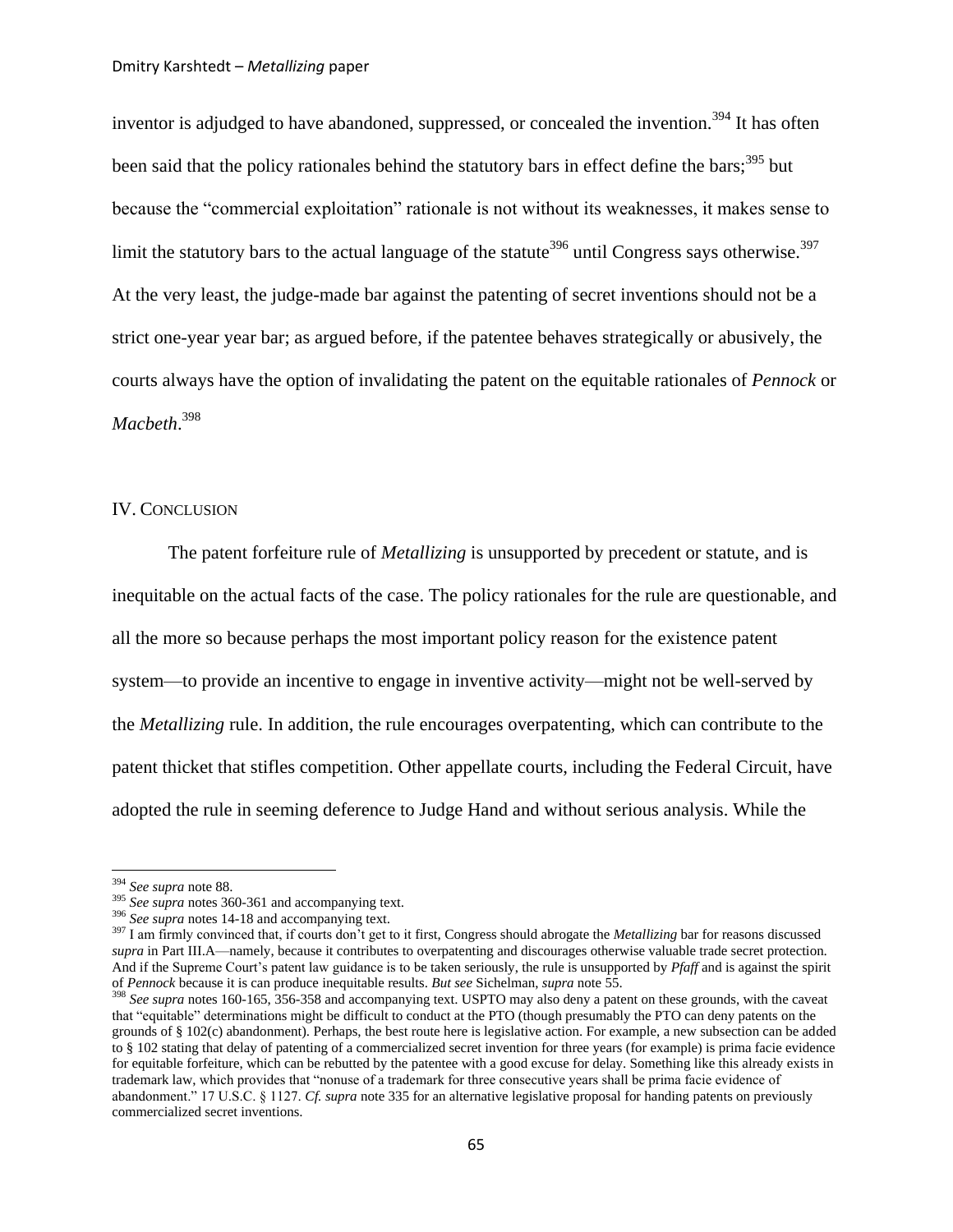inventor is adjudged to have abandoned, suppressed, or concealed the invention.[394] It has often been said that the policy rationales behind the statutory bars in effect define the bars;[395] but because the "commercial exploitation" rationale is not without its weaknesses, it makes sense to limit the statutory bars to the actual language of the statute[396] until Congress says otherwise.[397] At the very least, the judge-made bar against the patenting of secret inventions should not be a strict one-year year bar; as argued before, if the patentee behaves strategically or abusively, the courts always have the option of invalidating the patent on the equitable rationales of *Pennock* or *Macbeth*.[398]

## IV. Conclusion

The patent forfeiture rule of *Metallizing* is unsupported by precedent or statute, and is inequitable on the actual facts of the case. The policy rationales for the rule are questionable, and all the more so because perhaps the most important policy reason for the existence patent system—to provide an incentive to engage in inventive activity—might not be well-served by the *Metallizing* rule. In addition, the rule encourages overpatenting, which can contribute to the patent thicket that stifles competition. Other appellate courts, including the Federal Circuit, have adopted the rule in seeming deference to Judge Hand and without serious analysis. While the

---

[394] *See supra* note 88.

[395] *See supra* notes 360-361 and accompanying text.

[396] *See supra* notes 14-18 and accompanying text.

[397] I am firmly convinced that, if courts don't get to it first, Congress should abrogate the *Metallizing* bar for reasons discussed *supra* in Part III.A—namely, because it contributes to overpatenting and discourages otherwise valuable trade secret protection. And if the Supreme Court's patent law guidance is to be taken seriously, the rule is unsupported by *Pfaff* and is against the spirit of *Pennock* because it is can produce inequitable results. *But see* Sichelman, *supra* note 55.

[398] *See supra* notes 160-165, 356-358 and accompanying text. USPTO may also deny a patent on these grounds, with the caveat that "equitable" determinations might be difficult to conduct at the PTO (though presumably the PTO can deny patents on the grounds of § 102(c) abandonment). Perhaps, the best route here is legislative action. For example, a new subsection can be added to § 102 stating that delay of patenting of a commercialized secret invention for three years (for example) is prima facie evidence for equitable forfeiture, which can be rebutted by the patentee with a good excuse for delay. Something like this already exists in trademark law, which provides that "nonuse of a trademark for three consecutive years shall be prima facie evidence of abandonment." 17 U.S.C. § 1127. *Cf. supra* note 335 for an alternative legislative proposal for handing patents on previously commercialized secret inventions.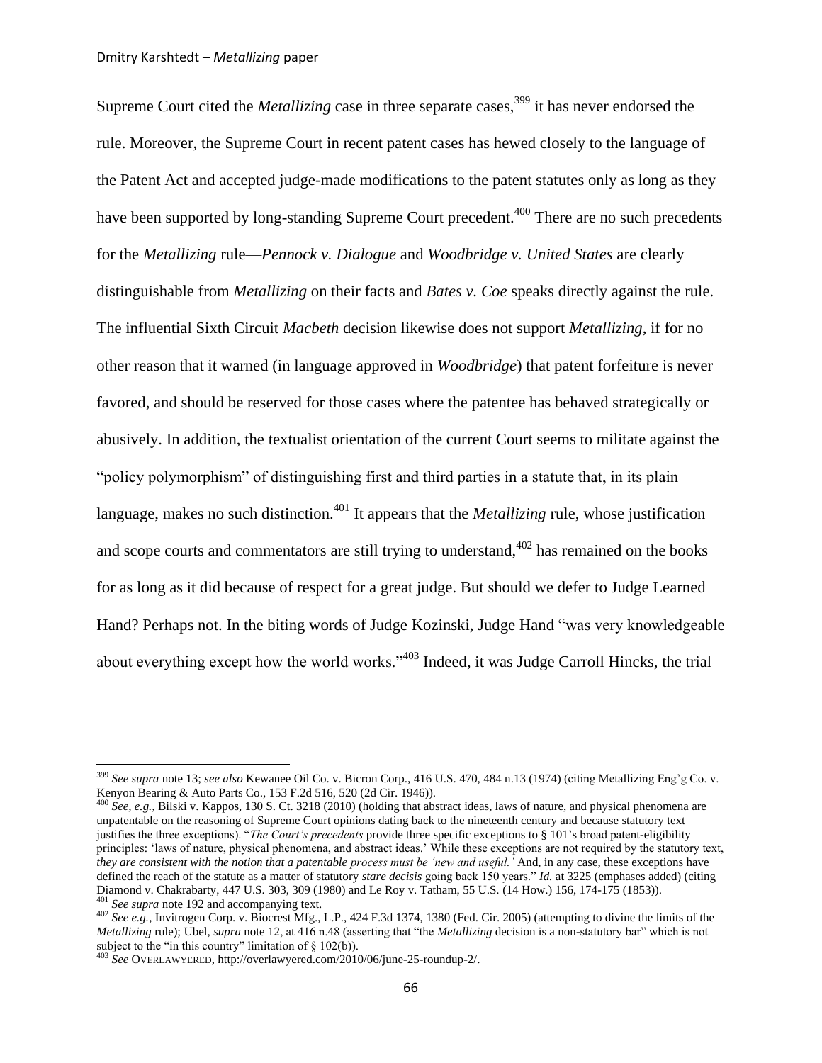Supreme Court cited the *Metallizing* case in three separate cases,[399] it has never endorsed the rule. Moreover, the Supreme Court in recent patent cases has hewed closely to the language of the Patent Act and accepted judge-made modifications to the patent statutes only as long as they have been supported by long-standing Supreme Court precedent.[400] There are no such precedents for the *Metallizing* rule—*Pennock v. Dialogue* and *Woodbridge v. United States* are clearly distinguishable from *Metallizing* on their facts and *Bates v. Coe* speaks directly against the rule. The influential Sixth Circuit *Macbeth* decision likewise does not support *Metallizing*, if for no other reason that it warned (in language approved in *Woodbridge*) that patent forfeiture is never favored, and should be reserved for those cases where the patentee has behaved strategically or abusively. In addition, the textualist orientation of the current Court seems to militate against the "policy polymorphism" of distinguishing first and third parties in a statute that, in its plain language, makes no such distinction.[401] It appears that the *Metallizing* rule, whose justification and scope courts and commentators are still trying to understand,[402] has remained on the books for as long as it did because of respect for a great judge. But should we defer to Judge Learned Hand? Perhaps not. In the biting words of Judge Kozinski, Judge Hand "was very knowledgeable about everything except how the world works."[403] Indeed, it was Judge Carroll Hincks, the trial

---

[399] *See supra* note 13; *see also* Kewanee Oil Co. v. Bicron Corp., 416 U.S. 470, 484 n.13 (1974) (citing Metallizing Eng'g Co. v. Kenyon Bearing & Auto Parts Co., 153 F.2d 516, 520 (2d Cir. 1946)).

[400] *See, e.g.*, Bilski v. Kappos, 130 S. Ct. 3218 (2010) (holding that abstract ideas, laws of nature, and physical phenomena are unpatentable on the reasoning of Supreme Court opinions dating back to the nineteenth century and because statutory text justifies the three exceptions). "*The Court's precedents* provide three specific exceptions to § 101's broad patent-eligibility principles: 'laws of nature, physical phenomena, and abstract ideas.' While these exceptions are not required by the statutory text, *they are consistent with the notion that a patentable process must be 'new and useful.'* And, in any case, these exceptions have defined the reach of the statute as a matter of statutory *stare decisis* going back 150 years." *Id.* at 3225 (emphases added) (citing Diamond v. Chakrabarty, 447 U.S. 303, 309 (1980) and Le Roy v. Tatham, 55 U.S. (14 How.) 156, 174-175 (1853)).

[401] *See supra* note 192 and accompanying text.

[402] *See e.g.*, Invitrogen Corp. v. Biocrest Mfg., L.P., 424 F.3d 1374, 1380 (Fed. Cir. 2005) (attempting to divine the limits of the *Metallizing* rule); Ubel, *supra* note 12, at 416 n.48 (asserting that "the *Metallizing* decision is a non-statutory bar" which is not subject to the "in this country" limitation of § 102(b)).

[403] *See* OVERLAWYERED, http://overlawyered.com/2010/06/june-25-roundup-2/.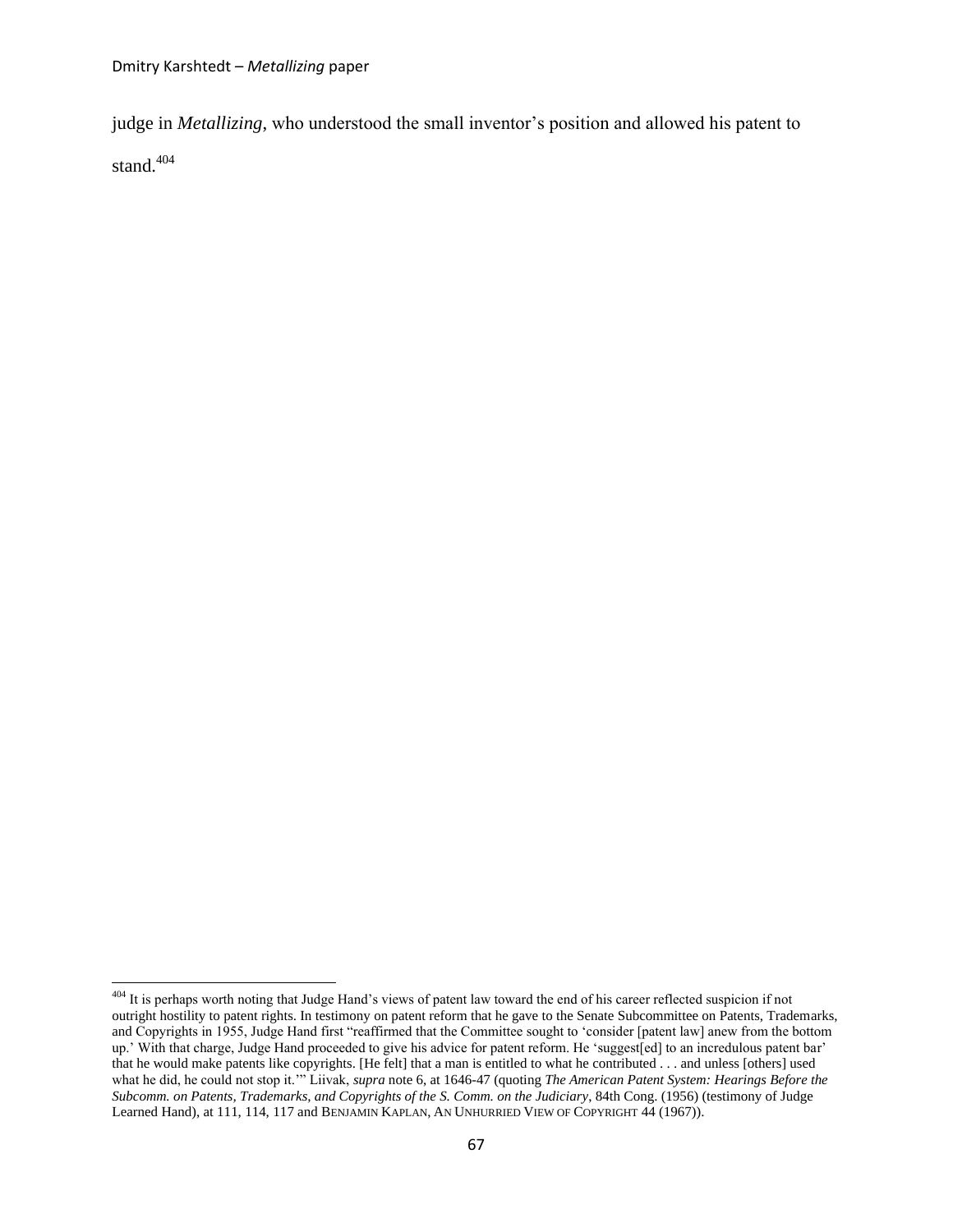judge in *Metallizing*, who understood the small inventor's position and allowed his patent to stand.[404]

---

[404] It is perhaps worth noting that Judge Hand's views of patent law toward the end of his career reflected suspicion if not outright hostility to patent rights. In testimony on patent reform that he gave to the Senate Subcommittee on Patents, Trademarks, and Copyrights in 1955, Judge Hand first "reaffirmed that the Committee sought to 'consider [patent law] anew from the bottom up.' With that charge, Judge Hand proceeded to give his advice for patent reform. He 'suggest[ed] to an incredulous patent bar' that he would make patents like copyrights. [He felt] that a man is entitled to what he contributed . . . and unless [others] used what he did, he could not stop it.'" Liivak, *supra* note 6, at 1646-47 (quoting *The American Patent System: Hearings Before the Subcomm. on Patents, Trademarks, and Copyrights of the S. Comm. on the Judiciary*, 84th Cong. (1956) (testimony of Judge Learned Hand), at 111, 114, 117 and BENJAMIN KAPLAN, AN UNHURRIED VIEW OF COPYRIGHT 44 (1967)).